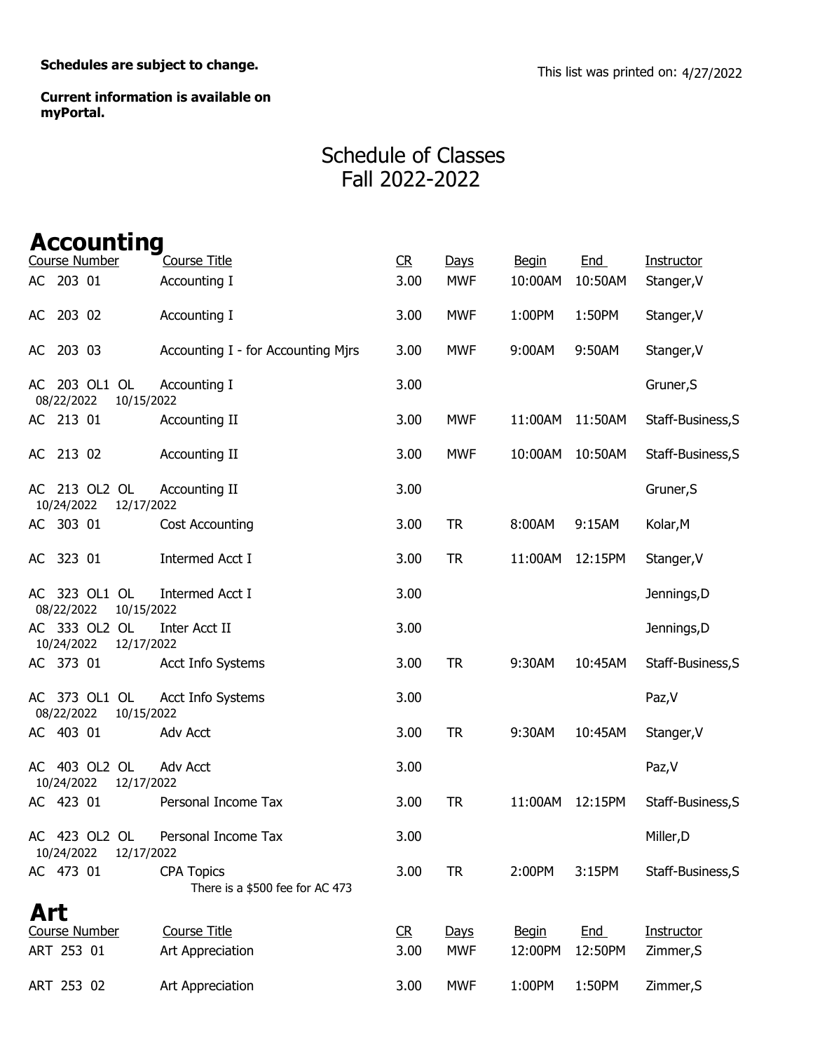**Schedules are subject to change.**

This list was printed on: 4/27/2022

**Current information is available on myPortal.**

# Schedule of Classes
# Fall 2022-2022

## Accounting

| Course Number | Course Title | CR | Days | Begin | End | Instructor |
|---|---|---|---|---|---|---|
| AC 203 01 | Accounting I | 3.00 | MWF | 10:00AM | 10:50AM | Stanger,V |
| AC 203 02 | Accounting I | 3.00 | MWF | 1:00PM | 1:50PM | Stanger,V |
| AC 203 03 | Accounting I - for Accounting Mjrs | 3.00 | MWF | 9:00AM | 9:50AM | Stanger,V |
| AC 203 OL1 OL 08/22/2022 10/15/2022 | Accounting I | 3.00 | | | | Gruner,S |
| AC 213 01 | Accounting II | 3.00 | MWF | 11:00AM | 11:50AM | Staff-Business,S |
| AC 213 02 | Accounting II | 3.00 | MWF | 10:00AM | 10:50AM | Staff-Business,S |
| AC 213 OL2 OL 10/24/2022 12/17/2022 | Accounting II | 3.00 | | | | Gruner,S |
| AC 303 01 | Cost Accounting | 3.00 | TR | 8:00AM | 9:15AM | Kolar,M |
| AC 323 01 | Intermed Acct I | 3.00 | TR | 11:00AM | 12:15PM | Stanger,V |
| AC 323 OL1 OL 08/22/2022 10/15/2022 | Intermed Acct I | 3.00 | | | | Jennings,D |
| AC 333 OL2 OL 10/24/2022 12/17/2022 | Inter Acct II | 3.00 | | | | Jennings,D |
| AC 373 01 | Acct Info Systems | 3.00 | TR | 9:30AM | 10:45AM | Staff-Business,S |
| AC 373 OL1 OL 08/22/2022 10/15/2022 | Acct Info Systems | 3.00 | | | | Paz,V |
| AC 403 01 | Adv Acct | 3.00 | TR | 9:30AM | 10:45AM | Stanger,V |
| AC 403 OL2 OL 10/24/2022 12/17/2022 | Adv Acct | 3.00 | | | | Paz,V |
| AC 423 01 | Personal Income Tax | 3.00 | TR | 11:00AM | 12:15PM | Staff-Business,S |
| AC 423 OL2 OL 10/24/2022 12/17/2022 | Personal Income Tax | 3.00 | | | | Miller,D |
| AC 473 01 | CPA Topics<br>There is a $500 fee for AC 473 | 3.00 | TR | 2:00PM | 3:15PM | Staff-Business,S |

## Art

| Course Number | Course Title | CR | Days | Begin | End | Instructor |
|---|---|---|---|---|---|---|
| ART 253 01 | Art Appreciation | 3.00 | MWF | 12:00PM | 12:50PM | Zimmer,S |
| ART 253 02 | Art Appreciation | 3.00 | MWF | 1:00PM | 1:50PM | Zimmer,S |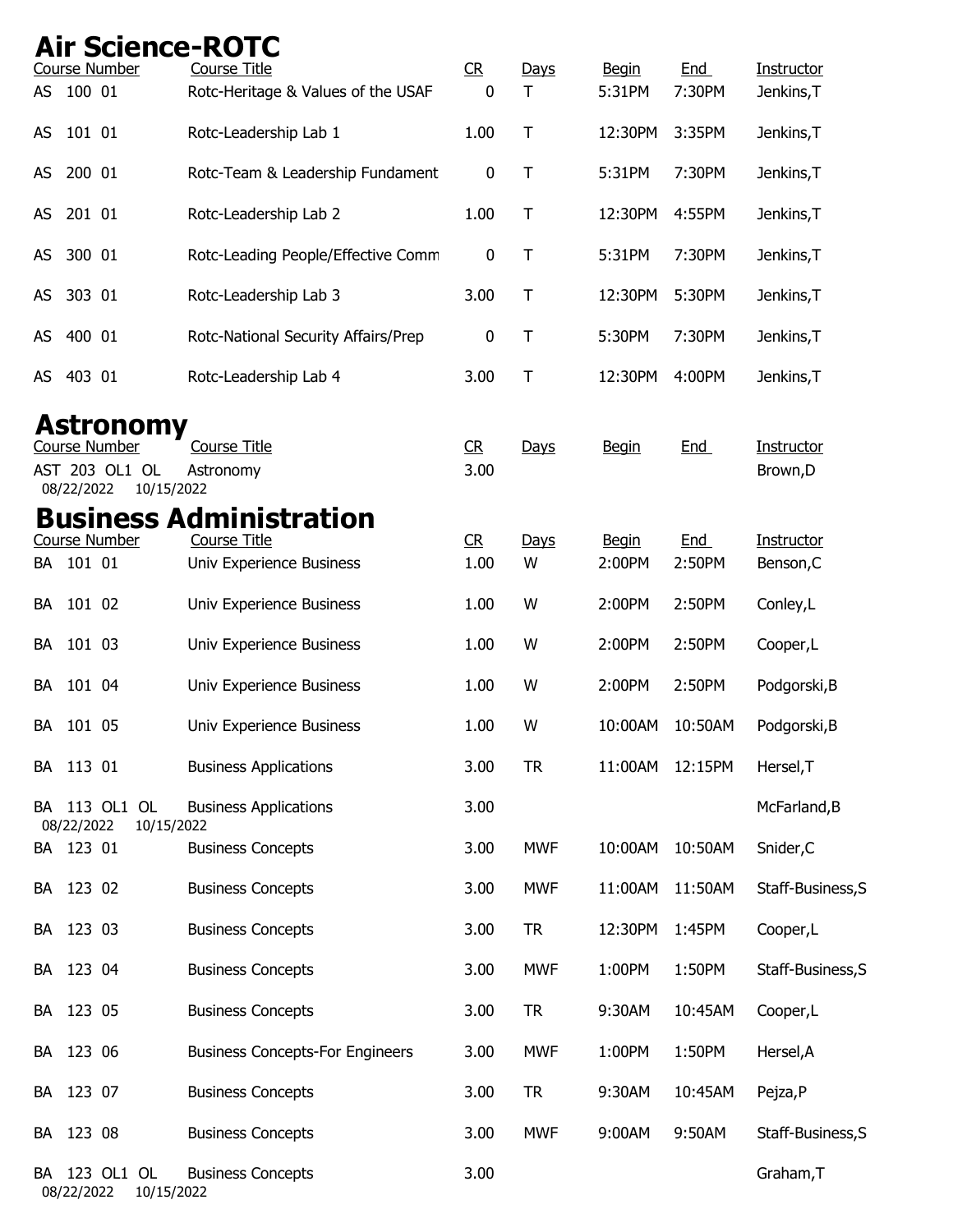## Air Science-ROTC

| Course Number | Course Title | CR | Days | Begin | End | Instructor |
|---|---|---|---|---|---|---|
| AS 100 01 | Rotc-Heritage & Values of the USAF | 0 | T | 5:31PM | 7:30PM | Jenkins,T |
| AS 101 01 | Rotc-Leadership Lab 1 | 1.00 | T | 12:30PM | 3:35PM | Jenkins,T |
| AS 200 01 | Rotc-Team & Leadership Fundament | 0 | T | 5:31PM | 7:30PM | Jenkins,T |
| AS 201 01 | Rotc-Leadership Lab 2 | 1.00 | T | 12:30PM | 4:55PM | Jenkins,T |
| AS 300 01 | Rotc-Leading People/Effective Comm | 0 | T | 5:31PM | 7:30PM | Jenkins,T |
| AS 303 01 | Rotc-Leadership Lab 3 | 3.00 | T | 12:30PM | 5:30PM | Jenkins,T |
| AS 400 01 | Rotc-National Security Affairs/Prep | 0 | T | 5:30PM | 7:30PM | Jenkins,T |
| AS 403 01 | Rotc-Leadership Lab 4 | 3.00 | T | 12:30PM | 4:00PM | Jenkins,T |

## Astronomy

| Course Number | Course Title | CR | Days | Begin | End | Instructor |
|---|---|---|---|---|---|---|
| AST 203 OL1 OL<br>08/22/2022 10/15/2022 | Astronomy | 3.00 | | | | Brown,D |

## Business Administration

| Course Number | Course Title | CR | Days | Begin | End | Instructor |
|---|---|---|---|---|---|---|
| BA 101 01 | Univ Experience Business | 1.00 | W | 2:00PM | 2:50PM | Benson,C |
| BA 101 02 | Univ Experience Business | 1.00 | W | 2:00PM | 2:50PM | Conley,L |
| BA 101 03 | Univ Experience Business | 1.00 | W | 2:00PM | 2:50PM | Cooper,L |
| BA 101 04 | Univ Experience Business | 1.00 | W | 2:00PM | 2:50PM | Podgorski,B |
| BA 101 05 | Univ Experience Business | 1.00 | W | 10:00AM | 10:50AM | Podgorski,B |
| BA 113 01 | Business Applications | 3.00 | TR | 11:00AM | 12:15PM | Hersel,T |
| BA 113 OL1 OL<br>08/22/2022 10/15/2022 | Business Applications | 3.00 | | | | McFarland,B |
| BA 123 01 | Business Concepts | 3.00 | MWF | 10:00AM | 10:50AM | Snider,C |
| BA 123 02 | Business Concepts | 3.00 | MWF | 11:00AM | 11:50AM | Staff-Business,S |
| BA 123 03 | Business Concepts | 3.00 | TR | 12:30PM | 1:45PM | Cooper,L |
| BA 123 04 | Business Concepts | 3.00 | MWF | 1:00PM | 1:50PM | Staff-Business,S |
| BA 123 05 | Business Concepts | 3.00 | TR | 9:30AM | 10:45AM | Cooper,L |
| BA 123 06 | Business Concepts-For Engineers | 3.00 | MWF | 1:00PM | 1:50PM | Hersel,A |
| BA 123 07 | Business Concepts | 3.00 | TR | 9:30AM | 10:45AM | Pejza,P |
| BA 123 08 | Business Concepts | 3.00 | MWF | 9:00AM | 9:50AM | Staff-Business,S |
| BA 123 OL1 OL<br>08/22/2022 10/15/2022 | Business Concepts | 3.00 | | | | Graham,T |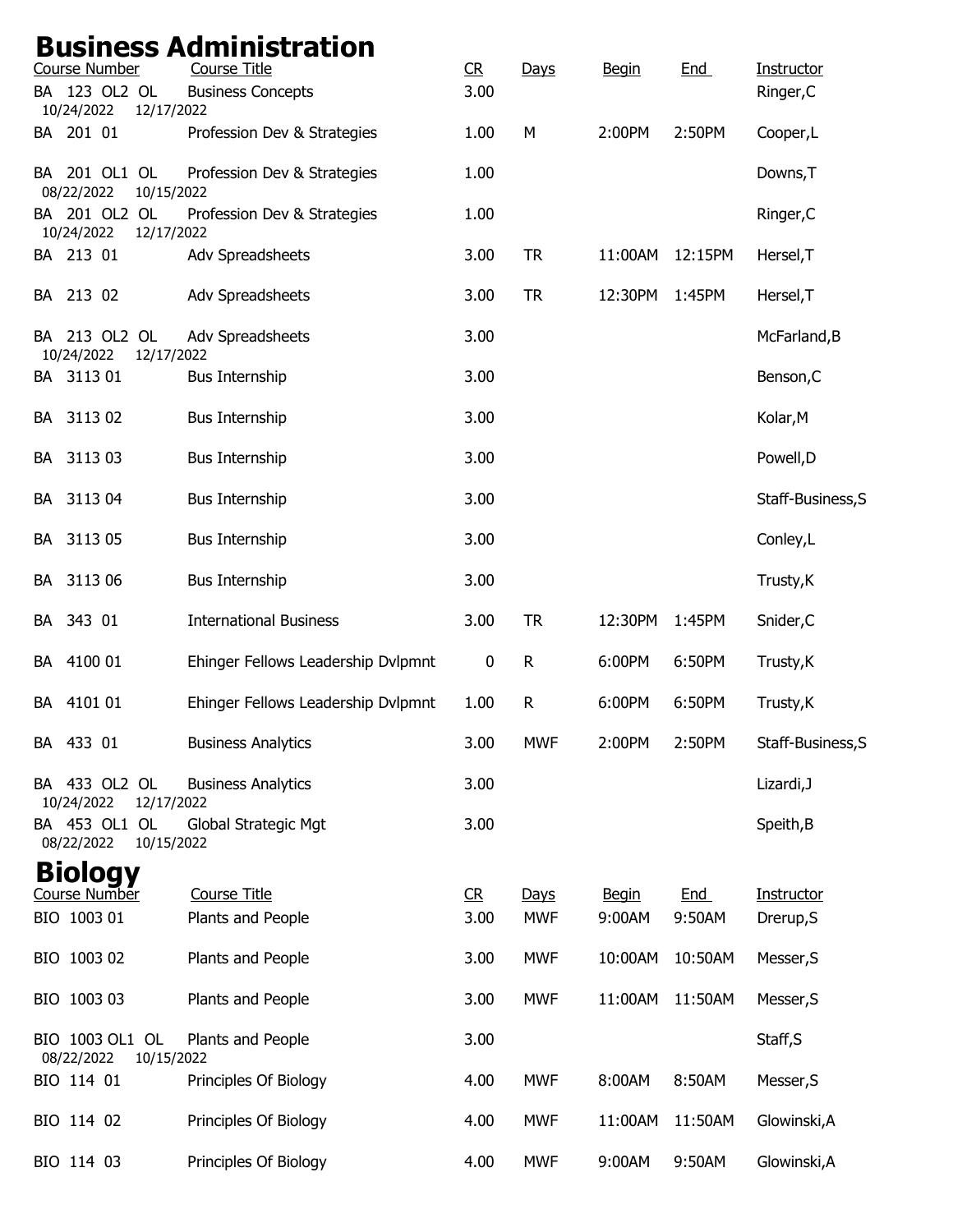# Business Administration

| Course Number | Course Title | CR | Days | Begin | End | Instructor |
|---|---|---|---|---|---|---|
| BA 123 OL2 OL<br>10/24/2022 12/17/2022 | Business Concepts | 3.00 | | | | Ringer,C |
| BA 201 01 | Profession Dev & Strategies | 1.00 | M | 2:00PM | 2:50PM | Cooper,L |
| BA 201 OL1 OL<br>08/22/2022 10/15/2022 | Profession Dev & Strategies | 1.00 | | | | Downs,T |
| BA 201 OL2 OL<br>10/24/2022 12/17/2022 | Profession Dev & Strategies | 1.00 | | | | Ringer,C |
| BA 213 01 | Adv Spreadsheets | 3.00 | TR | 11:00AM | 12:15PM | Hersel,T |
| BA 213 02 | Adv Spreadsheets | 3.00 | TR | 12:30PM | 1:45PM | Hersel,T |
| BA 213 OL2 OL<br>10/24/2022 12/17/2022 | Adv Spreadsheets | 3.00 | | | | McFarland,B |
| BA 3113 01 | Bus Internship | 3.00 | | | | Benson,C |
| BA 3113 02 | Bus Internship | 3.00 | | | | Kolar,M |
| BA 3113 03 | Bus Internship | 3.00 | | | | Powell,D |
| BA 3113 04 | Bus Internship | 3.00 | | | | Staff-Business,S |
| BA 3113 05 | Bus Internship | 3.00 | | | | Conley,L |
| BA 3113 06 | Bus Internship | 3.00 | | | | Trusty,K |
| BA 343 01 | International Business | 3.00 | TR | 12:30PM | 1:45PM | Snider,C |
| BA 4100 01 | Ehinger Fellows Leadership Dvlpmnt | 0 | R | 6:00PM | 6:50PM | Trusty,K |
| BA 4101 01 | Ehinger Fellows Leadership Dvlpmnt | 1.00 | R | 6:00PM | 6:50PM | Trusty,K |
| BA 433 01 | Business Analytics | 3.00 | MWF | 2:00PM | 2:50PM | Staff-Business,S |
| BA 433 OL2 OL<br>10/24/2022 12/17/2022 | Business Analytics | 3.00 | | | | Lizardi,J |
| BA 453 OL1 OL<br>08/22/2022 10/15/2022 | Global Strategic Mgt | 3.00 | | | | Speith,B |

# Biology

| Course Number | Course Title | CR | Days | Begin | End | Instructor |
|---|---|---|---|---|---|---|
| BIO 1003 01 | Plants and People | 3.00 | MWF | 9:00AM | 9:50AM | Drerup,S |
| BIO 1003 02 | Plants and People | 3.00 | MWF | 10:00AM | 10:50AM | Messer,S |
| BIO 1003 03 | Plants and People | 3.00 | MWF | 11:00AM | 11:50AM | Messer,S |
| BIO 1003 OL1 OL<br>08/22/2022 10/15/2022 | Plants and People | 3.00 | | | | Staff,S |
| BIO 114 01 | Principles Of Biology | 4.00 | MWF | 8:00AM | 8:50AM | Messer,S |
| BIO 114 02 | Principles Of Biology | 4.00 | MWF | 11:00AM | 11:50AM | Glowinski,A |
| BIO 114 03 | Principles Of Biology | 4.00 | MWF | 9:00AM | 9:50AM | Glowinski,A |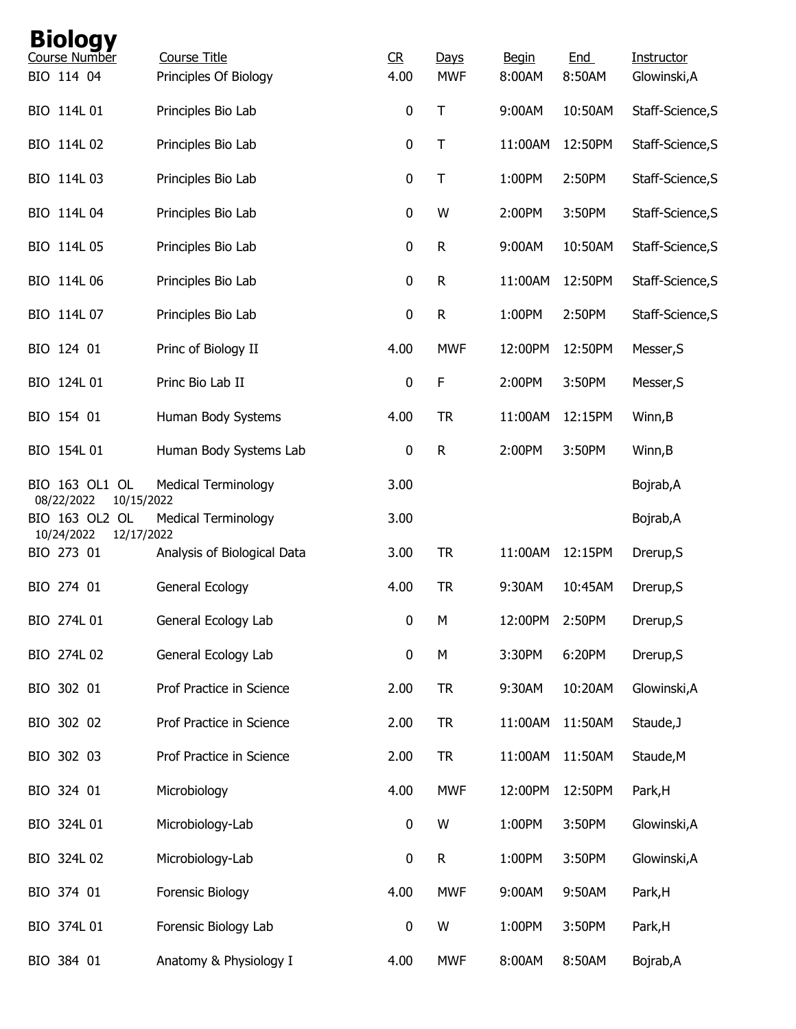# Biology

| Course Number | Course Title | CR | Days | Begin | End | Instructor |
|---|---|---|---|---|---|---|
| BIO 114 04 | Principles Of Biology | 4.00 | MWF | 8:00AM | 8:50AM | Glowinski,A |
| BIO 114L 01 | Principles Bio Lab | 0 | T | 9:00AM | 10:50AM | Staff-Science,S |
| BIO 114L 02 | Principles Bio Lab | 0 | T | 11:00AM | 12:50PM | Staff-Science,S |
| BIO 114L 03 | Principles Bio Lab | 0 | T | 1:00PM | 2:50PM | Staff-Science,S |
| BIO 114L 04 | Principles Bio Lab | 0 | W | 2:00PM | 3:50PM | Staff-Science,S |
| BIO 114L 05 | Principles Bio Lab | 0 | R | 9:00AM | 10:50AM | Staff-Science,S |
| BIO 114L 06 | Principles Bio Lab | 0 | R | 11:00AM | 12:50PM | Staff-Science,S |
| BIO 114L 07 | Principles Bio Lab | 0 | R | 1:00PM | 2:50PM | Staff-Science,S |
| BIO 124 01 | Princ of Biology II | 4.00 | MWF | 12:00PM | 12:50PM | Messer,S |
| BIO 124L 01 | Princ Bio Lab II | 0 | F | 2:00PM | 3:50PM | Messer,S |
| BIO 154 01 | Human Body Systems | 4.00 | TR | 11:00AM | 12:15PM | Winn,B |
| BIO 154L 01 | Human Body Systems Lab | 0 | R | 2:00PM | 3:50PM | Winn,B |
| BIO 163 OL1 OL 08/22/2022 10/15/2022 | Medical Terminology | 3.00 | | | | Bojrab,A |
| BIO 163 OL2 OL 10/24/2022 12/17/2022 | Medical Terminology | 3.00 | | | | Bojrab,A |
| BIO 273 01 | Analysis of Biological Data | 3.00 | TR | 11:00AM | 12:15PM | Drerup,S |
| BIO 274 01 | General Ecology | 4.00 | TR | 9:30AM | 10:45AM | Drerup,S |
| BIO 274L 01 | General Ecology Lab | 0 | M | 12:00PM | 2:50PM | Drerup,S |
| BIO 274L 02 | General Ecology Lab | 0 | M | 3:30PM | 6:20PM | Drerup,S |
| BIO 302 01 | Prof Practice in Science | 2.00 | TR | 9:30AM | 10:20AM | Glowinski,A |
| BIO 302 02 | Prof Practice in Science | 2.00 | TR | 11:00AM | 11:50AM | Staude,J |
| BIO 302 03 | Prof Practice in Science | 2.00 | TR | 11:00AM | 11:50AM | Staude,M |
| BIO 324 01 | Microbiology | 4.00 | MWF | 12:00PM | 12:50PM | Park,H |
| BIO 324L 01 | Microbiology-Lab | 0 | W | 1:00PM | 3:50PM | Glowinski,A |
| BIO 324L 02 | Microbiology-Lab | 0 | R | 1:00PM | 3:50PM | Glowinski,A |
| BIO 374 01 | Forensic Biology | 4.00 | MWF | 9:00AM | 9:50AM | Park,H |
| BIO 374L 01 | Forensic Biology Lab | 0 | W | 1:00PM | 3:50PM | Park,H |
| BIO 384 01 | Anatomy & Physiology I | 4.00 | MWF | 8:00AM | 8:50AM | Bojrab,A |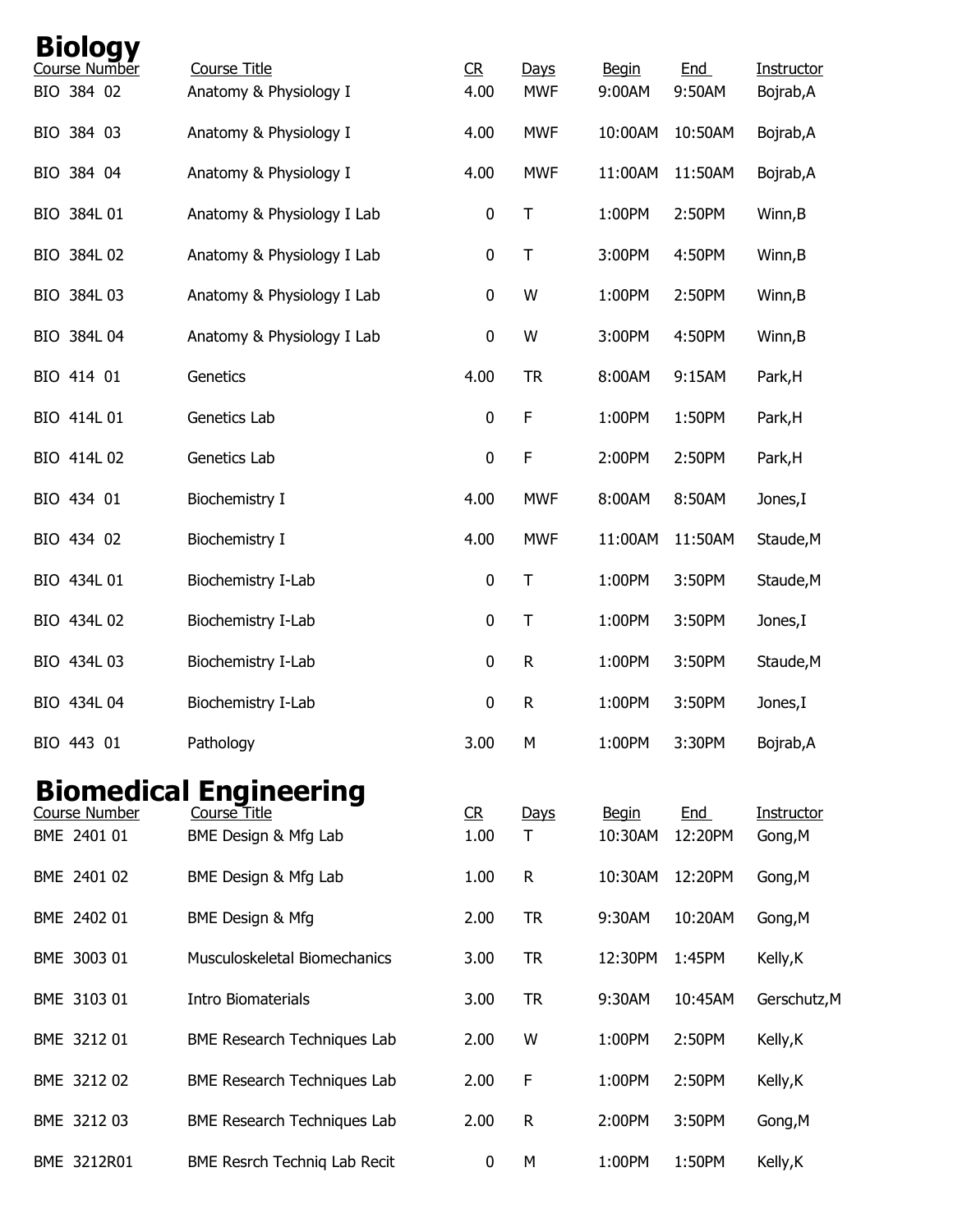# Biology

| Course Number | Course Title | CR | Days | Begin | End | Instructor |
|---|---|---|---|---|---|---|
| BIO 384 02 | Anatomy & Physiology I | 4.00 | MWF | 9:00AM | 9:50AM | Bojrab,A |
| BIO 384 03 | Anatomy & Physiology I | 4.00 | MWF | 10:00AM | 10:50AM | Bojrab,A |
| BIO 384 04 | Anatomy & Physiology I | 4.00 | MWF | 11:00AM | 11:50AM | Bojrab,A |
| BIO 384L 01 | Anatomy & Physiology I Lab | 0 | T | 1:00PM | 2:50PM | Winn,B |
| BIO 384L 02 | Anatomy & Physiology I Lab | 0 | T | 3:00PM | 4:50PM | Winn,B |
| BIO 384L 03 | Anatomy & Physiology I Lab | 0 | W | 1:00PM | 2:50PM | Winn,B |
| BIO 384L 04 | Anatomy & Physiology I Lab | 0 | W | 3:00PM | 4:50PM | Winn,B |
| BIO 414 01 | Genetics | 4.00 | TR | 8:00AM | 9:15AM | Park,H |
| BIO 414L 01 | Genetics Lab | 0 | F | 1:00PM | 1:50PM | Park,H |
| BIO 414L 02 | Genetics Lab | 0 | F | 2:00PM | 2:50PM | Park,H |
| BIO 434 01 | Biochemistry I | 4.00 | MWF | 8:00AM | 8:50AM | Jones,I |
| BIO 434 02 | Biochemistry I | 4.00 | MWF | 11:00AM | 11:50AM | Staude,M |
| BIO 434L 01 | Biochemistry I-Lab | 0 | T | 1:00PM | 3:50PM | Staude,M |
| BIO 434L 02 | Biochemistry I-Lab | 0 | T | 1:00PM | 3:50PM | Jones,I |
| BIO 434L 03 | Biochemistry I-Lab | 0 | R | 1:00PM | 3:50PM | Staude,M |
| BIO 434L 04 | Biochemistry I-Lab | 0 | R | 1:00PM | 3:50PM | Jones,I |
| BIO 443 01 | Pathology | 3.00 | M | 1:00PM | 3:30PM | Bojrab,A |

# Biomedical Engineering

| Course Number | Course Title | CR | Days | Begin | End | Instructor |
|---|---|---|---|---|---|---|
| BME 2401 01 | BME Design & Mfg Lab | 1.00 | T | 10:30AM | 12:20PM | Gong,M |
| BME 2401 02 | BME Design & Mfg Lab | 1.00 | R | 10:30AM | 12:20PM | Gong,M |
| BME 2402 01 | BME Design & Mfg | 2.00 | TR | 9:30AM | 10:20AM | Gong,M |
| BME 3003 01 | Musculoskeletal Biomechanics | 3.00 | TR | 12:30PM | 1:45PM | Kelly,K |
| BME 3103 01 | Intro Biomaterials | 3.00 | TR | 9:30AM | 10:45AM | Gerschutz,M |
| BME 3212 01 | BME Research Techniques Lab | 2.00 | W | 1:00PM | 2:50PM | Kelly,K |
| BME 3212 02 | BME Research Techniques Lab | 2.00 | F | 1:00PM | 2:50PM | Kelly,K |
| BME 3212 03 | BME Research Techniques Lab | 2.00 | R | 2:00PM | 3:50PM | Gong,M |
| BME 3212R01 | BME Resrch Techniq Lab Recit | 0 | M | 1:00PM | 1:50PM | Kelly,K |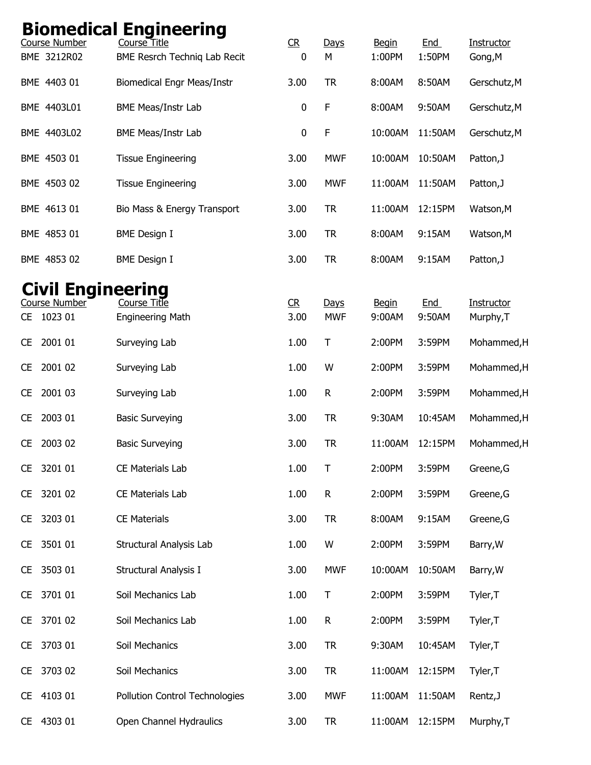## Biomedical Engineering

| Course Number | Course Title | CR | Days | Begin | End | Instructor |
|---|---|---|---|---|---|---|
| BME 3212R02 | BME Resrch Techniq Lab Recit | 0 | M | 1:00PM | 1:50PM | Gong,M |
| BME 4403 01 | Biomedical Engr Meas/Instr | 3.00 | TR | 8:00AM | 8:50AM | Gerschutz,M |
| BME 4403L01 | BME Meas/Instr Lab | 0 | F | 8:00AM | 9:50AM | Gerschutz,M |
| BME 4403L02 | BME Meas/Instr Lab | 0 | F | 10:00AM | 11:50AM | Gerschutz,M |
| BME 4503 01 | Tissue Engineering | 3.00 | MWF | 10:00AM | 10:50AM | Patton,J |
| BME 4503 02 | Tissue Engineering | 3.00 | MWF | 11:00AM | 11:50AM | Patton,J |
| BME 4613 01 | Bio Mass & Energy Transport | 3.00 | TR | 11:00AM | 12:15PM | Watson,M |
| BME 4853 01 | BME Design I | 3.00 | TR | 8:00AM | 9:15AM | Watson,M |
| BME 4853 02 | BME Design I | 3.00 | TR | 8:00AM | 9:15AM | Patton,J |

## Civil Engineering

| Course Number | Course Title | CR | Days | Begin | End | Instructor |
|---|---|---|---|---|---|---|
| CE 1023 01 | Engineering Math | 3.00 | MWF | 9:00AM | 9:50AM | Murphy,T |
| CE 2001 01 | Surveying Lab | 1.00 | T | 2:00PM | 3:59PM | Mohammed,H |
| CE 2001 02 | Surveying Lab | 1.00 | W | 2:00PM | 3:59PM | Mohammed,H |
| CE 2001 03 | Surveying Lab | 1.00 | R | 2:00PM | 3:59PM | Mohammed,H |
| CE 2003 01 | Basic Surveying | 3.00 | TR | 9:30AM | 10:45AM | Mohammed,H |
| CE 2003 02 | Basic Surveying | 3.00 | TR | 11:00AM | 12:15PM | Mohammed,H |
| CE 3201 01 | CE Materials Lab | 1.00 | T | 2:00PM | 3:59PM | Greene,G |
| CE 3201 02 | CE Materials Lab | 1.00 | R | 2:00PM | 3:59PM | Greene,G |
| CE 3203 01 | CE Materials | 3.00 | TR | 8:00AM | 9:15AM | Greene,G |
| CE 3501 01 | Structural Analysis Lab | 1.00 | W | 2:00PM | 3:59PM | Barry,W |
| CE 3503 01 | Structural Analysis I | 3.00 | MWF | 10:00AM | 10:50AM | Barry,W |
| CE 3701 01 | Soil Mechanics Lab | 1.00 | T | 2:00PM | 3:59PM | Tyler,T |
| CE 3701 02 | Soil Mechanics Lab | 1.00 | R | 2:00PM | 3:59PM | Tyler,T |
| CE 3703 01 | Soil Mechanics | 3.00 | TR | 9:30AM | 10:45AM | Tyler,T |
| CE 3703 02 | Soil Mechanics | 3.00 | TR | 11:00AM | 12:15PM | Tyler,T |
| CE 4103 01 | Pollution Control Technologies | 3.00 | MWF | 11:00AM | 11:50AM | Rentz,J |
| CE 4303 01 | Open Channel Hydraulics | 3.00 | TR | 11:00AM | 12:15PM | Murphy,T |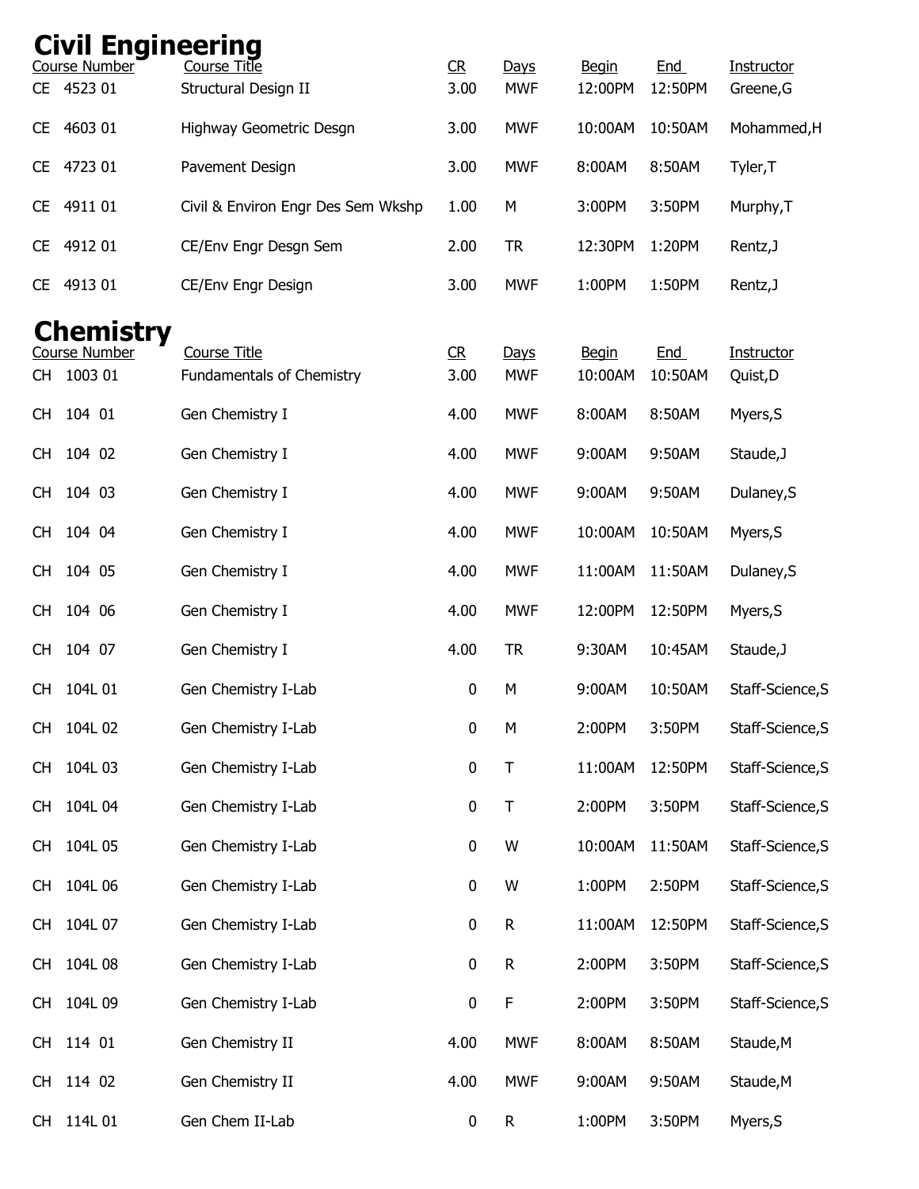# Civil Engineering

| Course Number | Course Title | CR | Days | Begin | End | Instructor |
|---|---|---|---|---|---|---|
| CE 4523 01 | Structural Design II | 3.00 | MWF | 12:00PM | 12:50PM | Greene,G |
| CE 4603 01 | Highway Geometric Desgn | 3.00 | MWF | 10:00AM | 10:50AM | Mohammed,H |
| CE 4723 01 | Pavement Design | 3.00 | MWF | 8:00AM | 8:50AM | Tyler,T |
| CE 4911 01 | Civil & Environ Engr Des Sem Wkshp | 1.00 | M | 3:00PM | 3:50PM | Murphy,T |
| CE 4912 01 | CE/Env Engr Desgn Sem | 2.00 | TR | 12:30PM | 1:20PM | Rentz,J |
| CE 4913 01 | CE/Env Engr Design | 3.00 | MWF | 1:00PM | 1:50PM | Rentz,J |

# Chemistry

| Course Number | Course Title | CR | Days | Begin | End | Instructor |
|---|---|---|---|---|---|---|
| CH 1003 01 | Fundamentals of Chemistry | 3.00 | MWF | 10:00AM | 10:50AM | Quist,D |
| CH 104 01 | Gen Chemistry I | 4.00 | MWF | 8:00AM | 8:50AM | Myers,S |
| CH 104 02 | Gen Chemistry I | 4.00 | MWF | 9:00AM | 9:50AM | Staude,J |
| CH 104 03 | Gen Chemistry I | 4.00 | MWF | 9:00AM | 9:50AM | Dulaney,S |
| CH 104 04 | Gen Chemistry I | 4.00 | MWF | 10:00AM | 10:50AM | Myers,S |
| CH 104 05 | Gen Chemistry I | 4.00 | MWF | 11:00AM | 11:50AM | Dulaney,S |
| CH 104 06 | Gen Chemistry I | 4.00 | MWF | 12:00PM | 12:50PM | Myers,S |
| CH 104 07 | Gen Chemistry I | 4.00 | TR | 9:30AM | 10:45AM | Staude,J |
| CH 104L 01 | Gen Chemistry I-Lab | 0 | M | 9:00AM | 10:50AM | Staff-Science,S |
| CH 104L 02 | Gen Chemistry I-Lab | 0 | M | 2:00PM | 3:50PM | Staff-Science,S |
| CH 104L 03 | Gen Chemistry I-Lab | 0 | T | 11:00AM | 12:50PM | Staff-Science,S |
| CH 104L 04 | Gen Chemistry I-Lab | 0 | T | 2:00PM | 3:50PM | Staff-Science,S |
| CH 104L 05 | Gen Chemistry I-Lab | 0 | W | 10:00AM | 11:50AM | Staff-Science,S |
| CH 104L 06 | Gen Chemistry I-Lab | 0 | W | 1:00PM | 2:50PM | Staff-Science,S |
| CH 104L 07 | Gen Chemistry I-Lab | 0 | R | 11:00AM | 12:50PM | Staff-Science,S |
| CH 104L 08 | Gen Chemistry I-Lab | 0 | R | 2:00PM | 3:50PM | Staff-Science,S |
| CH 104L 09 | Gen Chemistry I-Lab | 0 | F | 2:00PM | 3:50PM | Staff-Science,S |
| CH 114 01 | Gen Chemistry II | 4.00 | MWF | 8:00AM | 8:50AM | Staude,M |
| CH 114 02 | Gen Chemistry II | 4.00 | MWF | 9:00AM | 9:50AM | Staude,M |
| CH 114L 01 | Gen Chem II-Lab | 0 | R | 1:00PM | 3:50PM | Myers,S |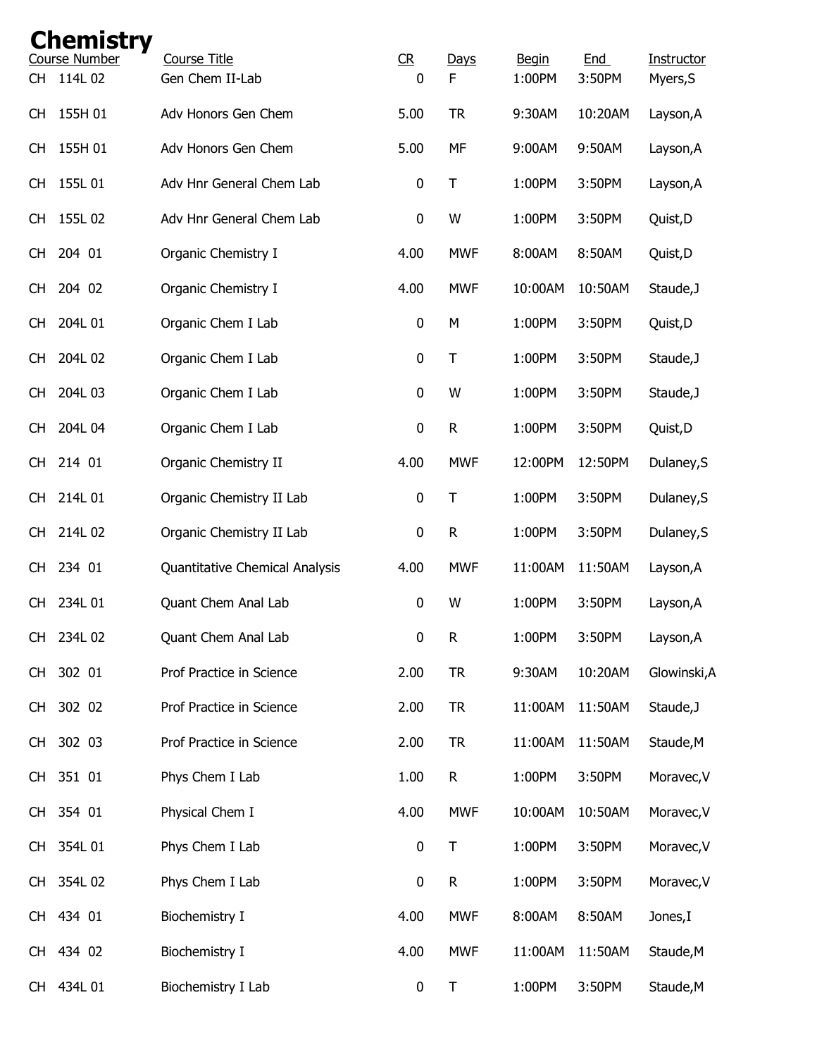# Chemistry

| Course Number | Course Title | CR | Days | Begin | End | Instructor |
|---|---|---|---|---|---|---|
| CH 114L 02 | Gen Chem II-Lab | 0 | F | 1:00PM | 3:50PM | Myers,S |
| CH 155H 01 | Adv Honors Gen Chem | 5.00 | TR | 9:30AM | 10:20AM | Layson,A |
| CH 155H 01 | Adv Honors Gen Chem | 5.00 | MF | 9:00AM | 9:50AM | Layson,A |
| CH 155L 01 | Adv Hnr General Chem Lab | 0 | T | 1:00PM | 3:50PM | Layson,A |
| CH 155L 02 | Adv Hnr General Chem Lab | 0 | W | 1:00PM | 3:50PM | Quist,D |
| CH 204 01 | Organic Chemistry I | 4.00 | MWF | 8:00AM | 8:50AM | Quist,D |
| CH 204 02 | Organic Chemistry I | 4.00 | MWF | 10:00AM | 10:50AM | Staude,J |
| CH 204L 01 | Organic Chem I Lab | 0 | M | 1:00PM | 3:50PM | Quist,D |
| CH 204L 02 | Organic Chem I Lab | 0 | T | 1:00PM | 3:50PM | Staude,J |
| CH 204L 03 | Organic Chem I Lab | 0 | W | 1:00PM | 3:50PM | Staude,J |
| CH 204L 04 | Organic Chem I Lab | 0 | R | 1:00PM | 3:50PM | Quist,D |
| CH 214 01 | Organic Chemistry II | 4.00 | MWF | 12:00PM | 12:50PM | Dulaney,S |
| CH 214L 01 | Organic Chemistry II Lab | 0 | T | 1:00PM | 3:50PM | Dulaney,S |
| CH 214L 02 | Organic Chemistry II Lab | 0 | R | 1:00PM | 3:50PM | Dulaney,S |
| CH 234 01 | Quantitative Chemical Analysis | 4.00 | MWF | 11:00AM | 11:50AM | Layson,A |
| CH 234L 01 | Quant Chem Anal Lab | 0 | W | 1:00PM | 3:50PM | Layson,A |
| CH 234L 02 | Quant Chem Anal Lab | 0 | R | 1:00PM | 3:50PM | Layson,A |
| CH 302 01 | Prof Practice in Science | 2.00 | TR | 9:30AM | 10:20AM | Glowinski,A |
| CH 302 02 | Prof Practice in Science | 2.00 | TR | 11:00AM | 11:50AM | Staude,J |
| CH 302 03 | Prof Practice in Science | 2.00 | TR | 11:00AM | 11:50AM | Staude,M |
| CH 351 01 | Phys Chem I Lab | 1.00 | R | 1:00PM | 3:50PM | Moravec,V |
| CH 354 01 | Physical Chem I | 4.00 | MWF | 10:00AM | 10:50AM | Moravec,V |
| CH 354L 01 | Phys Chem I Lab | 0 | T | 1:00PM | 3:50PM | Moravec,V |
| CH 354L 02 | Phys Chem I Lab | 0 | R | 1:00PM | 3:50PM | Moravec,V |
| CH 434 01 | Biochemistry I | 4.00 | MWF | 8:00AM | 8:50AM | Jones,I |
| CH 434 02 | Biochemistry I | 4.00 | MWF | 11:00AM | 11:50AM | Staude,M |
| CH 434L 01 | Biochemistry I Lab | 0 | T | 1:00PM | 3:50PM | Staude,M |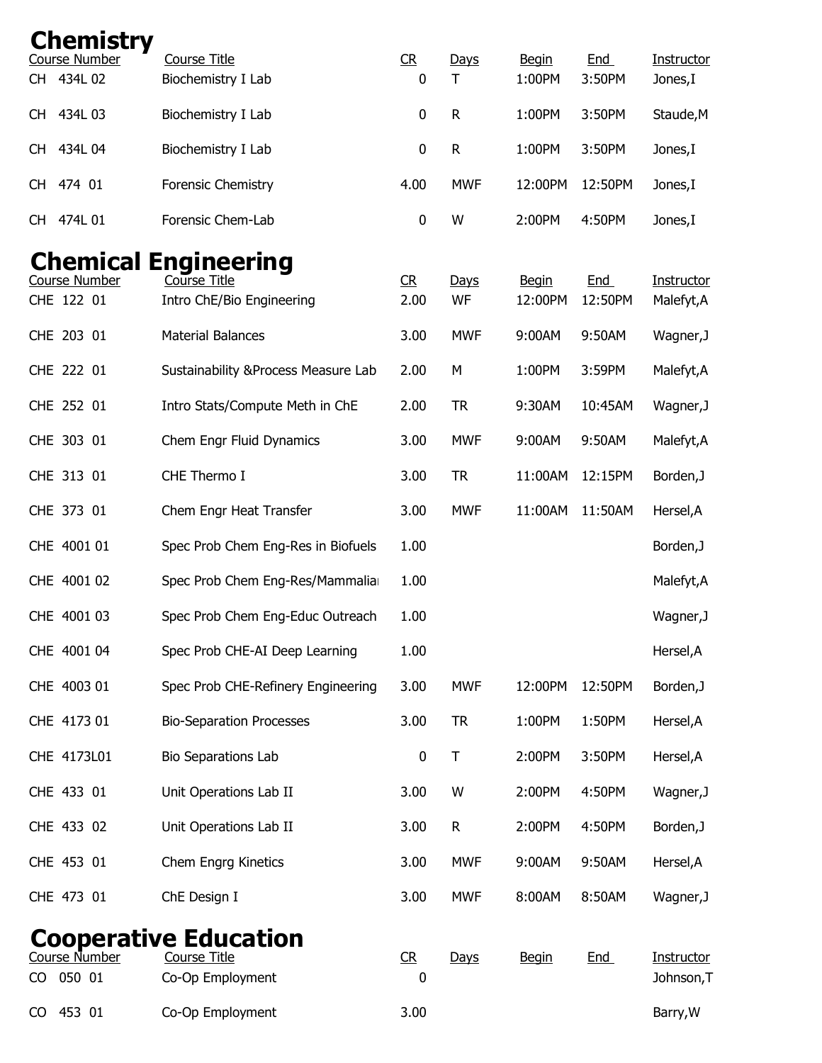# Chemistry

| Course Number | Course Title | CR | Days | Begin | End | Instructor |
|---|---|---|---|---|---|---|
| CH 434L 02 | Biochemistry I Lab | 0 | T | 1:00PM | 3:50PM | Jones,I |
| CH 434L 03 | Biochemistry I Lab | 0 | R | 1:00PM | 3:50PM | Staude,M |
| CH 434L 04 | Biochemistry I Lab | 0 | R | 1:00PM | 3:50PM | Jones,I |
| CH 474 01 | Forensic Chemistry | 4.00 | MWF | 12:00PM | 12:50PM | Jones,I |
| CH 474L 01 | Forensic Chem-Lab | 0 | W | 2:00PM | 4:50PM | Jones,I |

# Chemical Engineering

| Course Number | Course Title | CR | Days | Begin | End | Instructor |
|---|---|---|---|---|---|---|
| CHE 122 01 | Intro ChE/Bio Engineering | 2.00 | WF | 12:00PM | 12:50PM | Malefyt,A |
| CHE 203 01 | Material Balances | 3.00 | MWF | 9:00AM | 9:50AM | Wagner,J |
| CHE 222 01 | Sustainability &Process Measure Lab | 2.00 | M | 1:00PM | 3:59PM | Malefyt,A |
| CHE 252 01 | Intro Stats/Compute Meth in ChE | 2.00 | TR | 9:30AM | 10:45AM | Wagner,J |
| CHE 303 01 | Chem Engr Fluid Dynamics | 3.00 | MWF | 9:00AM | 9:50AM | Malefyt,A |
| CHE 313 01 | CHE Thermo I | 3.00 | TR | 11:00AM | 12:15PM | Borden,J |
| CHE 373 01 | Chem Engr Heat Transfer | 3.00 | MWF | 11:00AM | 11:50AM | Hersel,A |
| CHE 4001 01 | Spec Prob Chem Eng-Res in Biofuels | 1.00 | | | | Borden,J |
| CHE 4001 02 | Spec Prob Chem Eng-Res/Mammaliar | 1.00 | | | | Malefyt,A |
| CHE 4001 03 | Spec Prob Chem Eng-Educ Outreach | 1.00 | | | | Wagner,J |
| CHE 4001 04 | Spec Prob CHE-AI Deep Learning | 1.00 | | | | Hersel,A |
| CHE 4003 01 | Spec Prob CHE-Refinery Engineering | 3.00 | MWF | 12:00PM | 12:50PM | Borden,J |
| CHE 4173 01 | Bio-Separation Processes | 3.00 | TR | 1:00PM | 1:50PM | Hersel,A |
| CHE 4173L01 | Bio Separations Lab | 0 | T | 2:00PM | 3:50PM | Hersel,A |
| CHE 433 01 | Unit Operations Lab II | 3.00 | W | 2:00PM | 4:50PM | Wagner,J |
| CHE 433 02 | Unit Operations Lab II | 3.00 | R | 2:00PM | 4:50PM | Borden,J |
| CHE 453 01 | Chem Engrg Kinetics | 3.00 | MWF | 9:00AM | 9:50AM | Hersel,A |
| CHE 473 01 | ChE Design I | 3.00 | MWF | 8:00AM | 8:50AM | Wagner,J |

# Cooperative Education

| Course Number | Course Title | CR | Days | Begin | End | Instructor |
|---|---|---|---|---|---|---|
| CO 050 01 | Co-Op Employment | 0 | | | | Johnson,T |
| CO 453 01 | Co-Op Employment | 3.00 | | | | Barry,W |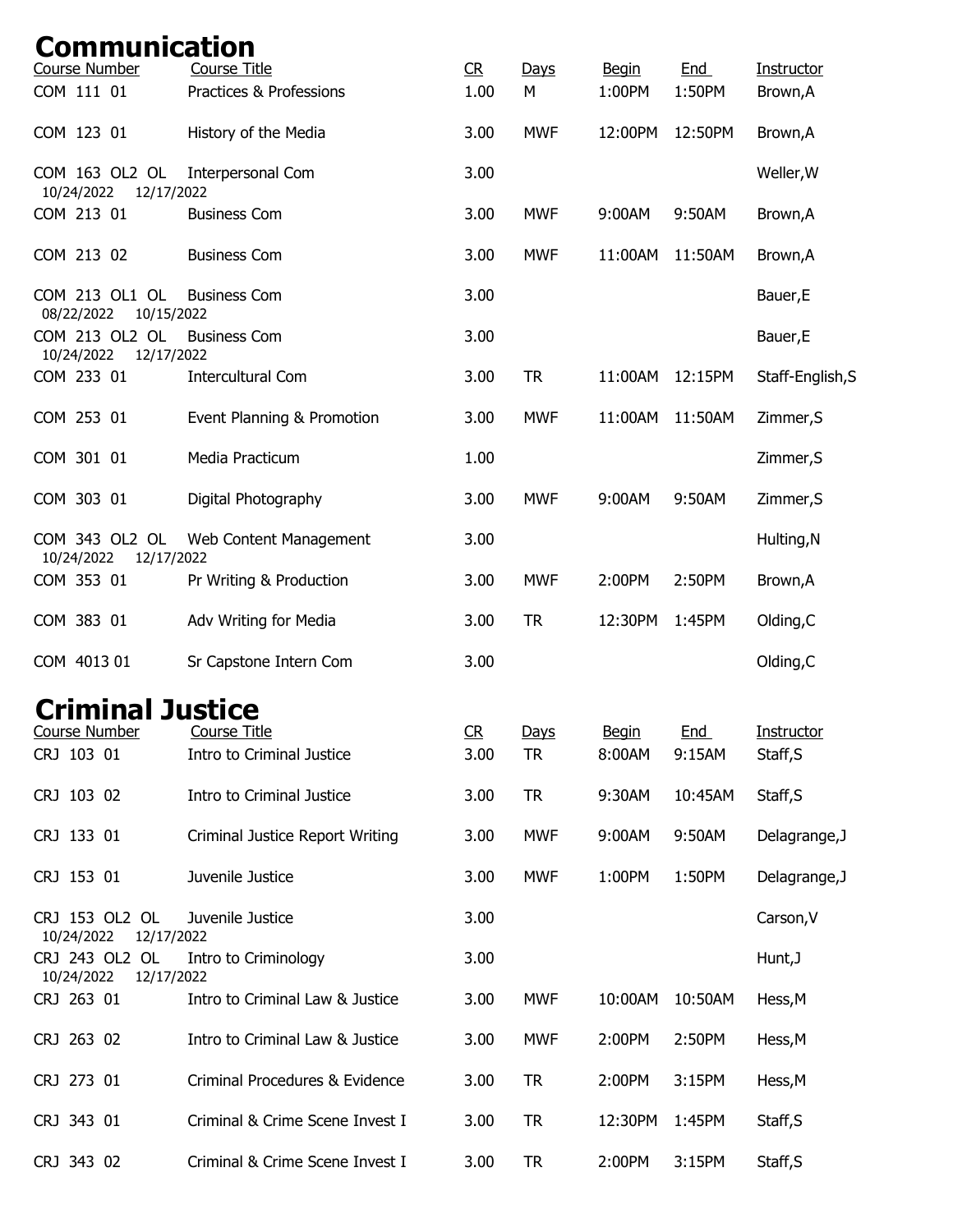# Communication

| Course Number | Course Title | CR | Days | Begin | End | Instructor |
|---|---|---|---|---|---|---|
| COM 111 01 | Practices & Professions | 1.00 | M | 1:00PM | 1:50PM | Brown,A |
| COM 123 01 | History of the Media | 3.00 | MWF | 12:00PM | 12:50PM | Brown,A |
| COM 163 OL2 OL 10/24/2022 12/17/2022 | Interpersonal Com | 3.00 | | | | Weller,W |
| COM 213 01 | Business Com | 3.00 | MWF | 9:00AM | 9:50AM | Brown,A |
| COM 213 02 | Business Com | 3.00 | MWF | 11:00AM | 11:50AM | Brown,A |
| COM 213 OL1 OL 08/22/2022 10/15/2022 | Business Com | 3.00 | | | | Bauer,E |
| COM 213 OL2 OL 10/24/2022 12/17/2022 | Business Com | 3.00 | | | | Bauer,E |
| COM 233 01 | Intercultural Com | 3.00 | TR | 11:00AM | 12:15PM | Staff-English,S |
| COM 253 01 | Event Planning & Promotion | 3.00 | MWF | 11:00AM | 11:50AM | Zimmer,S |
| COM 301 01 | Media Practicum | 1.00 | | | | Zimmer,S |
| COM 303 01 | Digital Photography | 3.00 | MWF | 9:00AM | 9:50AM | Zimmer,S |
| COM 343 OL2 OL 10/24/2022 12/17/2022 | Web Content Management | 3.00 | | | | Hulting,N |
| COM 353 01 | Pr Writing & Production | 3.00 | MWF | 2:00PM | 2:50PM | Brown,A |
| COM 383 01 | Adv Writing for Media | 3.00 | TR | 12:30PM | 1:45PM | Olding,C |
| COM 4013 01 | Sr Capstone Intern Com | 3.00 | | | | Olding,C |

# Criminal Justice

| Course Number | Course Title | CR | Days | Begin | End | Instructor |
|---|---|---|---|---|---|---|
| CRJ 103 01 | Intro to Criminal Justice | 3.00 | TR | 8:00AM | 9:15AM | Staff,S |
| CRJ 103 02 | Intro to Criminal Justice | 3.00 | TR | 9:30AM | 10:45AM | Staff,S |
| CRJ 133 01 | Criminal Justice Report Writing | 3.00 | MWF | 9:00AM | 9:50AM | Delagrange,J |
| CRJ 153 01 | Juvenile Justice | 3.00 | MWF | 1:00PM | 1:50PM | Delagrange,J |
| CRJ 153 OL2 OL 10/24/2022 12/17/2022 | Juvenile Justice | 3.00 | | | | Carson,V |
| CRJ 243 OL2 OL 10/24/2022 12/17/2022 | Intro to Criminology | 3.00 | | | | Hunt,J |
| CRJ 263 01 | Intro to Criminal Law & Justice | 3.00 | MWF | 10:00AM | 10:50AM | Hess,M |
| CRJ 263 02 | Intro to Criminal Law & Justice | 3.00 | MWF | 2:00PM | 2:50PM | Hess,M |
| CRJ 273 01 | Criminal Procedures & Evidence | 3.00 | TR | 2:00PM | 3:15PM | Hess,M |
| CRJ 343 01 | Criminal & Crime Scene Invest I | 3.00 | TR | 12:30PM | 1:45PM | Staff,S |
| CRJ 343 02 | Criminal & Crime Scene Invest I | 3.00 | TR | 2:00PM | 3:15PM | Staff,S |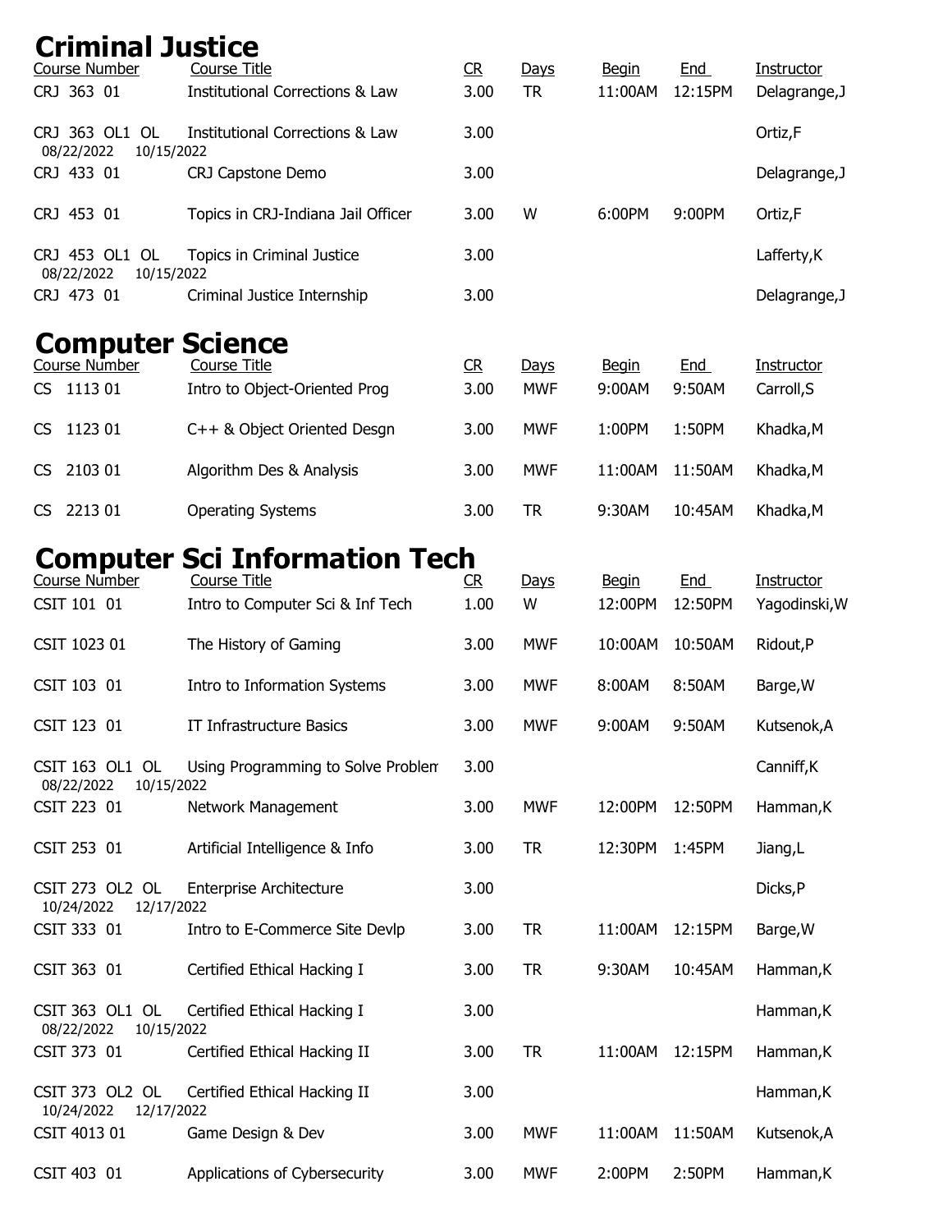# Criminal Justice

| Course Number | Course Title | CR | Days | Begin | End | Instructor |
|---|---|---|---|---|---|---|
| CRJ 363 01 | Institutional Corrections & Law | 3.00 | TR | 11:00AM | 12:15PM | Delagrange,J |
| CRJ 363 OL1 OL 08/22/2022 10/15/2022 | Institutional Corrections & Law | 3.00 | | | | Ortiz,F |
| CRJ 433 01 | CRJ Capstone Demo | 3.00 | | | | Delagrange,J |
| CRJ 453 01 | Topics in CRJ-Indiana Jail Officer | 3.00 | W | 6:00PM | 9:00PM | Ortiz,F |
| CRJ 453 OL1 OL 08/22/2022 10/15/2022 | Topics in Criminal Justice | 3.00 | | | | Lafferty,K |
| CRJ 473 01 | Criminal Justice Internship | 3.00 | | | | Delagrange,J |

# Computer Science

| Course Number | Course Title | CR | Days | Begin | End | Instructor |
|---|---|---|---|---|---|---|
| CS 1113 01 | Intro to Object-Oriented Prog | 3.00 | MWF | 9:00AM | 9:50AM | Carroll,S |
| CS 1123 01 | C++ & Object Oriented Desgn | 3.00 | MWF | 1:00PM | 1:50PM | Khadka,M |
| CS 2103 01 | Algorithm Des & Analysis | 3.00 | MWF | 11:00AM | 11:50AM | Khadka,M |
| CS 2213 01 | Operating Systems | 3.00 | TR | 9:30AM | 10:45AM | Khadka,M |

# Computer Sci Information Tech

| Course Number | Course Title | CR | Days | Begin | End | Instructor |
|---|---|---|---|---|---|---|
| CSIT 101 01 | Intro to Computer Sci & Inf Tech | 1.00 | W | 12:00PM | 12:50PM | Yagodinski,W |
| CSIT 1023 01 | The History of Gaming | 3.00 | MWF | 10:00AM | 10:50AM | Ridout,P |
| CSIT 103 01 | Intro to Information Systems | 3.00 | MWF | 8:00AM | 8:50AM | Barge,W |
| CSIT 123 01 | IT Infrastructure Basics | 3.00 | MWF | 9:00AM | 9:50AM | Kutsenok,A |
| CSIT 163 OL1 OL 08/22/2022 10/15/2022 | Using Programming to Solve Problem | 3.00 | | | | Canniff,K |
| CSIT 223 01 | Network Management | 3.00 | MWF | 12:00PM | 12:50PM | Hamman,K |
| CSIT 253 01 | Artificial Intelligence & Info | 3.00 | TR | 12:30PM | 1:45PM | Jiang,L |
| CSIT 273 OL2 OL 10/24/2022 12/17/2022 | Enterprise Architecture | 3.00 | | | | Dicks,P |
| CSIT 333 01 | Intro to E-Commerce Site Devlp | 3.00 | TR | 11:00AM | 12:15PM | Barge,W |
| CSIT 363 01 | Certified Ethical Hacking I | 3.00 | TR | 9:30AM | 10:45AM | Hamman,K |
| CSIT 363 OL1 OL 08/22/2022 10/15/2022 | Certified Ethical Hacking I | 3.00 | | | | Hamman,K |
| CSIT 373 01 | Certified Ethical Hacking II | 3.00 | TR | 11:00AM | 12:15PM | Hamman,K |
| CSIT 373 OL2 OL 10/24/2022 12/17/2022 | Certified Ethical Hacking II | 3.00 | | | | Hamman,K |
| CSIT 4013 01 | Game Design & Dev | 3.00 | MWF | 11:00AM | 11:50AM | Kutsenok,A |
| CSIT 403 01 | Applications of Cybersecurity | 3.00 | MWF | 2:00PM | 2:50PM | Hamman,K |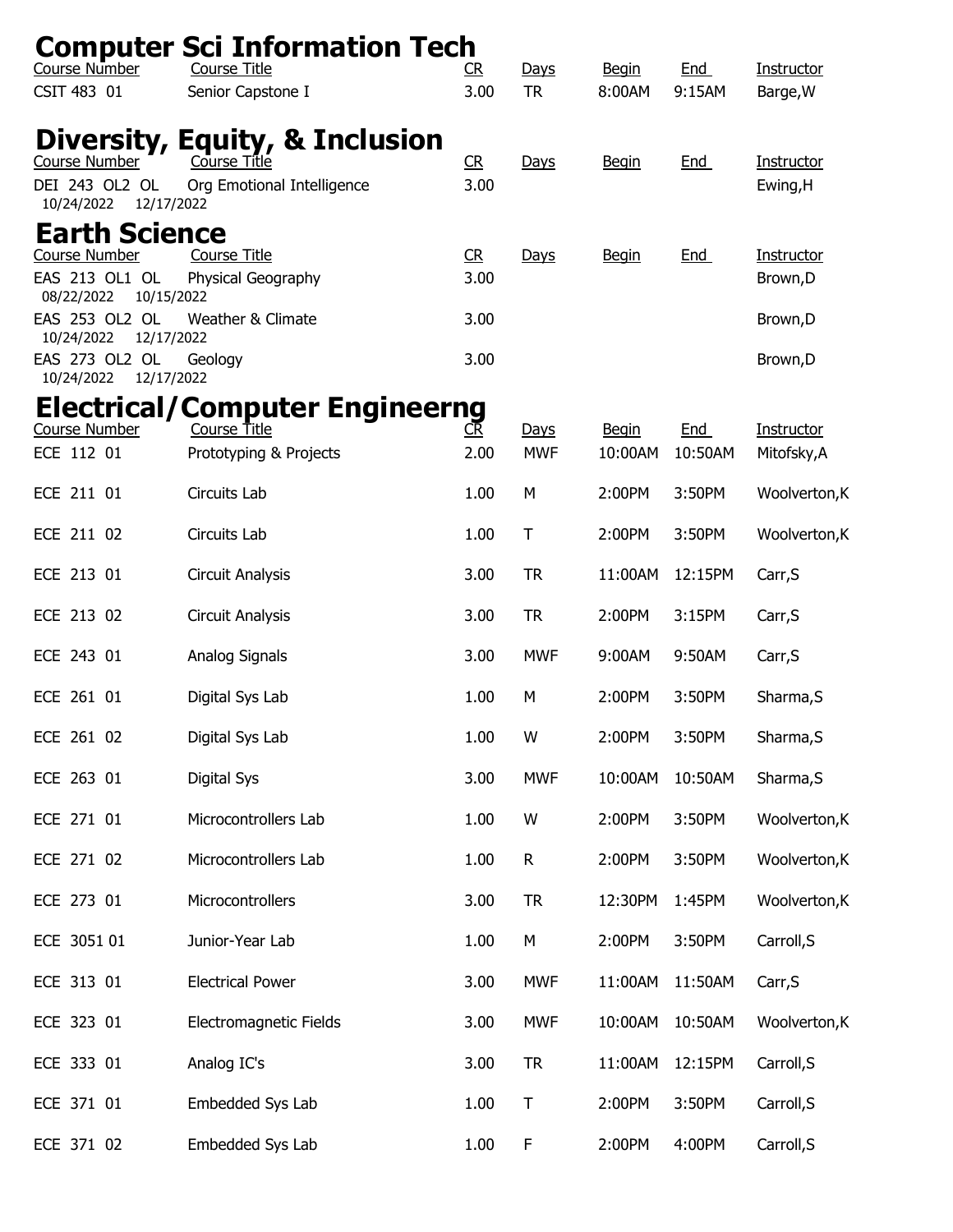# Computer Sci Information Tech

| Course Number | Course Title | CR | Days | Begin | End | Instructor |
|---|---|---|---|---|---|---|
| CSIT 483 01 | Senior Capstone I | 3.00 | TR | 8:00AM | 9:15AM | Barge,W |

# Diversity, Equity, & Inclusion

| Course Number | Course Title | CR | Days | Begin | End | Instructor |
|---|---|---|---|---|---|---|
| DEI 243 OL2 OL<br>10/24/2022 12/17/2022 | Org Emotional Intelligence | 3.00 | | | | Ewing,H |

# Earth Science

| Course Number | Course Title | CR | Days | Begin | End | Instructor |
|---|---|---|---|---|---|---|
| EAS 213 OL1 OL<br>08/22/2022 10/15/2022 | Physical Geography | 3.00 | | | | Brown,D |
| EAS 253 OL2 OL<br>10/24/2022 12/17/2022 | Weather & Climate | 3.00 | | | | Brown,D |
| EAS 273 OL2 OL<br>10/24/2022 12/17/2022 | Geology | 3.00 | | | | Brown,D |

# Electrical/Computer Engineerng

| Course Number | Course Title | CR | Days | Begin | End | Instructor |
|---|---|---|---|---|---|---|
| ECE 112 01 | Prototyping & Projects | 2.00 | MWF | 10:00AM | 10:50AM | Mitofsky,A |
| ECE 211 01 | Circuits Lab | 1.00 | M | 2:00PM | 3:50PM | Woolverton,K |
| ECE 211 02 | Circuits Lab | 1.00 | T | 2:00PM | 3:50PM | Woolverton,K |
| ECE 213 01 | Circuit Analysis | 3.00 | TR | 11:00AM | 12:15PM | Carr,S |
| ECE 213 02 | Circuit Analysis | 3.00 | TR | 2:00PM | 3:15PM | Carr,S |
| ECE 243 01 | Analog Signals | 3.00 | MWF | 9:00AM | 9:50AM | Carr,S |
| ECE 261 01 | Digital Sys Lab | 1.00 | M | 2:00PM | 3:50PM | Sharma,S |
| ECE 261 02 | Digital Sys Lab | 1.00 | W | 2:00PM | 3:50PM | Sharma,S |
| ECE 263 01 | Digital Sys | 3.00 | MWF | 10:00AM | 10:50AM | Sharma,S |
| ECE 271 01 | Microcontrollers Lab | 1.00 | W | 2:00PM | 3:50PM | Woolverton,K |
| ECE 271 02 | Microcontrollers Lab | 1.00 | R | 2:00PM | 3:50PM | Woolverton,K |
| ECE 273 01 | Microcontrollers | 3.00 | TR | 12:30PM | 1:45PM | Woolverton,K |
| ECE 3051 01 | Junior-Year Lab | 1.00 | M | 2:00PM | 3:50PM | Carroll,S |
| ECE 313 01 | Electrical Power | 3.00 | MWF | 11:00AM | 11:50AM | Carr,S |
| ECE 323 01 | Electromagnetic Fields | 3.00 | MWF | 10:00AM | 10:50AM | Woolverton,K |
| ECE 333 01 | Analog IC's | 3.00 | TR | 11:00AM | 12:15PM | Carroll,S |
| ECE 371 01 | Embedded Sys Lab | 1.00 | T | 2:00PM | 3:50PM | Carroll,S |
| ECE 371 02 | Embedded Sys Lab | 1.00 | F | 2:00PM | 4:00PM | Carroll,S |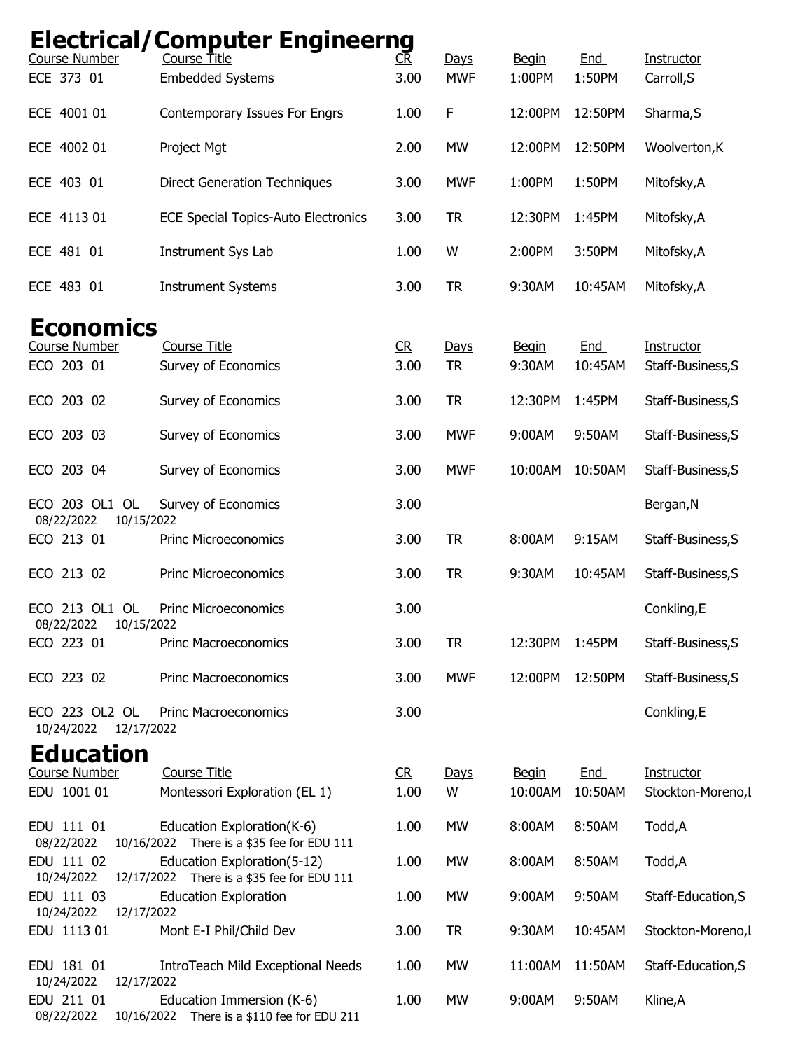# Electrical/Computer Engineerng

| Course Number | Course Title | CR | Days | Begin | End | Instructor |
|---|---|---|---|---|---|---|
| ECE 373 01 | Embedded Systems | 3.00 | MWF | 1:00PM | 1:50PM | Carroll,S |
| ECE 4001 01 | Contemporary Issues For Engrs | 1.00 | F | 12:00PM | 12:50PM | Sharma,S |
| ECE 4002 01 | Project Mgt | 2.00 | MW | 12:00PM | 12:50PM | Woolverton,K |
| ECE 403 01 | Direct Generation Techniques | 3.00 | MWF | 1:00PM | 1:50PM | Mitofsky,A |
| ECE 4113 01 | ECE Special Topics-Auto Electronics | 3.00 | TR | 12:30PM | 1:45PM | Mitofsky,A |
| ECE 481 01 | Instrument Sys Lab | 1.00 | W | 2:00PM | 3:50PM | Mitofsky,A |
| ECE 483 01 | Instrument Systems | 3.00 | TR | 9:30AM | 10:45AM | Mitofsky,A |

# Economics

| Course Number | Course Title | CR | Days | Begin | End | Instructor |
|---|---|---|---|---|---|---|
| ECO 203 01 | Survey of Economics | 3.00 | TR | 9:30AM | 10:45AM | Staff-Business,S |
| ECO 203 02 | Survey of Economics | 3.00 | TR | 12:30PM | 1:45PM | Staff-Business,S |
| ECO 203 03 | Survey of Economics | 3.00 | MWF | 9:00AM | 9:50AM | Staff-Business,S |
| ECO 203 04 | Survey of Economics | 3.00 | MWF | 10:00AM | 10:50AM | Staff-Business,S |
| ECO 203 OL1 OL 08/22/2022 10/15/2022 | Survey of Economics | 3.00 | | | | Bergan,N |
| ECO 213 01 | Princ Microeconomics | 3.00 | TR | 8:00AM | 9:15AM | Staff-Business,S |
| ECO 213 02 | Princ Microeconomics | 3.00 | TR | 9:30AM | 10:45AM | Staff-Business,S |
| ECO 213 OL1 OL 08/22/2022 10/15/2022 | Princ Microeconomics | 3.00 | | | | Conkling,E |
| ECO 223 01 | Princ Macroeconomics | 3.00 | TR | 12:30PM | 1:45PM | Staff-Business,S |
| ECO 223 02 | Princ Macroeconomics | 3.00 | MWF | 12:00PM | 12:50PM | Staff-Business,S |
| ECO 223 OL2 OL 10/24/2022 12/17/2022 | Princ Macroeconomics | 3.00 | | | | Conkling,E |

# Education

| Course Number | Course Title | CR | Days | Begin | End | Instructor |
|---|---|---|---|---|---|---|
| EDU 1001 01 | Montessori Exploration (EL 1) | 1.00 | W | 10:00AM | 10:50AM | Stockton-Moreno,l |
| EDU 111 01 08/22/2022 10/16/2022 | Education Exploration(K-6) There is a $35 fee for EDU 111 | 1.00 | MW | 8:00AM | 8:50AM | Todd,A |
| EDU 111 02 10/24/2022 12/17/2022 | Education Exploration(5-12) There is a $35 fee for EDU 111 | 1.00 | MW | 8:00AM | 8:50AM | Todd,A |
| EDU 111 03 10/24/2022 12/17/2022 | Education Exploration | 1.00 | MW | 9:00AM | 9:50AM | Staff-Education,S |
| EDU 1113 01 | Mont E-I Phil/Child Dev | 3.00 | TR | 9:30AM | 10:45AM | Stockton-Moreno,l |
| EDU 181 01 10/24/2022 12/17/2022 | IntroTeach Mild Exceptional Needs | 1.00 | MW | 11:00AM | 11:50AM | Staff-Education,S |
| EDU 211 01 08/22/2022 10/16/2022 | Education Immersion (K-6) There is a $110 fee for EDU 211 | 1.00 | MW | 9:00AM | 9:50AM | Kline,A |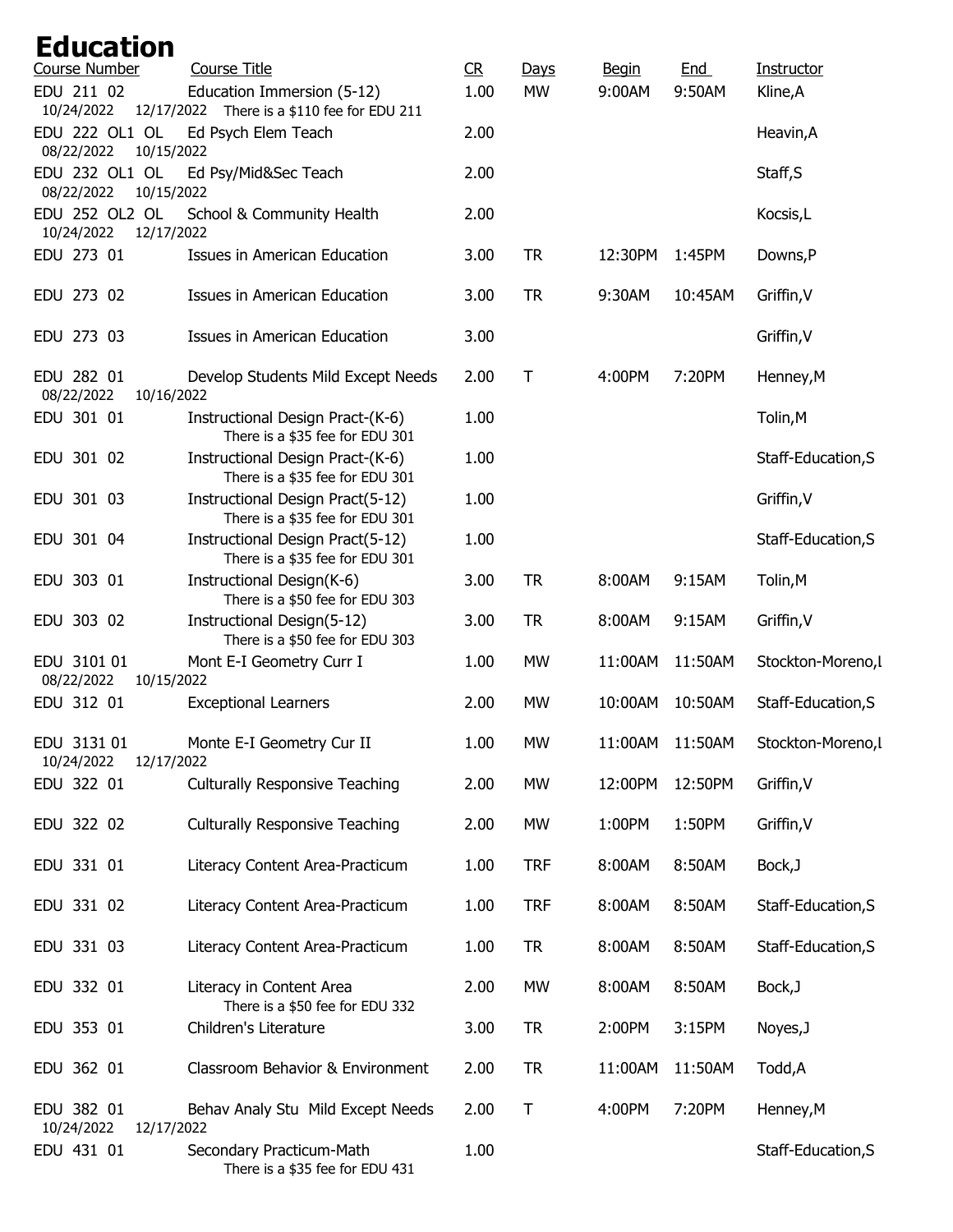# Education

| Course Number | Course Title | CR | Days | Begin | End | Instructor |
|---|---|---|---|---|---|---|
| EDU 211 02<br>10/24/2022 12/17/2022 | Education Immersion (5-12)<br>There is a $110 fee for EDU 211 | 1.00 | MW | 9:00AM | 9:50AM | Kline,A |
| EDU 222 OL1 OL<br>08/22/2022 10/15/2022 | Ed Psych Elem Teach | 2.00 | | | | Heavin,A |
| EDU 232 OL1 OL<br>08/22/2022 10/15/2022 | Ed Psy/Mid&Sec Teach | 2.00 | | | | Staff,S |
| EDU 252 OL2 OL<br>10/24/2022 12/17/2022 | School & Community Health | 2.00 | | | | Kocsis,L |
| EDU 273 01 | Issues in American Education | 3.00 | TR | 12:30PM | 1:45PM | Downs,P |
| EDU 273 02 | Issues in American Education | 3.00 | TR | 9:30AM | 10:45AM | Griffin,V |
| EDU 273 03 | Issues in American Education | 3.00 | | | | Griffin,V |
| EDU 282 01<br>08/22/2022 10/16/2022 | Develop Students Mild Except Needs | 2.00 | T | 4:00PM | 7:20PM | Henney,M |
| EDU 301 01 | Instructional Design Pract-(K-6)<br>There is a $35 fee for EDU 301 | 1.00 | | | | Tolin,M |
| EDU 301 02 | Instructional Design Pract-(K-6)<br>There is a $35 fee for EDU 301 | 1.00 | | | | Staff-Education,S |
| EDU 301 03 | Instructional Design Pract(5-12)<br>There is a $35 fee for EDU 301 | 1.00 | | | | Griffin,V |
| EDU 301 04 | Instructional Design Pract(5-12)<br>There is a $35 fee for EDU 301 | 1.00 | | | | Staff-Education,S |
| EDU 303 01 | Instructional Design(K-6)<br>There is a $50 fee for EDU 303 | 3.00 | TR | 8:00AM | 9:15AM | Tolin,M |
| EDU 303 02 | Instructional Design(5-12)<br>There is a $50 fee for EDU 303 | 3.00 | TR | 8:00AM | 9:15AM | Griffin,V |
| EDU 3101 01<br>08/22/2022 10/15/2022 | Mont E-I Geometry Curr I | 1.00 | MW | 11:00AM | 11:50AM | Stockton-Moreno,l |
| EDU 312 01 | Exceptional Learners | 2.00 | MW | 10:00AM | 10:50AM | Staff-Education,S |
| EDU 3131 01<br>10/24/2022 12/17/2022 | Monte E-I Geometry Cur II | 1.00 | MW | 11:00AM | 11:50AM | Stockton-Moreno,l |
| EDU 322 01 | Culturally Responsive Teaching | 2.00 | MW | 12:00PM | 12:50PM | Griffin,V |
| EDU 322 02 | Culturally Responsive Teaching | 2.00 | MW | 1:00PM | 1:50PM | Griffin,V |
| EDU 331 01 | Literacy Content Area-Practicum | 1.00 | TRF | 8:00AM | 8:50AM | Bock,J |
| EDU 331 02 | Literacy Content Area-Practicum | 1.00 | TRF | 8:00AM | 8:50AM | Staff-Education,S |
| EDU 331 03 | Literacy Content Area-Practicum | 1.00 | TR | 8:00AM | 8:50AM | Staff-Education,S |
| EDU 332 01 | Literacy in Content Area<br>There is a $50 fee for EDU 332 | 2.00 | MW | 8:00AM | 8:50AM | Bock,J |
| EDU 353 01 | Children's Literature | 3.00 | TR | 2:00PM | 3:15PM | Noyes,J |
| EDU 362 01 | Classroom Behavior & Environment | 2.00 | TR | 11:00AM | 11:50AM | Todd,A |
| EDU 382 01<br>10/24/2022 12/17/2022 | Behav Analy Stu Mild Except Needs | 2.00 | T | 4:00PM | 7:20PM | Henney,M |
| EDU 431 01 | Secondary Practicum-Math<br>There is a $35 fee for EDU 431 | 1.00 | | | | Staff-Education,S |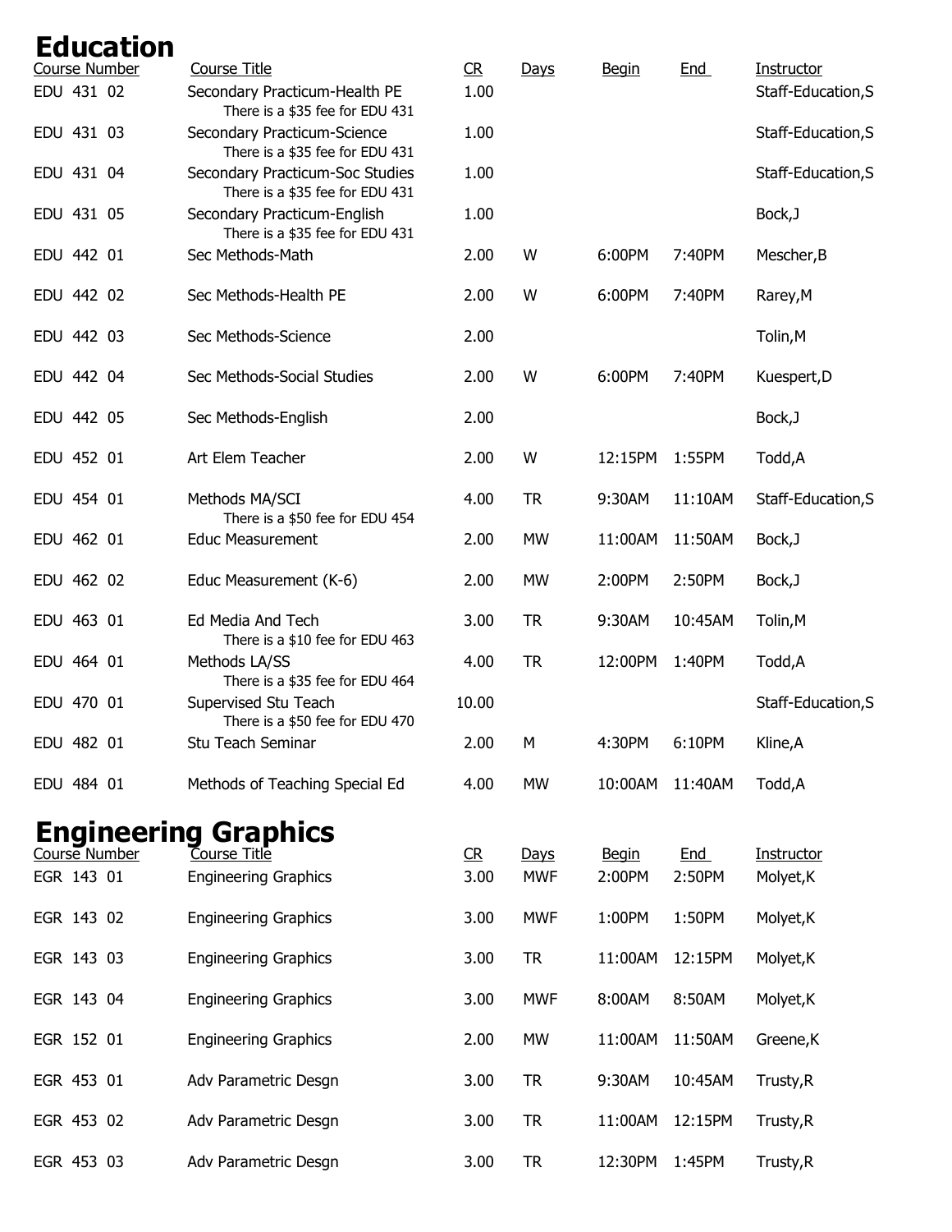# Education

| Course Number | Course Title | CR | Days | Begin | End | Instructor |
|---|---|---|---|---|---|---|
| EDU 431 02 | Secondary Practicum-Health PE<br>There is a $35 fee for EDU 431 | 1.00 | | | | Staff-Education,S |
| EDU 431 03 | Secondary Practicum-Science<br>There is a $35 fee for EDU 431 | 1.00 | | | | Staff-Education,S |
| EDU 431 04 | Secondary Practicum-Soc Studies<br>There is a $35 fee for EDU 431 | 1.00 | | | | Staff-Education,S |
| EDU 431 05 | Secondary Practicum-English<br>There is a $35 fee for EDU 431 | 1.00 | | | | Bock,J |
| EDU 442 01 | Sec Methods-Math | 2.00 | W | 6:00PM | 7:40PM | Mescher,B |
| EDU 442 02 | Sec Methods-Health PE | 2.00 | W | 6:00PM | 7:40PM | Rarey,M |
| EDU 442 03 | Sec Methods-Science | 2.00 | | | | Tolin,M |
| EDU 442 04 | Sec Methods-Social Studies | 2.00 | W | 6:00PM | 7:40PM | Kuespert,D |
| EDU 442 05 | Sec Methods-English | 2.00 | | | | Bock,J |
| EDU 452 01 | Art Elem Teacher | 2.00 | W | 12:15PM | 1:55PM | Todd,A |
| EDU 454 01 | Methods MA/SCI<br>There is a $50 fee for EDU 454 | 4.00 | TR | 9:30AM | 11:10AM | Staff-Education,S |
| EDU 462 01 | Educ Measurement | 2.00 | MW | 11:00AM | 11:50AM | Bock,J |
| EDU 462 02 | Educ Measurement (K-6) | 2.00 | MW | 2:00PM | 2:50PM | Bock,J |
| EDU 463 01 | Ed Media And Tech<br>There is a $10 fee for EDU 463 | 3.00 | TR | 9:30AM | 10:45AM | Tolin,M |
| EDU 464 01 | Methods LA/SS<br>There is a $35 fee for EDU 464 | 4.00 | TR | 12:00PM | 1:40PM | Todd,A |
| EDU 470 01 | Supervised Stu Teach<br>There is a $50 fee for EDU 470 | 10.00 | | | | Staff-Education,S |
| EDU 482 01 | Stu Teach Seminar | 2.00 | M | 4:30PM | 6:10PM | Kline,A |
| EDU 484 01 | Methods of Teaching Special Ed | 4.00 | MW | 10:00AM | 11:40AM | Todd,A |

# Engineering Graphics

| Course Number | Course Title | CR | Days | Begin | End | Instructor |
|---|---|---|---|---|---|---|
| EGR 143 01 | Engineering Graphics | 3.00 | MWF | 2:00PM | 2:50PM | Molyet,K |
| EGR 143 02 | Engineering Graphics | 3.00 | MWF | 1:00PM | 1:50PM | Molyet,K |
| EGR 143 03 | Engineering Graphics | 3.00 | TR | 11:00AM | 12:15PM | Molyet,K |
| EGR 143 04 | Engineering Graphics | 3.00 | MWF | 8:00AM | 8:50AM | Molyet,K |
| EGR 152 01 | Engineering Graphics | 2.00 | MW | 11:00AM | 11:50AM | Greene,K |
| EGR 453 01 | Adv Parametric Desgn | 3.00 | TR | 9:30AM | 10:45AM | Trusty,R |
| EGR 453 02 | Adv Parametric Desgn | 3.00 | TR | 11:00AM | 12:15PM | Trusty,R |
| EGR 453 03 | Adv Parametric Desgn | 3.00 | TR | 12:30PM | 1:45PM | Trusty,R |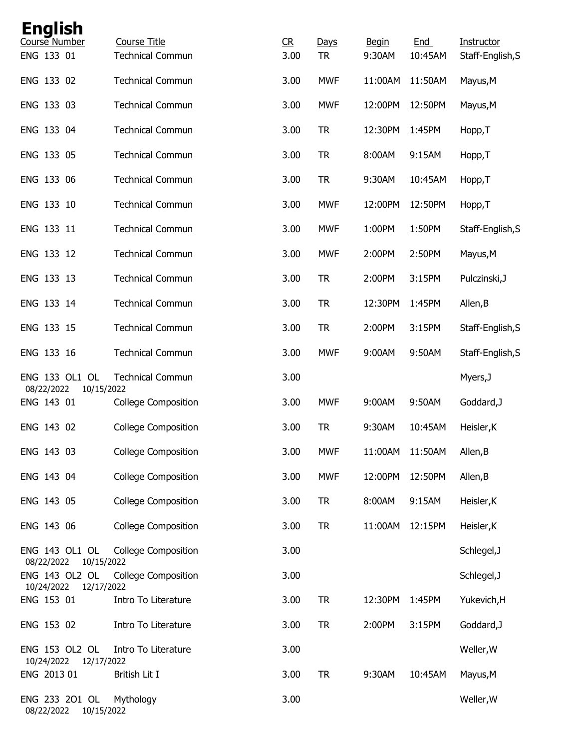# English

| Course Number | Course Title | CR | Days | Begin | End | Instructor |
|---|---|---|---|---|---|---|
| ENG 133 01 | Technical Commun | 3.00 | TR | 9:30AM | 10:45AM | Staff-English,S |
| ENG 133 02 | Technical Commun | 3.00 | MWF | 11:00AM | 11:50AM | Mayus,M |
| ENG 133 03 | Technical Commun | 3.00 | MWF | 12:00PM | 12:50PM | Mayus,M |
| ENG 133 04 | Technical Commun | 3.00 | TR | 12:30PM | 1:45PM | Hopp,T |
| ENG 133 05 | Technical Commun | 3.00 | TR | 8:00AM | 9:15AM | Hopp,T |
| ENG 133 06 | Technical Commun | 3.00 | TR | 9:30AM | 10:45AM | Hopp,T |
| ENG 133 10 | Technical Commun | 3.00 | MWF | 12:00PM | 12:50PM | Hopp,T |
| ENG 133 11 | Technical Commun | 3.00 | MWF | 1:00PM | 1:50PM | Staff-English,S |
| ENG 133 12 | Technical Commun | 3.00 | MWF | 2:00PM | 2:50PM | Mayus,M |
| ENG 133 13 | Technical Commun | 3.00 | TR | 2:00PM | 3:15PM | Pulczinski,J |
| ENG 133 14 | Technical Commun | 3.00 | TR | 12:30PM | 1:45PM | Allen,B |
| ENG 133 15 | Technical Commun | 3.00 | TR | 2:00PM | 3:15PM | Staff-English,S |
| ENG 133 16 | Technical Commun | 3.00 | MWF | 9:00AM | 9:50AM | Staff-English,S |
| ENG 133 OL1 OL 08/22/2022 10/15/2022 | Technical Commun | 3.00 | | | | Myers,J |
| ENG 143 01 | College Composition | 3.00 | MWF | 9:00AM | 9:50AM | Goddard,J |
| ENG 143 02 | College Composition | 3.00 | TR | 9:30AM | 10:45AM | Heisler,K |
| ENG 143 03 | College Composition | 3.00 | MWF | 11:00AM | 11:50AM | Allen,B |
| ENG 143 04 | College Composition | 3.00 | MWF | 12:00PM | 12:50PM | Allen,B |
| ENG 143 05 | College Composition | 3.00 | TR | 8:00AM | 9:15AM | Heisler,K |
| ENG 143 06 | College Composition | 3.00 | TR | 11:00AM | 12:15PM | Heisler,K |
| ENG 143 OL1 OL 08/22/2022 10/15/2022 | College Composition | 3.00 | | | | Schlegel,J |
| ENG 143 OL2 OL 10/24/2022 12/17/2022 | College Composition | 3.00 | | | | Schlegel,J |
| ENG 153 01 | Intro To Literature | 3.00 | TR | 12:30PM | 1:45PM | Yukevich,H |
| ENG 153 02 | Intro To Literature | 3.00 | TR | 2:00PM | 3:15PM | Goddard,J |
| ENG 153 OL2 OL 10/24/2022 12/17/2022 | Intro To Literature | 3.00 | | | | Weller,W |
| ENG 2013 01 | British Lit I | 3.00 | TR | 9:30AM | 10:45AM | Mayus,M |
| ENG 233 2O1 OL 08/22/2022 10/15/2022 | Mythology | 3.00 | | | | Weller,W |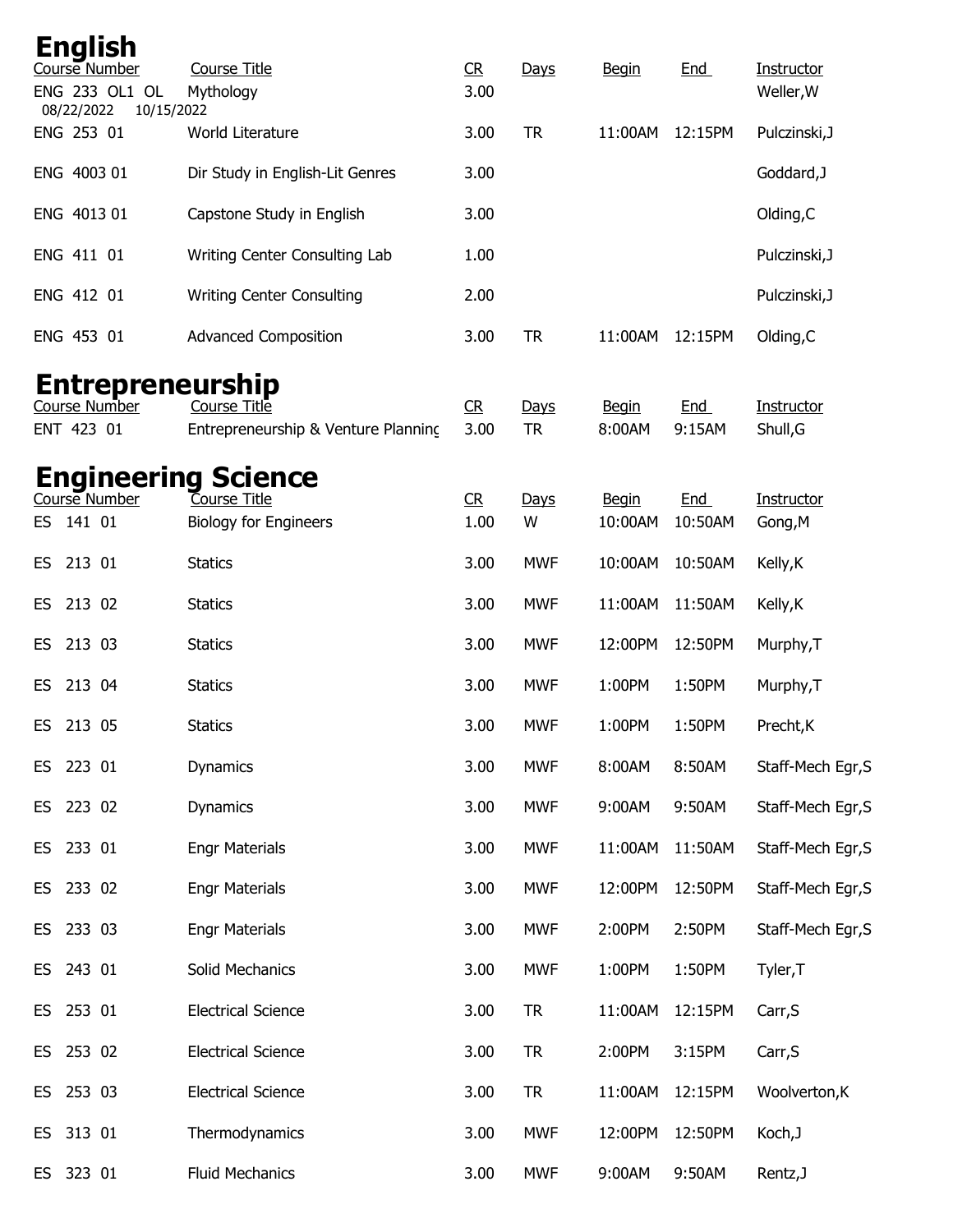# English

| Course Number | Course Title | CR | Days | Begin | End | Instructor |
|---|---|---|---|---|---|---|
| ENG 233 OL1 OL 08/22/2022 10/15/2022 | Mythology | 3.00 | | | | Weller,W |
| ENG 253 01 | World Literature | 3.00 | TR | 11:00AM | 12:15PM | Pulczinski,J |
| ENG 4003 01 | Dir Study in English-Lit Genres | 3.00 | | | | Goddard,J |
| ENG 4013 01 | Capstone Study in English | 3.00 | | | | Olding,C |
| ENG 411 01 | Writing Center Consulting Lab | 1.00 | | | | Pulczinski,J |
| ENG 412 01 | Writing Center Consulting | 2.00 | | | | Pulczinski,J |
| ENG 453 01 | Advanced Composition | 3.00 | TR | 11:00AM | 12:15PM | Olding,C |

# Entrepreneurship

| Course Number | Course Title | CR | Days | Begin | End | Instructor |
|---|---|---|---|---|---|---|
| ENT 423 01 | Entrepreneurship & Venture Planning | 3.00 | TR | 8:00AM | 9:15AM | Shull,G |

# Engineering Science

| Course Number | Course Title | CR | Days | Begin | End | Instructor |
|---|---|---|---|---|---|---|
| ES 141 01 | Biology for Engineers | 1.00 | W | 10:00AM | 10:50AM | Gong,M |
| ES 213 01 | Statics | 3.00 | MWF | 10:00AM | 10:50AM | Kelly,K |
| ES 213 02 | Statics | 3.00 | MWF | 11:00AM | 11:50AM | Kelly,K |
| ES 213 03 | Statics | 3.00 | MWF | 12:00PM | 12:50PM | Murphy,T |
| ES 213 04 | Statics | 3.00 | MWF | 1:00PM | 1:50PM | Murphy,T |
| ES 213 05 | Statics | 3.00 | MWF | 1:00PM | 1:50PM | Precht,K |
| ES 223 01 | Dynamics | 3.00 | MWF | 8:00AM | 8:50AM | Staff-Mech Egr,S |
| ES 223 02 | Dynamics | 3.00 | MWF | 9:00AM | 9:50AM | Staff-Mech Egr,S |
| ES 233 01 | Engr Materials | 3.00 | MWF | 11:00AM | 11:50AM | Staff-Mech Egr,S |
| ES 233 02 | Engr Materials | 3.00 | MWF | 12:00PM | 12:50PM | Staff-Mech Egr,S |
| ES 233 03 | Engr Materials | 3.00 | MWF | 2:00PM | 2:50PM | Staff-Mech Egr,S |
| ES 243 01 | Solid Mechanics | 3.00 | MWF | 1:00PM | 1:50PM | Tyler,T |
| ES 253 01 | Electrical Science | 3.00 | TR | 11:00AM | 12:15PM | Carr,S |
| ES 253 02 | Electrical Science | 3.00 | TR | 2:00PM | 3:15PM | Carr,S |
| ES 253 03 | Electrical Science | 3.00 | TR | 11:00AM | 12:15PM | Woolverton,K |
| ES 313 01 | Thermodynamics | 3.00 | MWF | 12:00PM | 12:50PM | Koch,J |
| ES 323 01 | Fluid Mechanics | 3.00 | MWF | 9:00AM | 9:50AM | Rentz,J |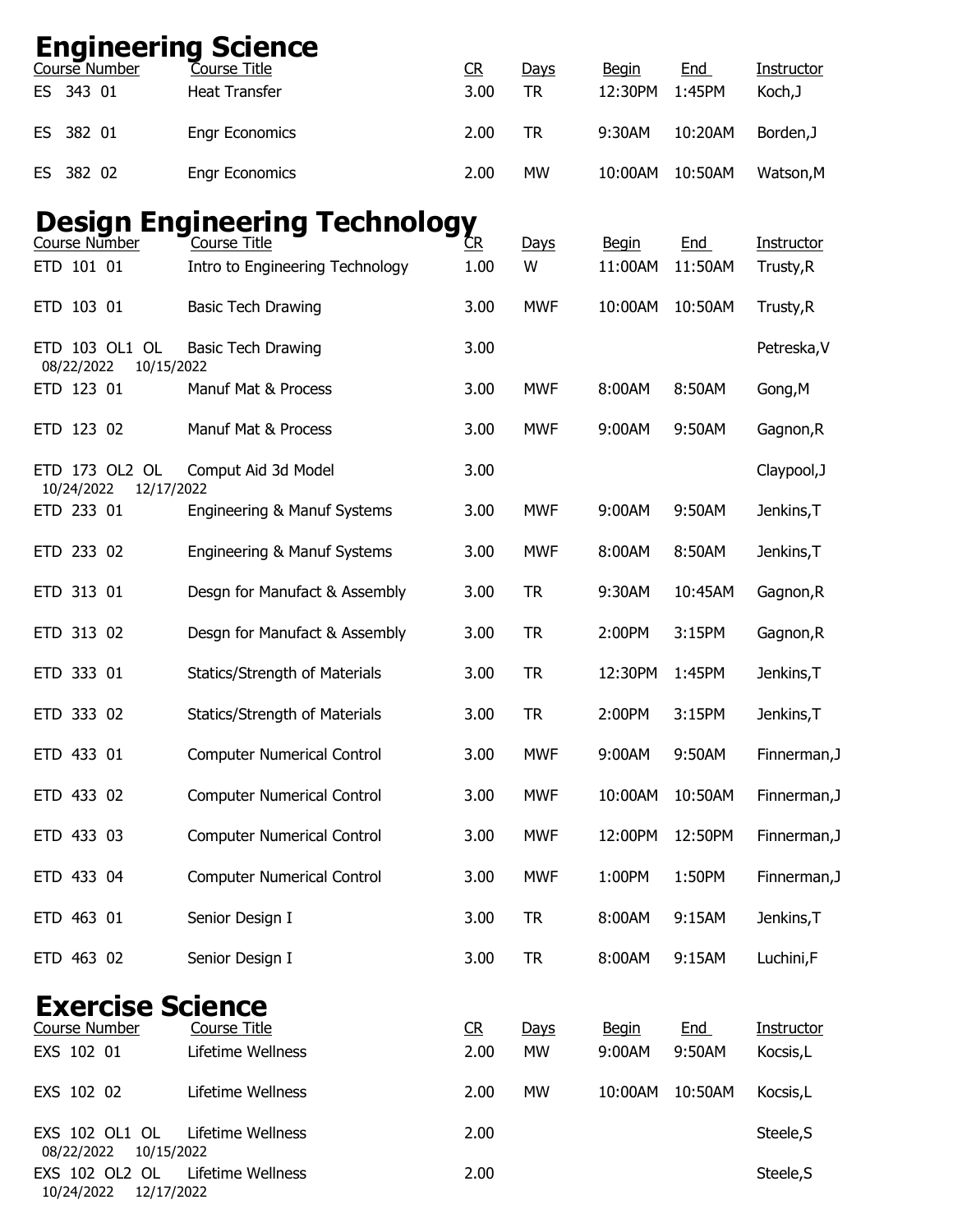# Engineering Science

| Course Number | Course Title | CR | Days | Begin | End | Instructor |
|---|---|---|---|---|---|---|
| ES 343 01 | Heat Transfer | 3.00 | TR | 12:30PM | 1:45PM | Koch,J |
| ES 382 01 | Engr Economics | 2.00 | TR | 9:30AM | 10:20AM | Borden,J |
| ES 382 02 | Engr Economics | 2.00 | MW | 10:00AM | 10:50AM | Watson,M |

# Design Engineering Technology

| Course Number | Course Title | CR | Days | Begin | End | Instructor |
|---|---|---|---|---|---|---|
| ETD 101 01 | Intro to Engineering Technology | 1.00 | W | 11:00AM | 11:50AM | Trusty,R |
| ETD 103 01 | Basic Tech Drawing | 3.00 | MWF | 10:00AM | 10:50AM | Trusty,R |
| ETD 103 OL1 OL 08/22/2022 10/15/2022 | Basic Tech Drawing | 3.00 | | | | Petreska,V |
| ETD 123 01 | Manuf Mat & Process | 3.00 | MWF | 8:00AM | 8:50AM | Gong,M |
| ETD 123 02 | Manuf Mat & Process | 3.00 | MWF | 9:00AM | 9:50AM | Gagnon,R |
| ETD 173 OL2 OL 10/24/2022 12/17/2022 | Comput Aid 3d Model | 3.00 | | | | Claypool,J |
| ETD 233 01 | Engineering & Manuf Systems | 3.00 | MWF | 9:00AM | 9:50AM | Jenkins,T |
| ETD 233 02 | Engineering & Manuf Systems | 3.00 | MWF | 8:00AM | 8:50AM | Jenkins,T |
| ETD 313 01 | Desgn for Manufact & Assembly | 3.00 | TR | 9:30AM | 10:45AM | Gagnon,R |
| ETD 313 02 | Desgn for Manufact & Assembly | 3.00 | TR | 2:00PM | 3:15PM | Gagnon,R |
| ETD 333 01 | Statics/Strength of Materials | 3.00 | TR | 12:30PM | 1:45PM | Jenkins,T |
| ETD 333 02 | Statics/Strength of Materials | 3.00 | TR | 2:00PM | 3:15PM | Jenkins,T |
| ETD 433 01 | Computer Numerical Control | 3.00 | MWF | 9:00AM | 9:50AM | Finnerman,J |
| ETD 433 02 | Computer Numerical Control | 3.00 | MWF | 10:00AM | 10:50AM | Finnerman,J |
| ETD 433 03 | Computer Numerical Control | 3.00 | MWF | 12:00PM | 12:50PM | Finnerman,J |
| ETD 433 04 | Computer Numerical Control | 3.00 | MWF | 1:00PM | 1:50PM | Finnerman,J |
| ETD 463 01 | Senior Design I | 3.00 | TR | 8:00AM | 9:15AM | Jenkins,T |
| ETD 463 02 | Senior Design I | 3.00 | TR | 8:00AM | 9:15AM | Luchini,F |

# Exercise Science

| Course Number | Course Title | CR | Days | Begin | End | Instructor |
|---|---|---|---|---|---|---|
| EXS 102 01 | Lifetime Wellness | 2.00 | MW | 9:00AM | 9:50AM | Kocsis,L |
| EXS 102 02 | Lifetime Wellness | 2.00 | MW | 10:00AM | 10:50AM | Kocsis,L |
| EXS 102 OL1 OL 08/22/2022 10/15/2022 | Lifetime Wellness | 2.00 | | | | Steele,S |
| EXS 102 OL2 OL 10/24/2022 12/17/2022 | Lifetime Wellness | 2.00 | | | | Steele,S |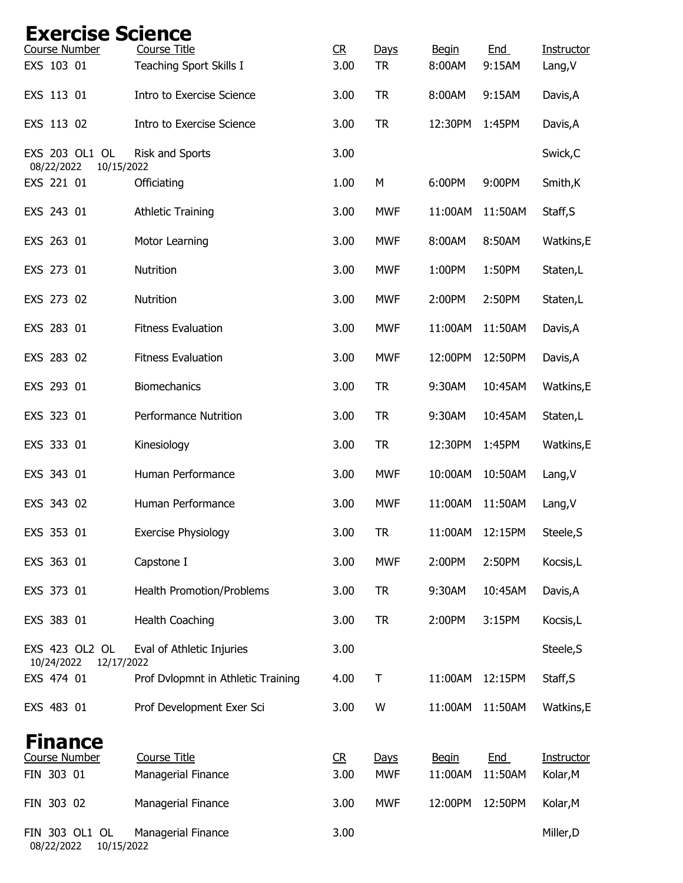# Exercise Science

| Course Number | Course Title | CR | Days | Begin | End | Instructor |
|---|---|---|---|---|---|---|
| EXS 103 01 | Teaching Sport Skills I | 3.00 | TR | 8:00AM | 9:15AM | Lang,V |
| EXS 113 01 | Intro to Exercise Science | 3.00 | TR | 8:00AM | 9:15AM | Davis,A |
| EXS 113 02 | Intro to Exercise Science | 3.00 | TR | 12:30PM | 1:45PM | Davis,A |
| EXS 203 OL1 OL 08/22/2022 10/15/2022 | Risk and Sports | 3.00 | | | | Swick,C |
| EXS 221 01 | Officiating | 1.00 | M | 6:00PM | 9:00PM | Smith,K |
| EXS 243 01 | Athletic Training | 3.00 | MWF | 11:00AM | 11:50AM | Staff,S |
| EXS 263 01 | Motor Learning | 3.00 | MWF | 8:00AM | 8:50AM | Watkins,E |
| EXS 273 01 | Nutrition | 3.00 | MWF | 1:00PM | 1:50PM | Staten,L |
| EXS 273 02 | Nutrition | 3.00 | MWF | 2:00PM | 2:50PM | Staten,L |
| EXS 283 01 | Fitness Evaluation | 3.00 | MWF | 11:00AM | 11:50AM | Davis,A |
| EXS 283 02 | Fitness Evaluation | 3.00 | MWF | 12:00PM | 12:50PM | Davis,A |
| EXS 293 01 | Biomechanics | 3.00 | TR | 9:30AM | 10:45AM | Watkins,E |
| EXS 323 01 | Performance Nutrition | 3.00 | TR | 9:30AM | 10:45AM | Staten,L |
| EXS 333 01 | Kinesiology | 3.00 | TR | 12:30PM | 1:45PM | Watkins,E |
| EXS 343 01 | Human Performance | 3.00 | MWF | 10:00AM | 10:50AM | Lang,V |
| EXS 343 02 | Human Performance | 3.00 | MWF | 11:00AM | 11:50AM | Lang,V |
| EXS 353 01 | Exercise Physiology | 3.00 | TR | 11:00AM | 12:15PM | Steele,S |
| EXS 363 01 | Capstone I | 3.00 | MWF | 2:00PM | 2:50PM | Kocsis,L |
| EXS 373 01 | Health Promotion/Problems | 3.00 | TR | 9:30AM | 10:45AM | Davis,A |
| EXS 383 01 | Health Coaching | 3.00 | TR | 2:00PM | 3:15PM | Kocsis,L |
| EXS 423 OL2 OL 10/24/2022 12/17/2022 | Eval of Athletic Injuries | 3.00 | | | | Steele,S |
| EXS 474 01 | Prof Dvlopmnt in Athletic Training | 4.00 | T | 11:00AM | 12:15PM | Staff,S |
| EXS 483 01 | Prof Development Exer Sci | 3.00 | W | 11:00AM | 11:50AM | Watkins,E |

# Finance

| Course Number | Course Title | CR | Days | Begin | End | Instructor |
|---|---|---|---|---|---|---|
| FIN 303 01 | Managerial Finance | 3.00 | MWF | 11:00AM | 11:50AM | Kolar,M |
| FIN 303 02 | Managerial Finance | 3.00 | MWF | 12:00PM | 12:50PM | Kolar,M |
| FIN 303 OL1 OL 08/22/2022 10/15/2022 | Managerial Finance | 3.00 | | | | Miller,D |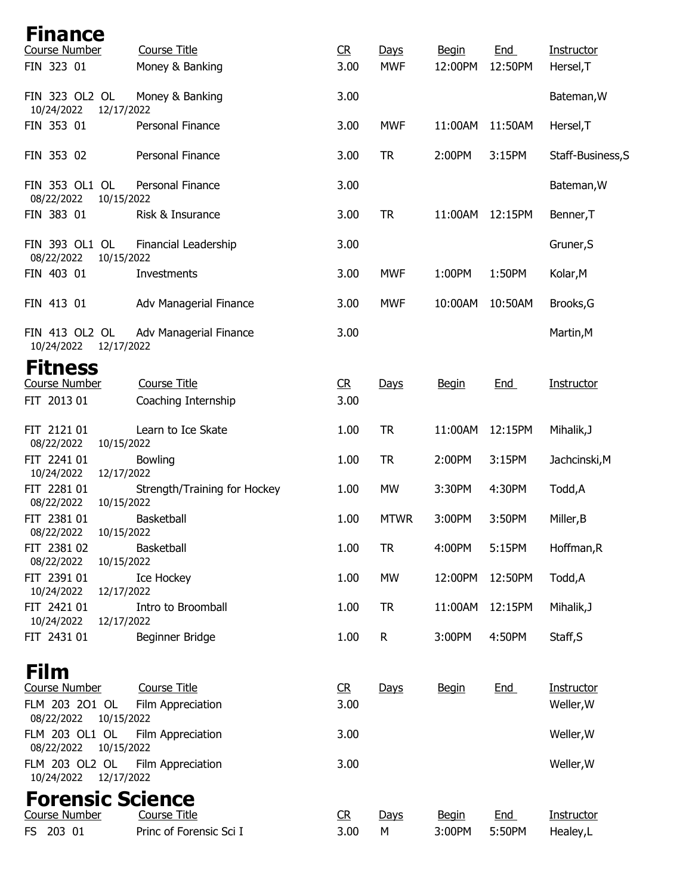# Finance

| Course Number | Course Title | CR | Days | Begin | End | Instructor |
|---|---|---|---|---|---|---|
| FIN 323 01 | Money & Banking | 3.00 | MWF | 12:00PM | 12:50PM | Hersel,T |
| FIN 323 OL2 OL 10/24/2022 12/17/2022 | Money & Banking | 3.00 | | | | Bateman,W |
| FIN 353 01 | Personal Finance | 3.00 | MWF | 11:00AM | 11:50AM | Hersel,T |
| FIN 353 02 | Personal Finance | 3.00 | TR | 2:00PM | 3:15PM | Staff-Business,S |
| FIN 353 OL1 OL 08/22/2022 10/15/2022 | Personal Finance | 3.00 | | | | Bateman,W |
| FIN 383 01 | Risk & Insurance | 3.00 | TR | 11:00AM | 12:15PM | Benner,T |
| FIN 393 OL1 OL 08/22/2022 10/15/2022 | Financial Leadership | 3.00 | | | | Gruner,S |
| FIN 403 01 | Investments | 3.00 | MWF | 1:00PM | 1:50PM | Kolar,M |
| FIN 413 01 | Adv Managerial Finance | 3.00 | MWF | 10:00AM | 10:50AM | Brooks,G |
| FIN 413 OL2 OL 10/24/2022 12/17/2022 | Adv Managerial Finance | 3.00 | | | | Martin,M |

# Fitness

| Course Number | Course Title | CR | Days | Begin | End | Instructor |
|---|---|---|---|---|---|---|
| FIT 2013 01 | Coaching Internship | 3.00 | | | | |
| FIT 2121 01 08/22/2022 10/15/2022 | Learn to Ice Skate | 1.00 | TR | 11:00AM | 12:15PM | Mihalik,J |
| FIT 2241 01 10/24/2022 12/17/2022 | Bowling | 1.00 | TR | 2:00PM | 3:15PM | Jachcinski,M |
| FIT 2281 01 08/22/2022 10/15/2022 | Strength/Training for Hockey | 1.00 | MW | 3:30PM | 4:30PM | Todd,A |
| FIT 2381 01 08/22/2022 10/15/2022 | Basketball | 1.00 | MTWR | 3:00PM | 3:50PM | Miller,B |
| FIT 2381 02 08/22/2022 10/15/2022 | Basketball | 1.00 | TR | 4:00PM | 5:15PM | Hoffman,R |
| FIT 2391 01 10/24/2022 12/17/2022 | Ice Hockey | 1.00 | MW | 12:00PM | 12:50PM | Todd,A |
| FIT 2421 01 10/24/2022 12/17/2022 | Intro to Broomball | 1.00 | TR | 11:00AM | 12:15PM | Mihalik,J |
| FIT 2431 01 | Beginner Bridge | 1.00 | R | 3:00PM | 4:50PM | Staff,S |

# Film

| Course Number | Course Title | CR | Days | Begin | End | Instructor |
|---|---|---|---|---|---|---|
| FLM 203 2O1 OL 08/22/2022 10/15/2022 | Film Appreciation | 3.00 | | | | Weller,W |
| FLM 203 OL1 OL 08/22/2022 10/15/2022 | Film Appreciation | 3.00 | | | | Weller,W |
| FLM 203 OL2 OL 10/24/2022 12/17/2022 | Film Appreciation | 3.00 | | | | Weller,W |

# Forensic Science

| Course Number | Course Title | CR | Days | Begin | End | Instructor |
|---|---|---|---|---|---|---|
| FS 203 01 | Princ of Forensic Sci I | 3.00 | M | 3:00PM | 5:50PM | Healey,L |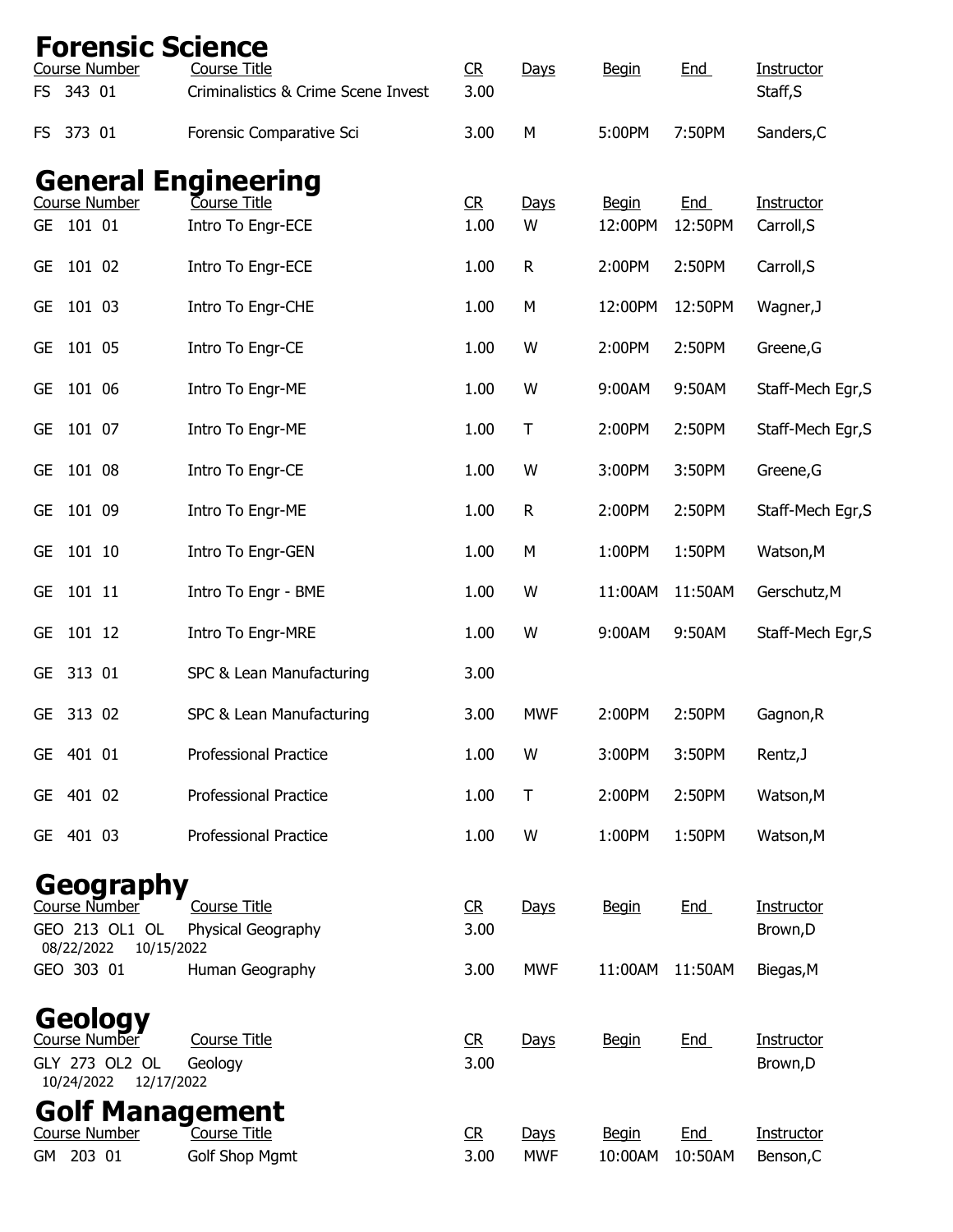## Forensic Science

| Course Number | Course Title | CR | Days | Begin | End | Instructor |
|---|---|---|---|---|---|---|
| FS 343 01 | Criminalistics & Crime Scene Invest | 3.00 | | | | Staff,S |
| FS 373 01 | Forensic Comparative Sci | 3.00 | M | 5:00PM | 7:50PM | Sanders,C |

## General Engineering

| Course Number | Course Title | CR | Days | Begin | End | Instructor |
|---|---|---|---|---|---|---|
| GE 101 01 | Intro To Engr-ECE | 1.00 | W | 12:00PM | 12:50PM | Carroll,S |
| GE 101 02 | Intro To Engr-ECE | 1.00 | R | 2:00PM | 2:50PM | Carroll,S |
| GE 101 03 | Intro To Engr-CHE | 1.00 | M | 12:00PM | 12:50PM | Wagner,J |
| GE 101 05 | Intro To Engr-CE | 1.00 | W | 2:00PM | 2:50PM | Greene,G |
| GE 101 06 | Intro To Engr-ME | 1.00 | W | 9:00AM | 9:50AM | Staff-Mech Egr,S |
| GE 101 07 | Intro To Engr-ME | 1.00 | T | 2:00PM | 2:50PM | Staff-Mech Egr,S |
| GE 101 08 | Intro To Engr-CE | 1.00 | W | 3:00PM | 3:50PM | Greene,G |
| GE 101 09 | Intro To Engr-ME | 1.00 | R | 2:00PM | 2:50PM | Staff-Mech Egr,S |
| GE 101 10 | Intro To Engr-GEN | 1.00 | M | 1:00PM | 1:50PM | Watson,M |
| GE 101 11 | Intro To Engr - BME | 1.00 | W | 11:00AM | 11:50AM | Gerschutz,M |
| GE 101 12 | Intro To Engr-MRE | 1.00 | W | 9:00AM | 9:50AM | Staff-Mech Egr,S |
| GE 313 01 | SPC & Lean Manufacturing | 3.00 | | | | |
| GE 313 02 | SPC & Lean Manufacturing | 3.00 | MWF | 2:00PM | 2:50PM | Gagnon,R |
| GE 401 01 | Professional Practice | 1.00 | W | 3:00PM | 3:50PM | Rentz,J |
| GE 401 02 | Professional Practice | 1.00 | T | 2:00PM | 2:50PM | Watson,M |
| GE 401 03 | Professional Practice | 1.00 | W | 1:00PM | 1:50PM | Watson,M |

## Geography

| Course Number | Course Title | CR | Days | Begin | End | Instructor |
|---|---|---|---|---|---|---|
| GEO 213 OL1 OL 08/22/2022 10/15/2022 | Physical Geography | 3.00 | | | | Brown,D |
| GEO 303 01 | Human Geography | 3.00 | MWF | 11:00AM | 11:50AM | Biegas,M |

## Geology

| Course Number | Course Title | CR | Days | Begin | End | Instructor |
|---|---|---|---|---|---|---|
| GLY 273 OL2 OL 10/24/2022 12/17/2022 | Geology | 3.00 | | | | Brown,D |

## Golf Management

| Course Number | Course Title | CR | Days | Begin | End | Instructor |
|---|---|---|---|---|---|---|
| GM 203 01 | Golf Shop Mgmt | 3.00 | MWF | 10:00AM | 10:50AM | Benson,C |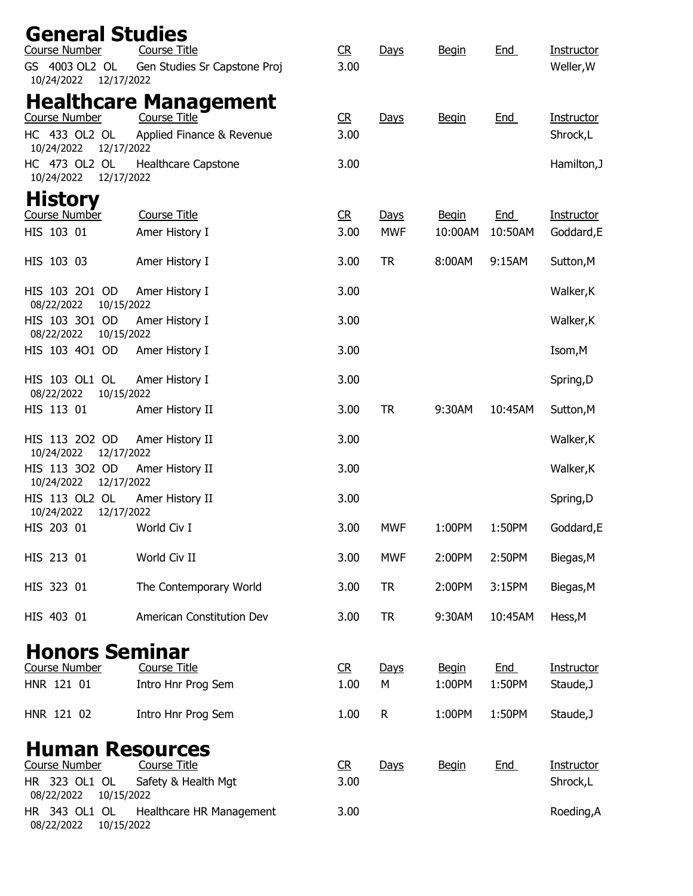## General Studies

| Course Number | Course Title | CR | Days | Begin | End | Instructor |
|---|---|---|---|---|---|---|
| GS 4003 OL2 OL<br>10/24/2022 12/17/2022 | Gen Studies Sr Capstone Proj | 3.00 | | | | Weller,W |

## Healthcare Management

| Course Number | Course Title | CR | Days | Begin | End | Instructor |
|---|---|---|---|---|---|---|
| HC 433 OL2 OL<br>10/24/2022 12/17/2022 | Applied Finance & Revenue | 3.00 | | | | Shrock,L |
| HC 473 OL2 OL<br>10/24/2022 12/17/2022 | Healthcare Capstone | 3.00 | | | | Hamilton,J |

## History

| Course Number | Course Title | CR | Days | Begin | End | Instructor |
|---|---|---|---|---|---|---|
| HIS 103 01 | Amer History I | 3.00 | MWF | 10:00AM | 10:50AM | Goddard,E |
| HIS 103 03 | Amer History I | 3.00 | TR | 8:00AM | 9:15AM | Sutton,M |
| HIS 103 2O1 OD<br>08/22/2022 10/15/2022 | Amer History I | 3.00 | | | | Walker,K |
| HIS 103 3O1 OD<br>08/22/2022 10/15/2022 | Amer History I | 3.00 | | | | Walker,K |
| HIS 103 4O1 OD | Amer History I | 3.00 | | | | Isom,M |
| HIS 103 OL1 OL<br>08/22/2022 10/15/2022 | Amer History I | 3.00 | | | | Spring,D |
| HIS 113 01 | Amer History II | 3.00 | TR | 9:30AM | 10:45AM | Sutton,M |
| HIS 113 2O2 OD<br>10/24/2022 12/17/2022 | Amer History II | 3.00 | | | | Walker,K |
| HIS 113 3O2 OD<br>10/24/2022 12/17/2022 | Amer History II | 3.00 | | | | Walker,K |
| HIS 113 OL2 OL<br>10/24/2022 12/17/2022 | Amer History II | 3.00 | | | | Spring,D |
| HIS 203 01 | World Civ I | 3.00 | MWF | 1:00PM | 1:50PM | Goddard,E |
| HIS 213 01 | World Civ II | 3.00 | MWF | 2:00PM | 2:50PM | Biegas,M |
| HIS 323 01 | The Contemporary World | 3.00 | TR | 2:00PM | 3:15PM | Biegas,M |
| HIS 403 01 | American Constitution Dev | 3.00 | TR | 9:30AM | 10:45AM | Hess,M |

## Honors Seminar

| Course Number | Course Title | CR | Days | Begin | End | Instructor |
|---|---|---|---|---|---|---|
| HNR 121 01 | Intro Hnr Prog Sem | 1.00 | M | 1:00PM | 1:50PM | Staude,J |
| HNR 121 02 | Intro Hnr Prog Sem | 1.00 | R | 1:00PM | 1:50PM | Staude,J |

## Human Resources

| Course Number | Course Title | CR | Days | Begin | End | Instructor |
|---|---|---|---|---|---|---|
| HR 323 OL1 OL<br>08/22/2022 10/15/2022 | Safety & Health Mgt | 3.00 | | | | Shrock,L |
| HR 343 OL1 OL<br>08/22/2022 10/15/2022 | Healthcare HR Management | 3.00 | | | | Roeding,A |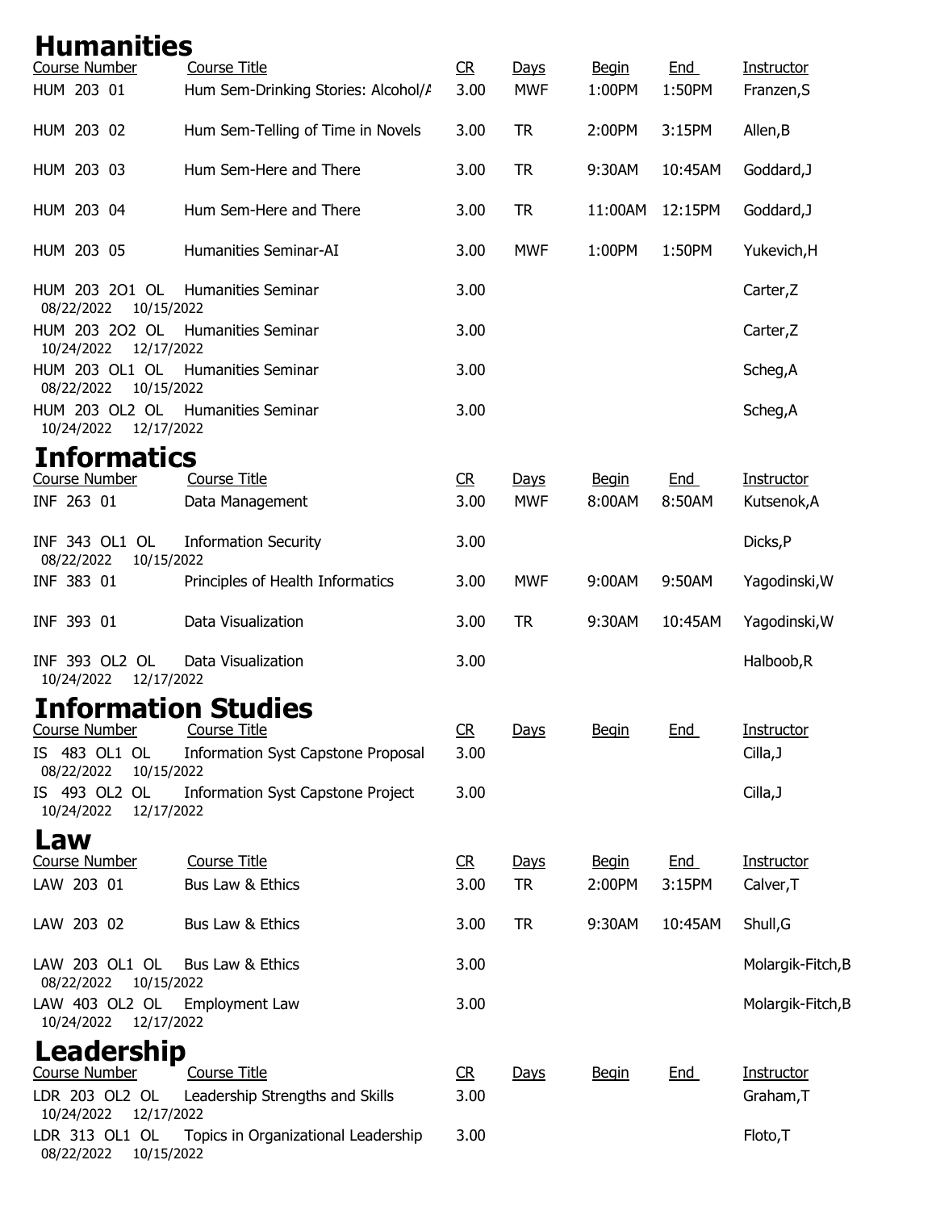# Humanities

| Course Number | Course Title | CR | Days | Begin | End | Instructor |
|---|---|---|---|---|---|---|
| HUM 203 01 | Hum Sem-Drinking Stories: Alcohol/A | 3.00 | MWF | 1:00PM | 1:50PM | Franzen,S |
| HUM 203 02 | Hum Sem-Telling of Time in Novels | 3.00 | TR | 2:00PM | 3:15PM | Allen,B |
| HUM 203 03 | Hum Sem-Here and There | 3.00 | TR | 9:30AM | 10:45AM | Goddard,J |
| HUM 203 04 | Hum Sem-Here and There | 3.00 | TR | 11:00AM | 12:15PM | Goddard,J |
| HUM 203 05 | Humanities Seminar-AI | 3.00 | MWF | 1:00PM | 1:50PM | Yukevich,H |
| HUM 203 2O1 OL 08/22/2022 10/15/2022 | Humanities Seminar | 3.00 | | | | Carter,Z |
| HUM 203 2O2 OL 10/24/2022 12/17/2022 | Humanities Seminar | 3.00 | | | | Carter,Z |
| HUM 203 OL1 OL 08/22/2022 10/15/2022 | Humanities Seminar | 3.00 | | | | Scheg,A |
| HUM 203 OL2 OL 10/24/2022 12/17/2022 | Humanities Seminar | 3.00 | | | | Scheg,A |

# Informatics

| Course Number | Course Title | CR | Days | Begin | End | Instructor |
|---|---|---|---|---|---|---|
| INF 263 01 | Data Management | 3.00 | MWF | 8:00AM | 8:50AM | Kutsenok,A |
| INF 343 OL1 OL 08/22/2022 10/15/2022 | Information Security | 3.00 | | | | Dicks,P |
| INF 383 01 | Principles of Health Informatics | 3.00 | MWF | 9:00AM | 9:50AM | Yagodinski,W |
| INF 393 01 | Data Visualization | 3.00 | TR | 9:30AM | 10:45AM | Yagodinski,W |
| INF 393 OL2 OL 10/24/2022 12/17/2022 | Data Visualization | 3.00 | | | | Halboob,R |

# Information Studies

| Course Number | Course Title | CR | Days | Begin | End | Instructor |
|---|---|---|---|---|---|---|
| IS 483 OL1 OL 08/22/2022 10/15/2022 | Information Syst Capstone Proposal | 3.00 | | | | Cilla,J |
| IS 493 OL2 OL 10/24/2022 12/17/2022 | Information Syst Capstone Project | 3.00 | | | | Cilla,J |

# Law

| Course Number | Course Title | CR | Days | Begin | End | Instructor |
|---|---|---|---|---|---|---|
| LAW 203 01 | Bus Law & Ethics | 3.00 | TR | 2:00PM | 3:15PM | Calver,T |
| LAW 203 02 | Bus Law & Ethics | 3.00 | TR | 9:30AM | 10:45AM | Shull,G |
| LAW 203 OL1 OL 08/22/2022 10/15/2022 | Bus Law & Ethics | 3.00 | | | | Molargik-Fitch,B |
| LAW 403 OL2 OL 10/24/2022 12/17/2022 | Employment Law | 3.00 | | | | Molargik-Fitch,B |

# Leadership

| Course Number | Course Title | CR | Days | Begin | End | Instructor |
|---|---|---|---|---|---|---|
| LDR 203 OL2 OL 10/24/2022 12/17/2022 | Leadership Strengths and Skills | 3.00 | | | | Graham,T |
| LDR 313 OL1 OL 08/22/2022 10/15/2022 | Topics in Organizational Leadership | 3.00 | | | | Floto,T |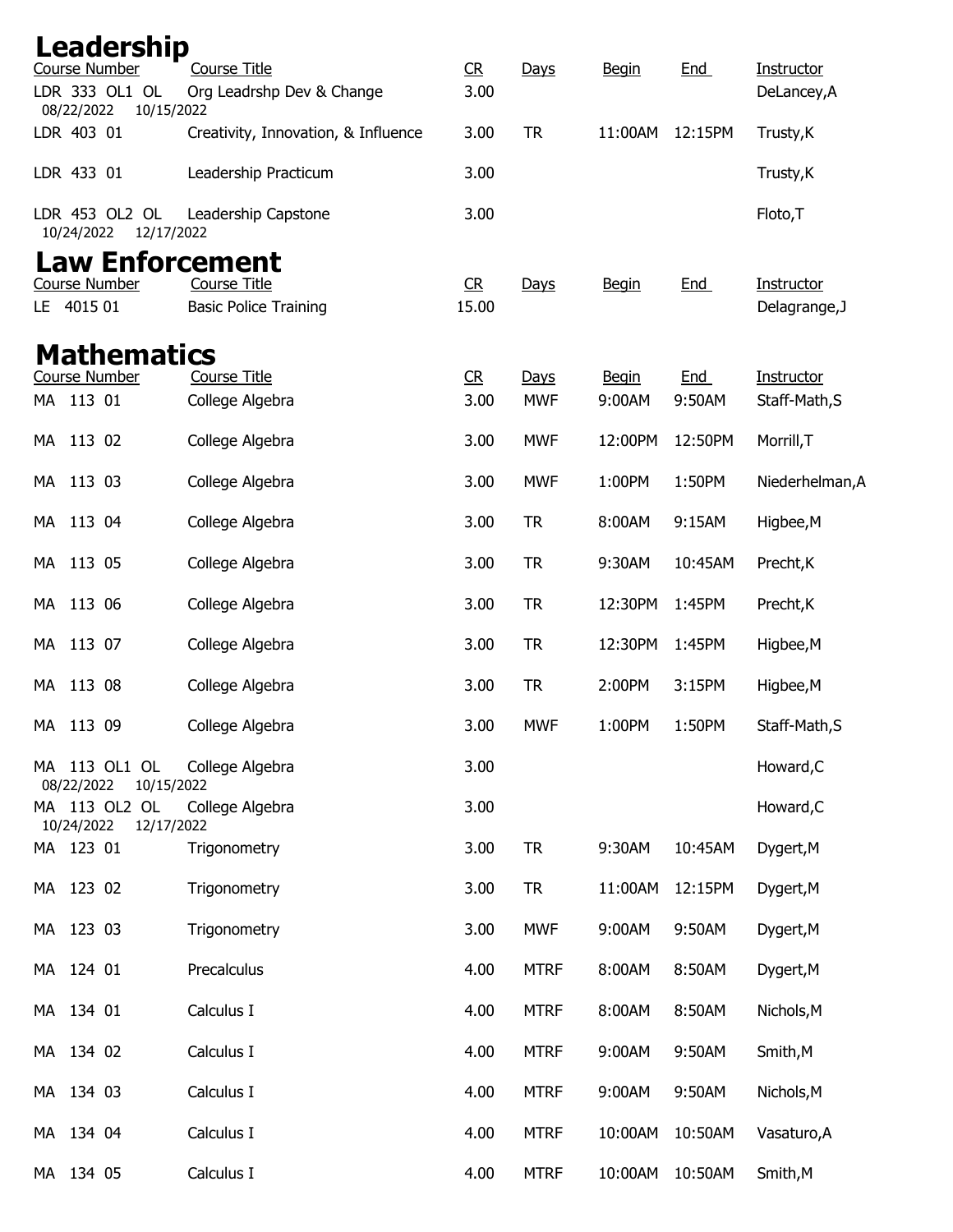# Leadership

| Course Number | Course Title | CR | Days | Begin | End | Instructor |
|---|---|---|---|---|---|---|
| LDR 333 OL1 OL<br>08/22/2022 10/15/2022 | Org Leadrshp Dev & Change | 3.00 | | | | DeLancey,A |
| LDR 403 01 | Creativity, Innovation, & Influence | 3.00 | TR | 11:00AM | 12:15PM | Trusty,K |
| LDR 433 01 | Leadership Practicum | 3.00 | | | | Trusty,K |
| LDR 453 OL2 OL<br>10/24/2022 12/17/2022 | Leadership Capstone | 3.00 | | | | Floto,T |

# Law Enforcement

| Course Number | Course Title | CR | Days | Begin | End | Instructor |
|---|---|---|---|---|---|---|
| LE 4015 01 | Basic Police Training | 15.00 | | | | Delagrange,J |

# Mathematics

| Course Number | Course Title | CR | Days | Begin | End | Instructor |
|---|---|---|---|---|---|---|
| MA 113 01 | College Algebra | 3.00 | MWF | 9:00AM | 9:50AM | Staff-Math,S |
| MA 113 02 | College Algebra | 3.00 | MWF | 12:00PM | 12:50PM | Morrill,T |
| MA 113 03 | College Algebra | 3.00 | MWF | 1:00PM | 1:50PM | Niederhelman,A |
| MA 113 04 | College Algebra | 3.00 | TR | 8:00AM | 9:15AM | Higbee,M |
| MA 113 05 | College Algebra | 3.00 | TR | 9:30AM | 10:45AM | Precht,K |
| MA 113 06 | College Algebra | 3.00 | TR | 12:30PM | 1:45PM | Precht,K |
| MA 113 07 | College Algebra | 3.00 | TR | 12:30PM | 1:45PM | Higbee,M |
| MA 113 08 | College Algebra | 3.00 | TR | 2:00PM | 3:15PM | Higbee,M |
| MA 113 09 | College Algebra | 3.00 | MWF | 1:00PM | 1:50PM | Staff-Math,S |
| MA 113 OL1 OL<br>08/22/2022 10/15/2022 | College Algebra | 3.00 | | | | Howard,C |
| MA 113 OL2 OL<br>10/24/2022 12/17/2022 | College Algebra | 3.00 | | | | Howard,C |
| MA 123 01 | Trigonometry | 3.00 | TR | 9:30AM | 10:45AM | Dygert,M |
| MA 123 02 | Trigonometry | 3.00 | TR | 11:00AM | 12:15PM | Dygert,M |
| MA 123 03 | Trigonometry | 3.00 | MWF | 9:00AM | 9:50AM | Dygert,M |
| MA 124 01 | Precalculus | 4.00 | MTRF | 8:00AM | 8:50AM | Dygert,M |
| MA 134 01 | Calculus I | 4.00 | MTRF | 8:00AM | 8:50AM | Nichols,M |
| MA 134 02 | Calculus I | 4.00 | MTRF | 9:00AM | 9:50AM | Smith,M |
| MA 134 03 | Calculus I | 4.00 | MTRF | 9:00AM | 9:50AM | Nichols,M |
| MA 134 04 | Calculus I | 4.00 | MTRF | 10:00AM | 10:50AM | Vasaturo,A |
| MA 134 05 | Calculus I | 4.00 | MTRF | 10:00AM | 10:50AM | Smith,M |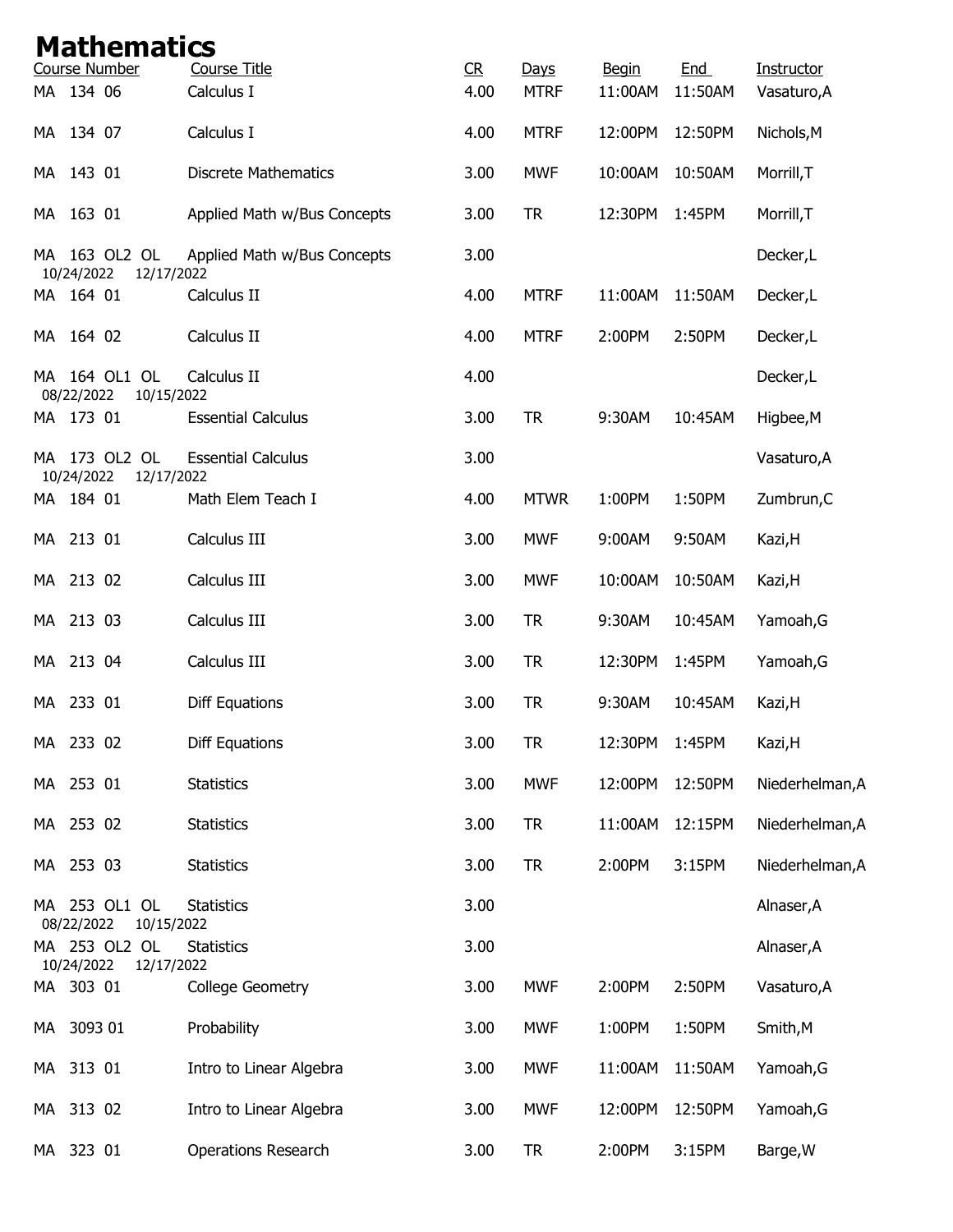# Mathematics

| Course Number | Course Title | CR | Days | Begin | End | Instructor |
|---|---|---|---|---|---|---|
| MA 134 06 | Calculus I | 4.00 | MTRF | 11:00AM | 11:50AM | Vasaturo,A |
| MA 134 07 | Calculus I | 4.00 | MTRF | 12:00PM | 12:50PM | Nichols,M |
| MA 143 01 | Discrete Mathematics | 3.00 | MWF | 10:00AM | 10:50AM | Morrill,T |
| MA 163 01 | Applied Math w/Bus Concepts | 3.00 | TR | 12:30PM | 1:45PM | Morrill,T |
| MA 163 OL2 OL 10/24/2022 12/17/2022 | Applied Math w/Bus Concepts | 3.00 | | | | Decker,L |
| MA 164 01 | Calculus II | 4.00 | MTRF | 11:00AM | 11:50AM | Decker,L |
| MA 164 02 | Calculus II | 4.00 | MTRF | 2:00PM | 2:50PM | Decker,L |
| MA 164 OL1 OL 08/22/2022 10/15/2022 | Calculus II | 4.00 | | | | Decker,L |
| MA 173 01 | Essential Calculus | 3.00 | TR | 9:30AM | 10:45AM | Higbee,M |
| MA 173 OL2 OL 10/24/2022 12/17/2022 | Essential Calculus | 3.00 | | | | Vasaturo,A |
| MA 184 01 | Math Elem Teach I | 4.00 | MTWR | 1:00PM | 1:50PM | Zumbrun,C |
| MA 213 01 | Calculus III | 3.00 | MWF | 9:00AM | 9:50AM | Kazi,H |
| MA 213 02 | Calculus III | 3.00 | MWF | 10:00AM | 10:50AM | Kazi,H |
| MA 213 03 | Calculus III | 3.00 | TR | 9:30AM | 10:45AM | Yamoah,G |
| MA 213 04 | Calculus III | 3.00 | TR | 12:30PM | 1:45PM | Yamoah,G |
| MA 233 01 | Diff Equations | 3.00 | TR | 9:30AM | 10:45AM | Kazi,H |
| MA 233 02 | Diff Equations | 3.00 | TR | 12:30PM | 1:45PM | Kazi,H |
| MA 253 01 | Statistics | 3.00 | MWF | 12:00PM | 12:50PM | Niederhelman,A |
| MA 253 02 | Statistics | 3.00 | TR | 11:00AM | 12:15PM | Niederhelman,A |
| MA 253 03 | Statistics | 3.00 | TR | 2:00PM | 3:15PM | Niederhelman,A |
| MA 253 OL1 OL 08/22/2022 10/15/2022 | Statistics | 3.00 | | | | Alnaser,A |
| MA 253 OL2 OL 10/24/2022 12/17/2022 | Statistics | 3.00 | | | | Alnaser,A |
| MA 303 01 | College Geometry | 3.00 | MWF | 2:00PM | 2:50PM | Vasaturo,A |
| MA 3093 01 | Probability | 3.00 | MWF | 1:00PM | 1:50PM | Smith,M |
| MA 313 01 | Intro to Linear Algebra | 3.00 | MWF | 11:00AM | 11:50AM | Yamoah,G |
| MA 313 02 | Intro to Linear Algebra | 3.00 | MWF | 12:00PM | 12:50PM | Yamoah,G |
| MA 323 01 | Operations Research | 3.00 | TR | 2:00PM | 3:15PM | Barge,W |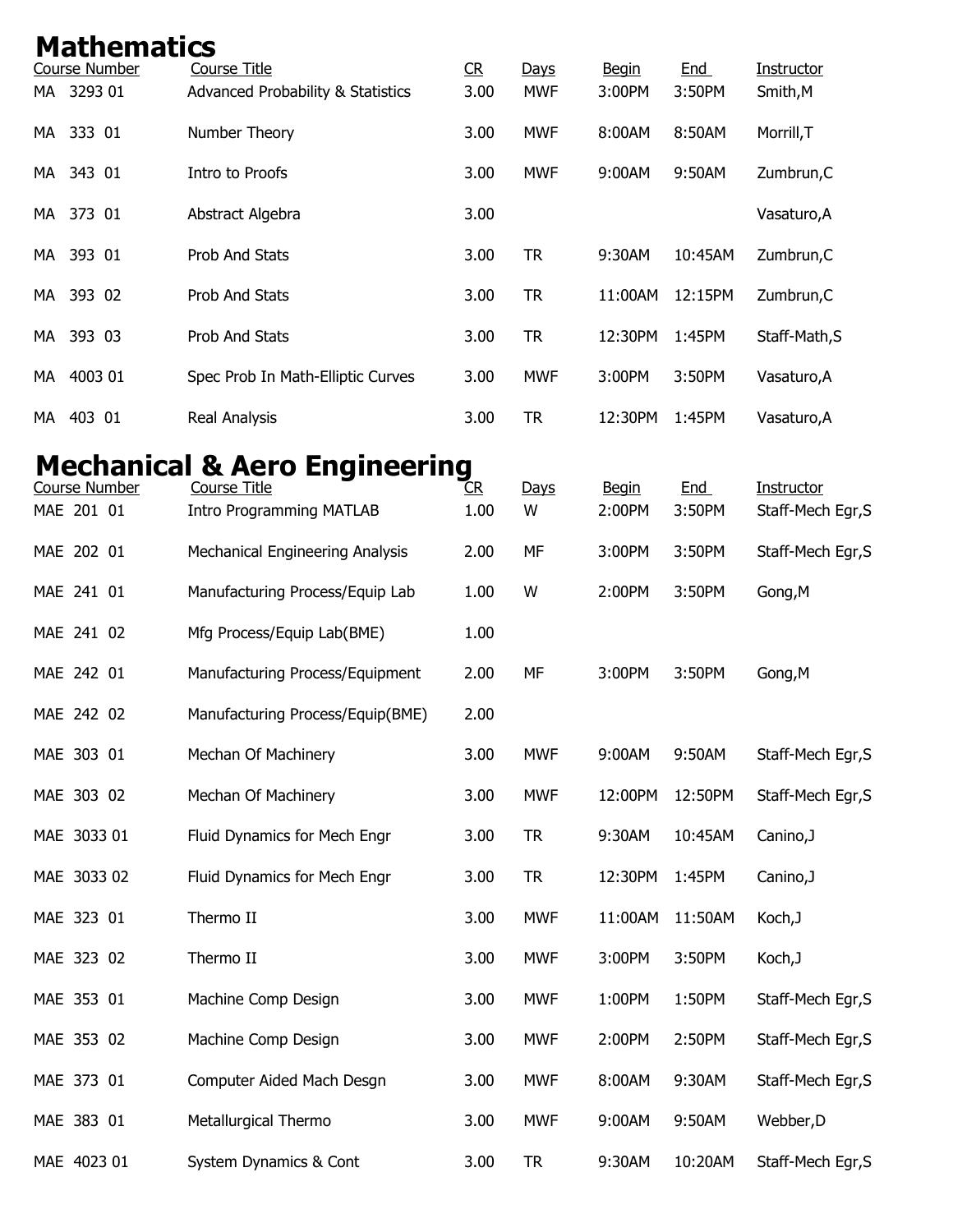# Mathematics

| Course Number | Course Title | CR | Days | Begin | End | Instructor |
|---|---|---|---|---|---|---|
| MA 3293 01 | Advanced Probability & Statistics | 3.00 | MWF | 3:00PM | 3:50PM | Smith,M |
| MA 333 01 | Number Theory | 3.00 | MWF | 8:00AM | 8:50AM | Morrill,T |
| MA 343 01 | Intro to Proofs | 3.00 | MWF | 9:00AM | 9:50AM | Zumbrun,C |
| MA 373 01 | Abstract Algebra | 3.00 | | | | Vasaturo,A |
| MA 393 01 | Prob And Stats | 3.00 | TR | 9:30AM | 10:45AM | Zumbrun,C |
| MA 393 02 | Prob And Stats | 3.00 | TR | 11:00AM | 12:15PM | Zumbrun,C |
| MA 393 03 | Prob And Stats | 3.00 | TR | 12:30PM | 1:45PM | Staff-Math,S |
| MA 4003 01 | Spec Prob In Math-Elliptic Curves | 3.00 | MWF | 3:00PM | 3:50PM | Vasaturo,A |
| MA 403 01 | Real Analysis | 3.00 | TR | 12:30PM | 1:45PM | Vasaturo,A |

# Mechanical & Aero Engineering

| Course Number | Course Title | CR | Days | Begin | End | Instructor |
|---|---|---|---|---|---|---|
| MAE 201 01 | Intro Programming MATLAB | 1.00 | W | 2:00PM | 3:50PM | Staff-Mech Egr,S |
| MAE 202 01 | Mechanical Engineering Analysis | 2.00 | MF | 3:00PM | 3:50PM | Staff-Mech Egr,S |
| MAE 241 01 | Manufacturing Process/Equip Lab | 1.00 | W | 2:00PM | 3:50PM | Gong,M |
| MAE 241 02 | Mfg Process/Equip Lab(BME) | 1.00 | | | | |
| MAE 242 01 | Manufacturing Process/Equipment | 2.00 | MF | 3:00PM | 3:50PM | Gong,M |
| MAE 242 02 | Manufacturing Process/Equip(BME) | 2.00 | | | | |
| MAE 303 01 | Mechan Of Machinery | 3.00 | MWF | 9:00AM | 9:50AM | Staff-Mech Egr,S |
| MAE 303 02 | Mechan Of Machinery | 3.00 | MWF | 12:00PM | 12:50PM | Staff-Mech Egr,S |
| MAE 3033 01 | Fluid Dynamics for Mech Engr | 3.00 | TR | 9:30AM | 10:45AM | Canino,J |
| MAE 3033 02 | Fluid Dynamics for Mech Engr | 3.00 | TR | 12:30PM | 1:45PM | Canino,J |
| MAE 323 01 | Thermo II | 3.00 | MWF | 11:00AM | 11:50AM | Koch,J |
| MAE 323 02 | Thermo II | 3.00 | MWF | 3:00PM | 3:50PM | Koch,J |
| MAE 353 01 | Machine Comp Design | 3.00 | MWF | 1:00PM | 1:50PM | Staff-Mech Egr,S |
| MAE 353 02 | Machine Comp Design | 3.00 | MWF | 2:00PM | 2:50PM | Staff-Mech Egr,S |
| MAE 373 01 | Computer Aided Mach Desgn | 3.00 | MWF | 8:00AM | 9:30AM | Staff-Mech Egr,S |
| MAE 383 01 | Metallurgical Thermo | 3.00 | MWF | 9:00AM | 9:50AM | Webber,D |
| MAE 4023 01 | System Dynamics & Cont | 3.00 | TR | 9:30AM | 10:20AM | Staff-Mech Egr,S |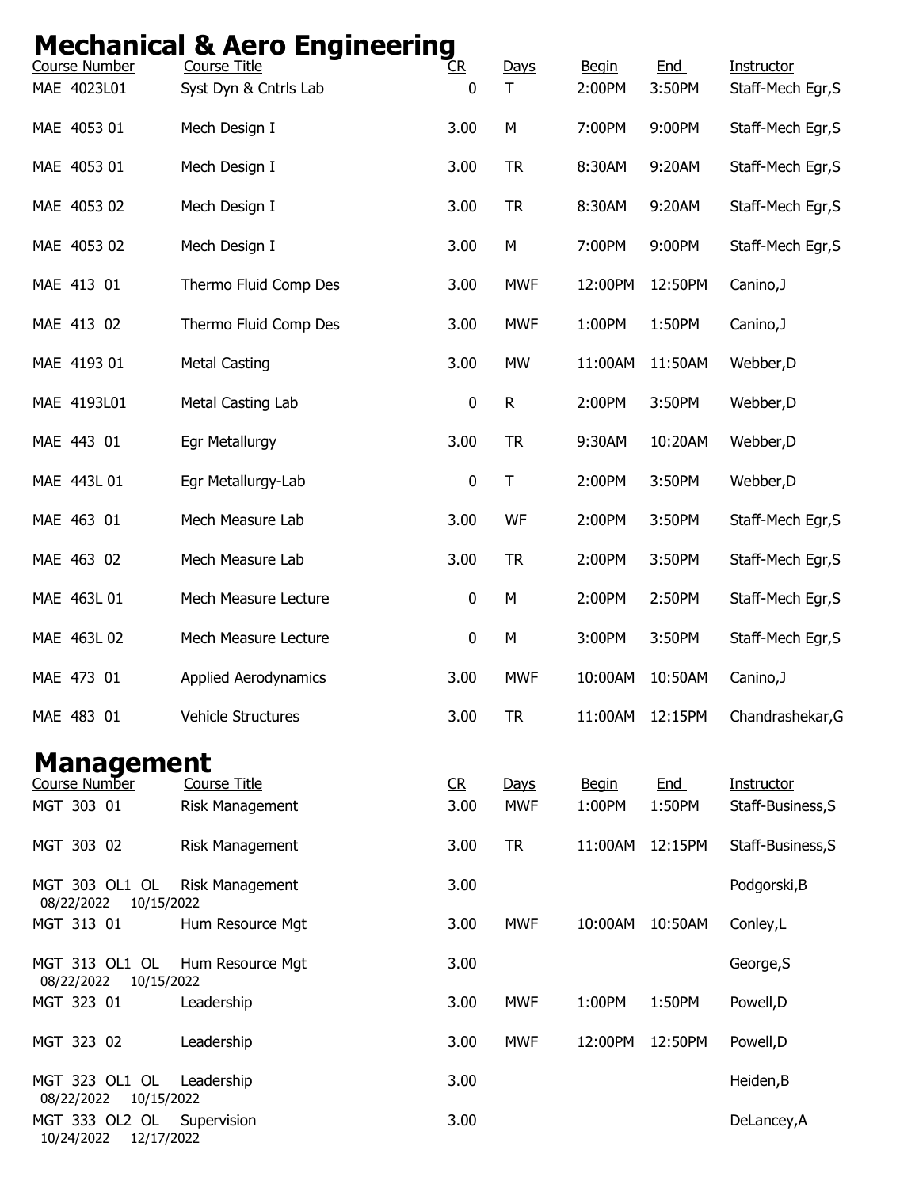# Mechanical & Aero Engineering

| Course Number | Course Title | CR | Days | Begin | End | Instructor |
|---|---|---|---|---|---|---|
| MAE 4023L01 | Syst Dyn & Cntrls Lab | 0 | T | 2:00PM | 3:50PM | Staff-Mech Egr,S |
| MAE 4053 01 | Mech Design I | 3.00 | M | 7:00PM | 9:00PM | Staff-Mech Egr,S |
| MAE 4053 01 | Mech Design I | 3.00 | TR | 8:30AM | 9:20AM | Staff-Mech Egr,S |
| MAE 4053 02 | Mech Design I | 3.00 | TR | 8:30AM | 9:20AM | Staff-Mech Egr,S |
| MAE 4053 02 | Mech Design I | 3.00 | M | 7:00PM | 9:00PM | Staff-Mech Egr,S |
| MAE 413 01 | Thermo Fluid Comp Des | 3.00 | MWF | 12:00PM | 12:50PM | Canino,J |
| MAE 413 02 | Thermo Fluid Comp Des | 3.00 | MWF | 1:00PM | 1:50PM | Canino,J |
| MAE 4193 01 | Metal Casting | 3.00 | MW | 11:00AM | 11:50AM | Webber,D |
| MAE 4193L01 | Metal Casting Lab | 0 | R | 2:00PM | 3:50PM | Webber,D |
| MAE 443 01 | Egr Metallurgy | 3.00 | TR | 9:30AM | 10:20AM | Webber,D |
| MAE 443L 01 | Egr Metallurgy-Lab | 0 | T | 2:00PM | 3:50PM | Webber,D |
| MAE 463 01 | Mech Measure Lab | 3.00 | WF | 2:00PM | 3:50PM | Staff-Mech Egr,S |
| MAE 463 02 | Mech Measure Lab | 3.00 | TR | 2:00PM | 3:50PM | Staff-Mech Egr,S |
| MAE 463L 01 | Mech Measure Lecture | 0 | M | 2:00PM | 2:50PM | Staff-Mech Egr,S |
| MAE 463L 02 | Mech Measure Lecture | 0 | M | 3:00PM | 3:50PM | Staff-Mech Egr,S |
| MAE 473 01 | Applied Aerodynamics | 3.00 | MWF | 10:00AM | 10:50AM | Canino,J |
| MAE 483 01 | Vehicle Structures | 3.00 | TR | 11:00AM | 12:15PM | Chandrashekar,G |

# Management

| Course Number | Course Title | CR | Days | Begin | End | Instructor |
|---|---|---|---|---|---|---|
| MGT 303 01 | Risk Management | 3.00 | MWF | 1:00PM | 1:50PM | Staff-Business,S |
| MGT 303 02 | Risk Management | 3.00 | TR | 11:00AM | 12:15PM | Staff-Business,S |
| MGT 303 OL1 OL 08/22/2022 10/15/2022 | Risk Management | 3.00 | | | | Podgorski,B |
| MGT 313 01 | Hum Resource Mgt | 3.00 | MWF | 10:00AM | 10:50AM | Conley,L |
| MGT 313 OL1 OL 08/22/2022 10/15/2022 | Hum Resource Mgt | 3.00 | | | | George,S |
| MGT 323 01 | Leadership | 3.00 | MWF | 1:00PM | 1:50PM | Powell,D |
| MGT 323 02 | Leadership | 3.00 | MWF | 12:00PM | 12:50PM | Powell,D |
| MGT 323 OL1 OL 08/22/2022 10/15/2022 | Leadership | 3.00 | | | | Heiden,B |
| MGT 333 OL2 OL 10/24/2022 12/17/2022 | Supervision | 3.00 | | | | DeLancey,A |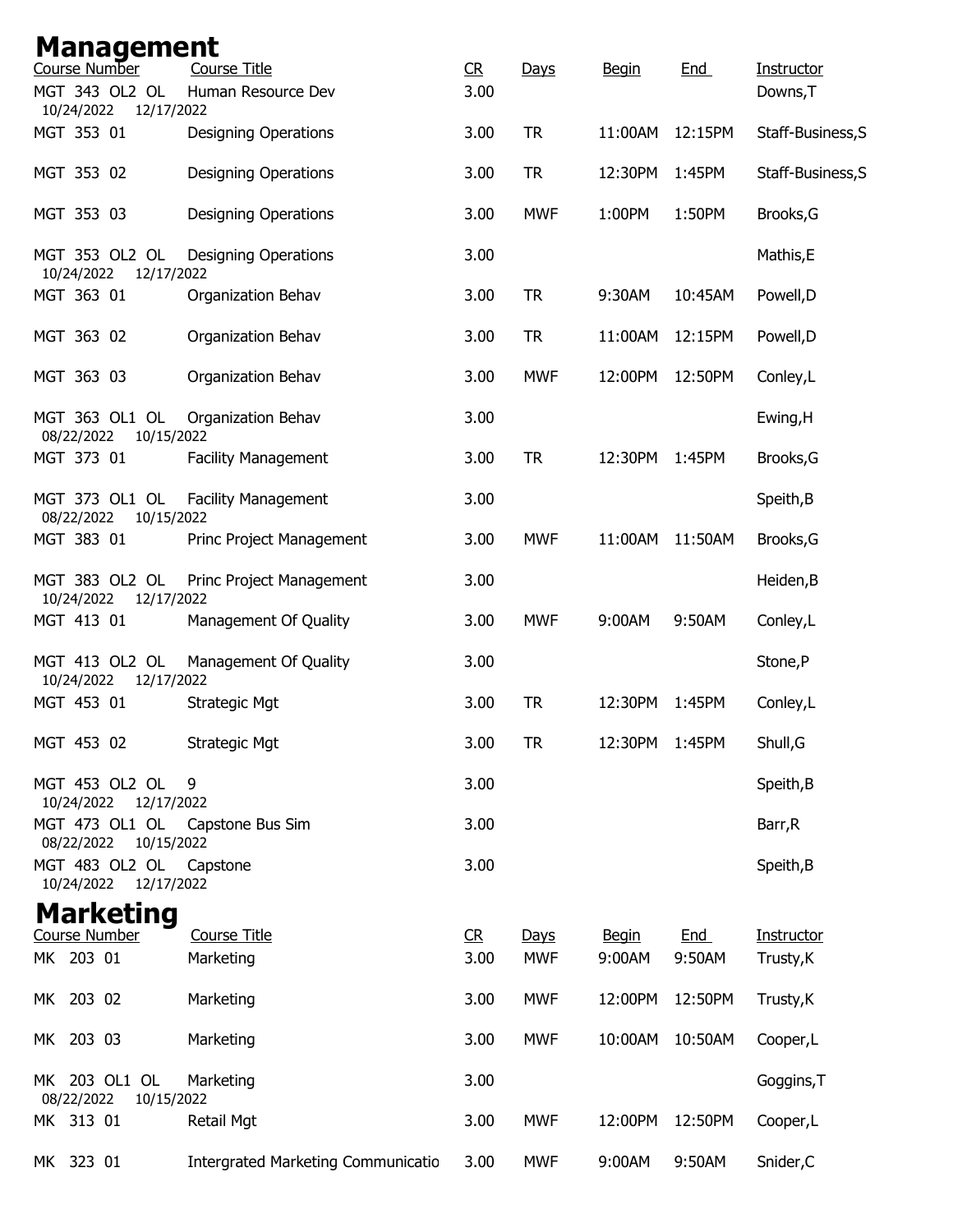# Management

| Course Number | Course Title | CR | Days | Begin | End | Instructor |
|---|---|---|---|---|---|---|
| MGT 343 OL2 OL<br>10/24/2022 12/17/2022 | Human Resource Dev | 3.00 | | | | Downs,T |
| MGT 353 01 | Designing Operations | 3.00 | TR | 11:00AM | 12:15PM | Staff-Business,S |
| MGT 353 02 | Designing Operations | 3.00 | TR | 12:30PM | 1:45PM | Staff-Business,S |
| MGT 353 03 | Designing Operations | 3.00 | MWF | 1:00PM | 1:50PM | Brooks,G |
| MGT 353 OL2 OL<br>10/24/2022 12/17/2022 | Designing Operations | 3.00 | | | | Mathis,E |
| MGT 363 01 | Organization Behav | 3.00 | TR | 9:30AM | 10:45AM | Powell,D |
| MGT 363 02 | Organization Behav | 3.00 | TR | 11:00AM | 12:15PM | Powell,D |
| MGT 363 03 | Organization Behav | 3.00 | MWF | 12:00PM | 12:50PM | Conley,L |
| MGT 363 OL1 OL<br>08/22/2022 10/15/2022 | Organization Behav | 3.00 | | | | Ewing,H |
| MGT 373 01 | Facility Management | 3.00 | TR | 12:30PM | 1:45PM | Brooks,G |
| MGT 373 OL1 OL<br>08/22/2022 10/15/2022 | Facility Management | 3.00 | | | | Speith,B |
| MGT 383 01 | Princ Project Management | 3.00 | MWF | 11:00AM | 11:50AM | Brooks,G |
| MGT 383 OL2 OL<br>10/24/2022 12/17/2022 | Princ Project Management | 3.00 | | | | Heiden,B |
| MGT 413 01 | Management Of Quality | 3.00 | MWF | 9:00AM | 9:50AM | Conley,L |
| MGT 413 OL2 OL<br>10/24/2022 12/17/2022 | Management Of Quality | 3.00 | | | | Stone,P |
| MGT 453 01 | Strategic Mgt | 3.00 | TR | 12:30PM | 1:45PM | Conley,L |
| MGT 453 02 | Strategic Mgt | 3.00 | TR | 12:30PM | 1:45PM | Shull,G |
| MGT 453 OL2 OL<br>10/24/2022 12/17/2022 | 9 | 3.00 | | | | Speith,B |
| MGT 473 OL1 OL<br>08/22/2022 10/15/2022 | Capstone Bus Sim | 3.00 | | | | Barr,R |
| MGT 483 OL2 OL<br>10/24/2022 12/17/2022 | Capstone | 3.00 | | | | Speith,B |

# Marketing

| Course Number | Course Title | CR | Days | Begin | End | Instructor |
|---|---|---|---|---|---|---|
| MK 203 01 | Marketing | 3.00 | MWF | 9:00AM | 9:50AM | Trusty,K |
| MK 203 02 | Marketing | 3.00 | MWF | 12:00PM | 12:50PM | Trusty,K |
| MK 203 03 | Marketing | 3.00 | MWF | 10:00AM | 10:50AM | Cooper,L |
| MK 203 OL1 OL<br>08/22/2022 10/15/2022 | Marketing | 3.00 | | | | Goggins,T |
| MK 313 01 | Retail Mgt | 3.00 | MWF | 12:00PM | 12:50PM | Cooper,L |
| MK 323 01 | Intergrated Marketing Communicatio | 3.00 | MWF | 9:00AM | 9:50AM | Snider,C |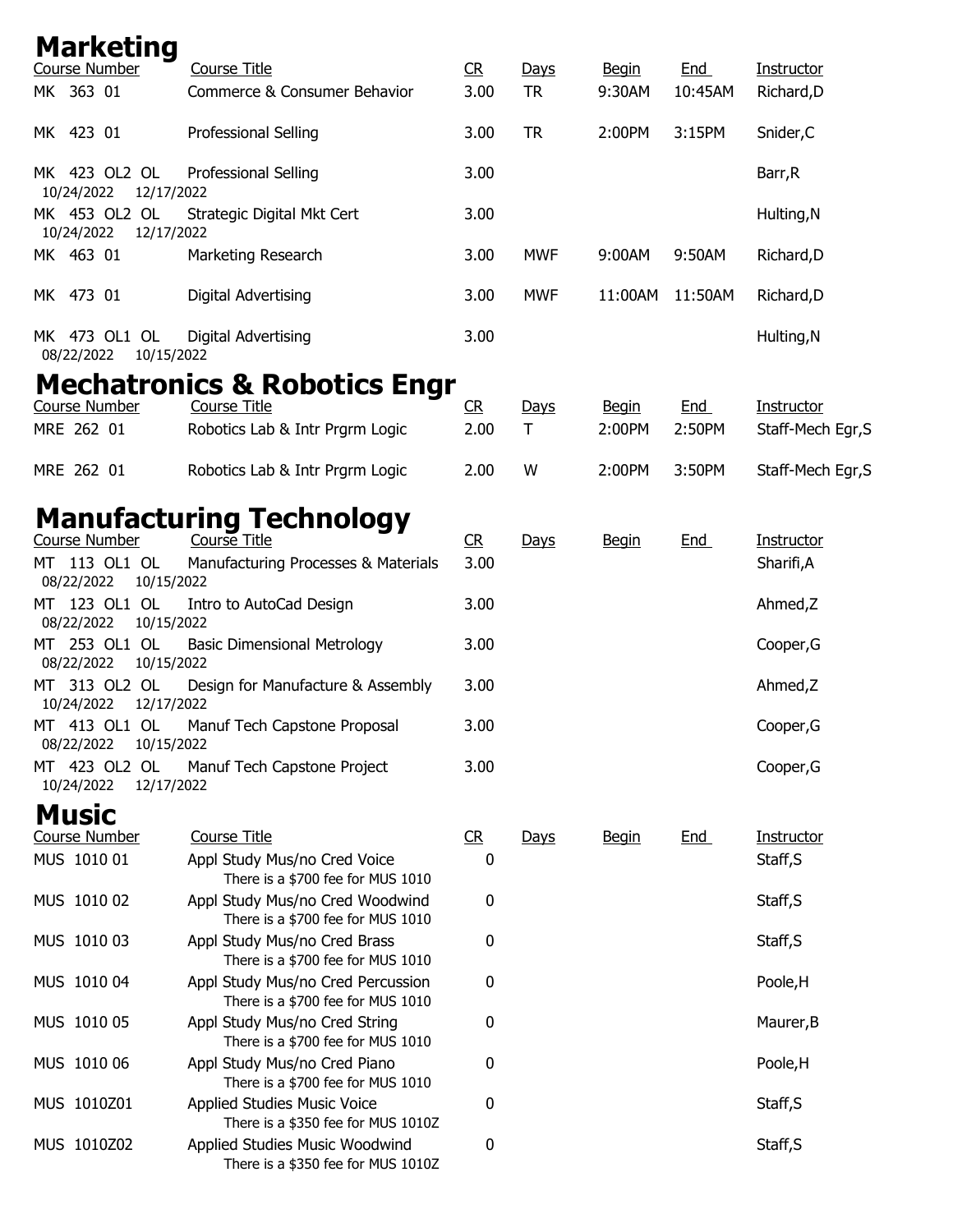# Marketing

| Course Number | Course Title | CR | Days | Begin | End | Instructor |
|---|---|---|---|---|---|---|
| MK 363 01 | Commerce & Consumer Behavior | 3.00 | TR | 9:30AM | 10:45AM | Richard,D |
| MK 423 01 | Professional Selling | 3.00 | TR | 2:00PM | 3:15PM | Snider,C |
| MK 423 OL2 OL<br>10/24/2022 12/17/2022 | Professional Selling | 3.00 | | | | Barr,R |
| MK 453 OL2 OL<br>10/24/2022 12/17/2022 | Strategic Digital Mkt Cert | 3.00 | | | | Hulting,N |
| MK 463 01 | Marketing Research | 3.00 | MWF | 9:00AM | 9:50AM | Richard,D |
| MK 473 01 | Digital Advertising | 3.00 | MWF | 11:00AM | 11:50AM | Richard,D |
| MK 473 OL1 OL<br>08/22/2022 10/15/2022 | Digital Advertising | 3.00 | | | | Hulting,N |

# Mechatronics & Robotics Engr

| Course Number | Course Title | CR | Days | Begin | End | Instructor |
|---|---|---|---|---|---|---|
| MRE 262 01 | Robotics Lab & Intr Prgrm Logic | 2.00 | T | 2:00PM | 2:50PM | Staff-Mech Egr,S |
| MRE 262 01 | Robotics Lab & Intr Prgrm Logic | 2.00 | W | 2:00PM | 3:50PM | Staff-Mech Egr,S |

# Manufacturing Technology

| Course Number | Course Title | CR | Days | Begin | End | Instructor |
|---|---|---|---|---|---|---|
| MT 113 OL1 OL<br>08/22/2022 10/15/2022 | Manufacturing Processes & Materials | 3.00 | | | | Sharifi,A |
| MT 123 OL1 OL<br>08/22/2022 10/15/2022 | Intro to AutoCad Design | 3.00 | | | | Ahmed,Z |
| MT 253 OL1 OL<br>08/22/2022 10/15/2022 | Basic Dimensional Metrology | 3.00 | | | | Cooper,G |
| MT 313 OL2 OL<br>10/24/2022 12/17/2022 | Design for Manufacture & Assembly | 3.00 | | | | Ahmed,Z |
| MT 413 OL1 OL<br>08/22/2022 10/15/2022 | Manuf Tech Capstone Proposal | 3.00 | | | | Cooper,G |
| MT 423 OL2 OL<br>10/24/2022 12/17/2022 | Manuf Tech Capstone Project | 3.00 | | | | Cooper,G |

# Music

| Course Number | Course Title | CR | Days | Begin | End | Instructor |
|---|---|---|---|---|---|---|
| MUS 1010 01 | Appl Study Mus/no Cred Voice<br>There is a $700 fee for MUS 1010 | 0 | | | | Staff,S |
| MUS 1010 02 | Appl Study Mus/no Cred Woodwind<br>There is a $700 fee for MUS 1010 | 0 | | | | Staff,S |
| MUS 1010 03 | Appl Study Mus/no Cred Brass<br>There is a $700 fee for MUS 1010 | 0 | | | | Staff,S |
| MUS 1010 04 | Appl Study Mus/no Cred Percussion<br>There is a $700 fee for MUS 1010 | 0 | | | | Poole,H |
| MUS 1010 05 | Appl Study Mus/no Cred String<br>There is a $700 fee for MUS 1010 | 0 | | | | Maurer,B |
| MUS 1010 06 | Appl Study Mus/no Cred Piano<br>There is a $700 fee for MUS 1010 | 0 | | | | Poole,H |
| MUS 1010Z01 | Applied Studies Music Voice<br>There is a $350 fee for MUS 1010Z | 0 | | | | Staff,S |
| MUS 1010Z02 | Applied Studies Music Woodwind<br>There is a $350 fee for MUS 1010Z | 0 | | | | Staff,S |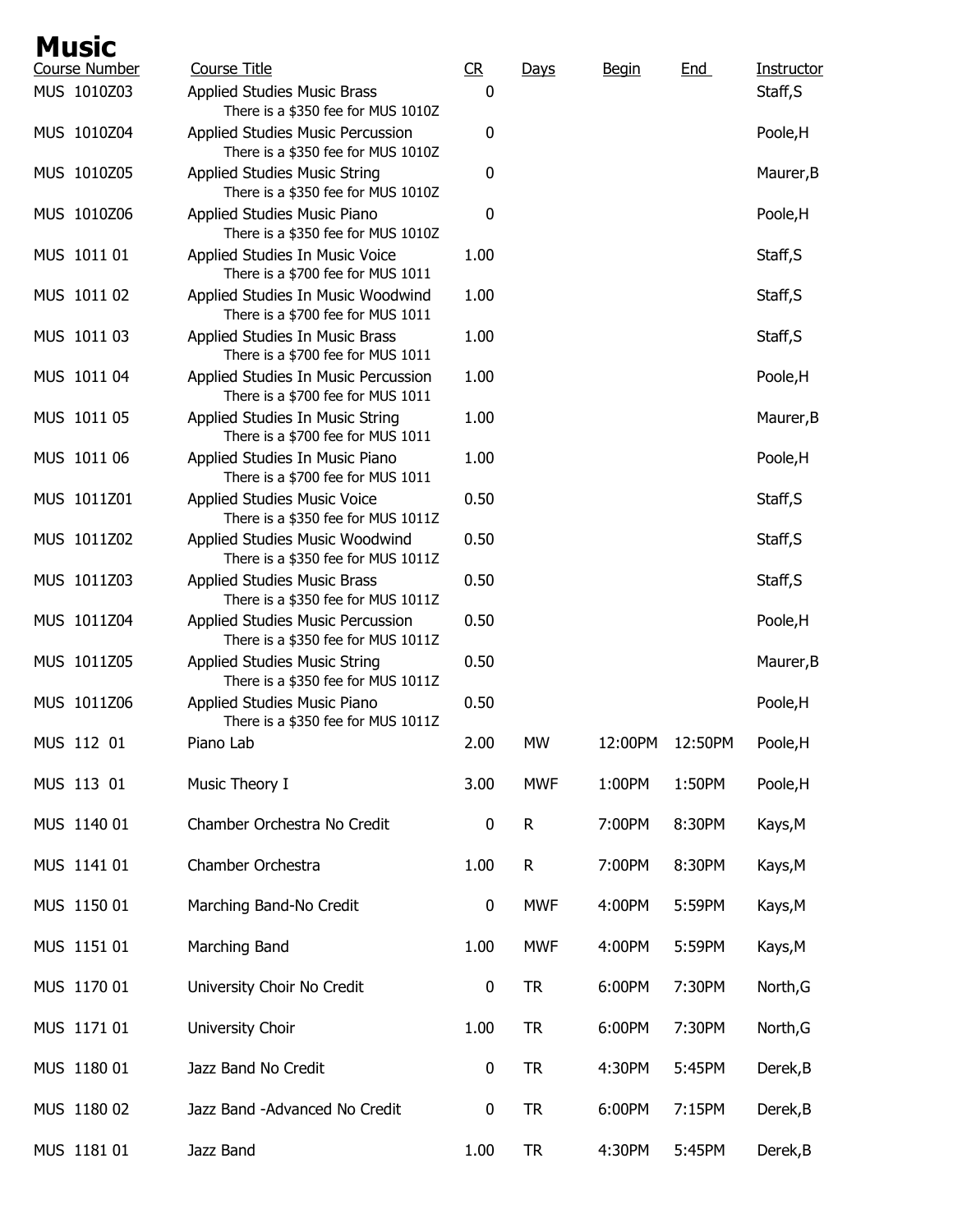# Music

| Course Number | Course Title | CR | Days | Begin | End | Instructor |
|---|---|---|---|---|---|---|
| MUS 1010Z03 | Applied Studies Music Brass<br>There is a $350 fee for MUS 1010Z | 0 | | | | Staff,S |
| MUS 1010Z04 | Applied Studies Music Percussion<br>There is a $350 fee for MUS 1010Z | 0 | | | | Poole,H |
| MUS 1010Z05 | Applied Studies Music String<br>There is a $350 fee for MUS 1010Z | 0 | | | | Maurer,B |
| MUS 1010Z06 | Applied Studies Music Piano<br>There is a $350 fee for MUS 1010Z | 0 | | | | Poole,H |
| MUS 1011 01 | Applied Studies In Music Voice<br>There is a $700 fee for MUS 1011 | 1.00 | | | | Staff,S |
| MUS 1011 02 | Applied Studies In Music Woodwind<br>There is a $700 fee for MUS 1011 | 1.00 | | | | Staff,S |
| MUS 1011 03 | Applied Studies In Music Brass<br>There is a $700 fee for MUS 1011 | 1.00 | | | | Staff,S |
| MUS 1011 04 | Applied Studies In Music Percussion<br>There is a $700 fee for MUS 1011 | 1.00 | | | | Poole,H |
| MUS 1011 05 | Applied Studies In Music String<br>There is a $700 fee for MUS 1011 | 1.00 | | | | Maurer,B |
| MUS 1011 06 | Applied Studies In Music Piano<br>There is a $700 fee for MUS 1011 | 1.00 | | | | Poole,H |
| MUS 1011Z01 | Applied Studies Music Voice<br>There is a $350 fee for MUS 1011Z | 0.50 | | | | Staff,S |
| MUS 1011Z02 | Applied Studies Music Woodwind<br>There is a $350 fee for MUS 1011Z | 0.50 | | | | Staff,S |
| MUS 1011Z03 | Applied Studies Music Brass<br>There is a $350 fee for MUS 1011Z | 0.50 | | | | Staff,S |
| MUS 1011Z04 | Applied Studies Music Percussion<br>There is a $350 fee for MUS 1011Z | 0.50 | | | | Poole,H |
| MUS 1011Z05 | Applied Studies Music String<br>There is a $350 fee for MUS 1011Z | 0.50 | | | | Maurer,B |
| MUS 1011Z06 | Applied Studies Music Piano<br>There is a $350 fee for MUS 1011Z | 0.50 | | | | Poole,H |
| MUS 112 01 | Piano Lab | 2.00 | MW | 12:00PM | 12:50PM | Poole,H |
| MUS 113 01 | Music Theory I | 3.00 | MWF | 1:00PM | 1:50PM | Poole,H |
| MUS 1140 01 | Chamber Orchestra No Credit | 0 | R | 7:00PM | 8:30PM | Kays,M |
| MUS 1141 01 | Chamber Orchestra | 1.00 | R | 7:00PM | 8:30PM | Kays,M |
| MUS 1150 01 | Marching Band-No Credit | 0 | MWF | 4:00PM | 5:59PM | Kays,M |
| MUS 1151 01 | Marching Band | 1.00 | MWF | 4:00PM | 5:59PM | Kays,M |
| MUS 1170 01 | University Choir No Credit | 0 | TR | 6:00PM | 7:30PM | North,G |
| MUS 1171 01 | University Choir | 1.00 | TR | 6:00PM | 7:30PM | North,G |
| MUS 1180 01 | Jazz Band No Credit | 0 | TR | 4:30PM | 5:45PM | Derek,B |
| MUS 1180 02 | Jazz Band -Advanced No Credit | 0 | TR | 6:00PM | 7:15PM | Derek,B |
| MUS 1181 01 | Jazz Band | 1.00 | TR | 4:30PM | 5:45PM | Derek,B |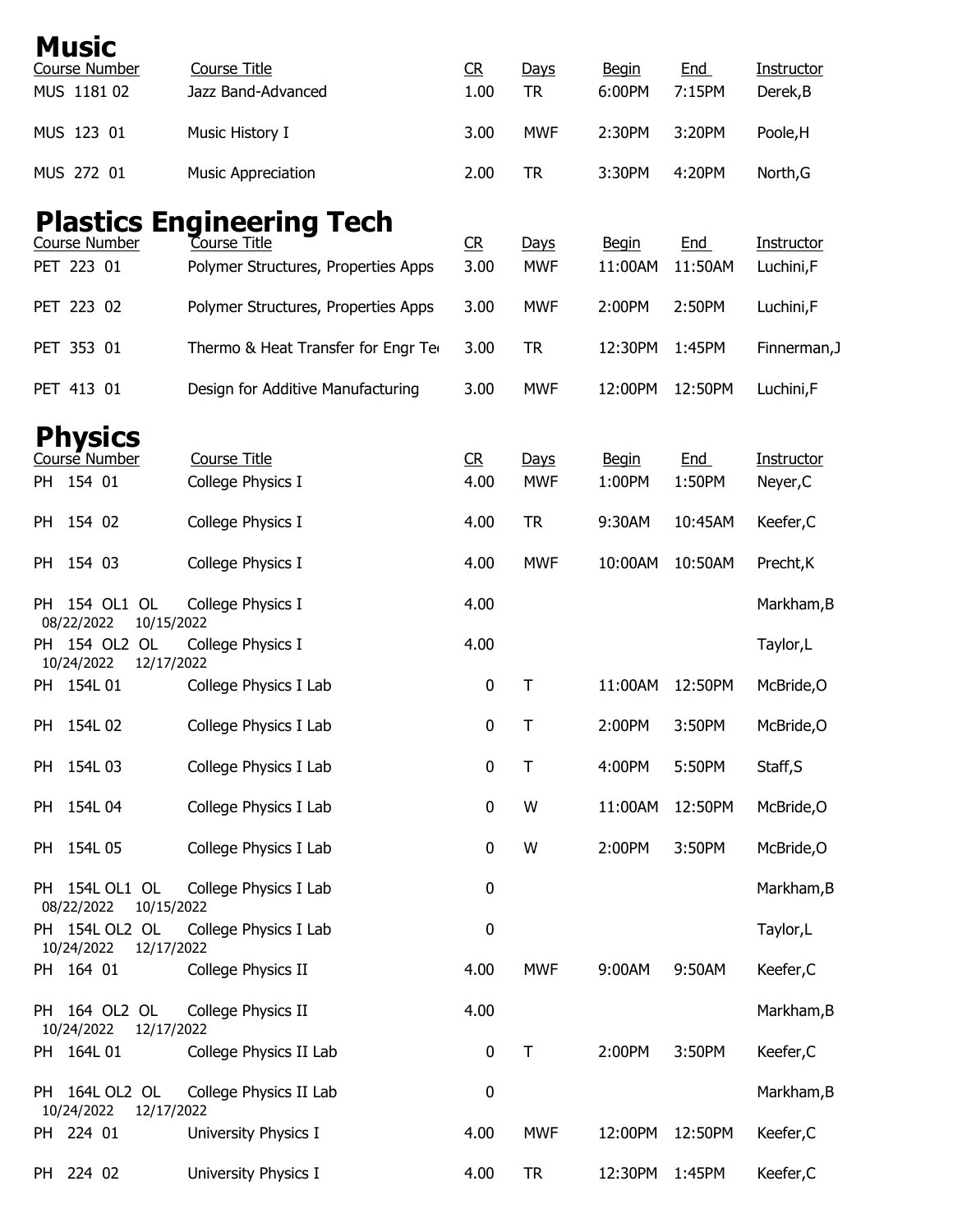# Music

| Course Number | Course Title | CR | Days | Begin | End | Instructor |
|---|---|---|---|---|---|---|
| MUS 1181 02 | Jazz Band-Advanced | 1.00 | TR | 6:00PM | 7:15PM | Derek,B |
| MUS 123 01 | Music History I | 3.00 | MWF | 2:30PM | 3:20PM | Poole,H |
| MUS 272 01 | Music Appreciation | 2.00 | TR | 3:30PM | 4:20PM | North,G |

# Plastics Engineering Tech

| Course Number | Course Title | CR | Days | Begin | End | Instructor |
|---|---|---|---|---|---|---|
| PET 223 01 | Polymer Structures, Properties Apps | 3.00 | MWF | 11:00AM | 11:50AM | Luchini,F |
| PET 223 02 | Polymer Structures, Properties Apps | 3.00 | MWF | 2:00PM | 2:50PM | Luchini,F |
| PET 353 01 | Thermo & Heat Transfer for Engr Te | 3.00 | TR | 12:30PM | 1:45PM | Finnerman,J |
| PET 413 01 | Design for Additive Manufacturing | 3.00 | MWF | 12:00PM | 12:50PM | Luchini,F |

# Physics

| Course Number | Course Title | CR | Days | Begin | End | Instructor |
|---|---|---|---|---|---|---|
| PH 154 01 | College Physics I | 4.00 | MWF | 1:00PM | 1:50PM | Neyer,C |
| PH 154 02 | College Physics I | 4.00 | TR | 9:30AM | 10:45AM | Keefer,C |
| PH 154 03 | College Physics I | 4.00 | MWF | 10:00AM | 10:50AM | Precht,K |
| PH 154 OL1 OL<br>08/22/2022 10/15/2022 | College Physics I | 4.00 | | | | Markham,B |
| PH 154 OL2 OL<br>10/24/2022 12/17/2022 | College Physics I | 4.00 | | | | Taylor,L |
| PH 154L 01 | College Physics I Lab | 0 | T | 11:00AM | 12:50PM | McBride,O |
| PH 154L 02 | College Physics I Lab | 0 | T | 2:00PM | 3:50PM | McBride,O |
| PH 154L 03 | College Physics I Lab | 0 | T | 4:00PM | 5:50PM | Staff,S |
| PH 154L 04 | College Physics I Lab | 0 | W | 11:00AM | 12:50PM | McBride,O |
| PH 154L 05 | College Physics I Lab | 0 | W | 2:00PM | 3:50PM | McBride,O |
| PH 154L OL1 OL<br>08/22/2022 10/15/2022 | College Physics I Lab | 0 | | | | Markham,B |
| PH 154L OL2 OL<br>10/24/2022 12/17/2022 | College Physics I Lab | 0 | | | | Taylor,L |
| PH 164 01 | College Physics II | 4.00 | MWF | 9:00AM | 9:50AM | Keefer,C |
| PH 164 OL2 OL<br>10/24/2022 12/17/2022 | College Physics II | 4.00 | | | | Markham,B |
| PH 164L 01 | College Physics II Lab | 0 | T | 2:00PM | 3:50PM | Keefer,C |
| PH 164L OL2 OL<br>10/24/2022 12/17/2022 | College Physics II Lab | 0 | | | | Markham,B |
| PH 224 01 | University Physics I | 4.00 | MWF | 12:00PM | 12:50PM | Keefer,C |
| PH 224 02 | University Physics I | 4.00 | TR | 12:30PM | 1:45PM | Keefer,C |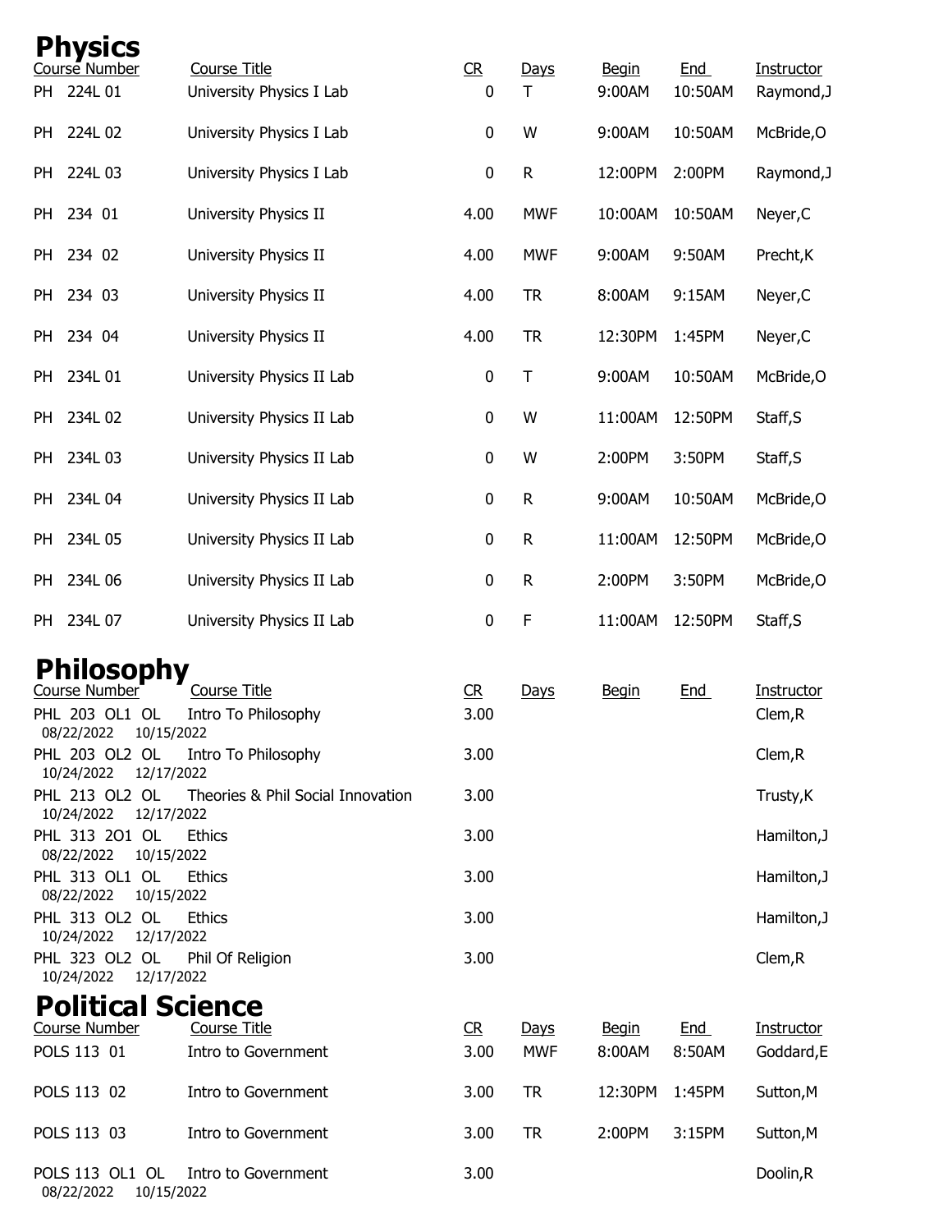# Physics

| Course Number | Course Title | CR | Days | Begin | End | Instructor |
|---|---|---|---|---|---|---|
| PH 224L 01 | University Physics I Lab | 0 | T | 9:00AM | 10:50AM | Raymond,J |
| PH 224L 02 | University Physics I Lab | 0 | W | 9:00AM | 10:50AM | McBride,O |
| PH 224L 03 | University Physics I Lab | 0 | R | 12:00PM | 2:00PM | Raymond,J |
| PH 234 01 | University Physics II | 4.00 | MWF | 10:00AM | 10:50AM | Neyer,C |
| PH 234 02 | University Physics II | 4.00 | MWF | 9:00AM | 9:50AM | Precht,K |
| PH 234 03 | University Physics II | 4.00 | TR | 8:00AM | 9:15AM | Neyer,C |
| PH 234 04 | University Physics II | 4.00 | TR | 12:30PM | 1:45PM | Neyer,C |
| PH 234L 01 | University Physics II Lab | 0 | T | 9:00AM | 10:50AM | McBride,O |
| PH 234L 02 | University Physics II Lab | 0 | W | 11:00AM | 12:50PM | Staff,S |
| PH 234L 03 | University Physics II Lab | 0 | W | 2:00PM | 3:50PM | Staff,S |
| PH 234L 04 | University Physics II Lab | 0 | R | 9:00AM | 10:50AM | McBride,O |
| PH 234L 05 | University Physics II Lab | 0 | R | 11:00AM | 12:50PM | McBride,O |
| PH 234L 06 | University Physics II Lab | 0 | R | 2:00PM | 3:50PM | McBride,O |
| PH 234L 07 | University Physics II Lab | 0 | F | 11:00AM | 12:50PM | Staff,S |

# Philosophy

| Course Number | Course Title | CR | Days | Begin | End | Instructor |
|---|---|---|---|---|---|---|
| PHL 203 OL1 OL<br>08/22/2022 10/15/2022 | Intro To Philosophy | 3.00 | | | | Clem,R |
| PHL 203 OL2 OL<br>10/24/2022 12/17/2022 | Intro To Philosophy | 3.00 | | | | Clem,R |
| PHL 213 OL2 OL<br>10/24/2022 12/17/2022 | Theories & Phil Social Innovation | 3.00 | | | | Trusty,K |
| PHL 313 2O1 OL<br>08/22/2022 10/15/2022 | Ethics | 3.00 | | | | Hamilton,J |
| PHL 313 OL1 OL<br>08/22/2022 10/15/2022 | Ethics | 3.00 | | | | Hamilton,J |
| PHL 313 OL2 OL<br>10/24/2022 12/17/2022 | Ethics | 3.00 | | | | Hamilton,J |
| PHL 323 OL2 OL<br>10/24/2022 12/17/2022 | Phil Of Religion | 3.00 | | | | Clem,R |

# Political Science

| Course Number | Course Title | CR | Days | Begin | End | Instructor |
|---|---|---|---|---|---|---|
| POLS 113 01 | Intro to Government | 3.00 | MWF | 8:00AM | 8:50AM | Goddard,E |
| POLS 113 02 | Intro to Government | 3.00 | TR | 12:30PM | 1:45PM | Sutton,M |
| POLS 113 03 | Intro to Government | 3.00 | TR | 2:00PM | 3:15PM | Sutton,M |
| POLS 113 OL1 OL<br>08/22/2022 10/15/2022 | Intro to Government | 3.00 | | | | Doolin,R |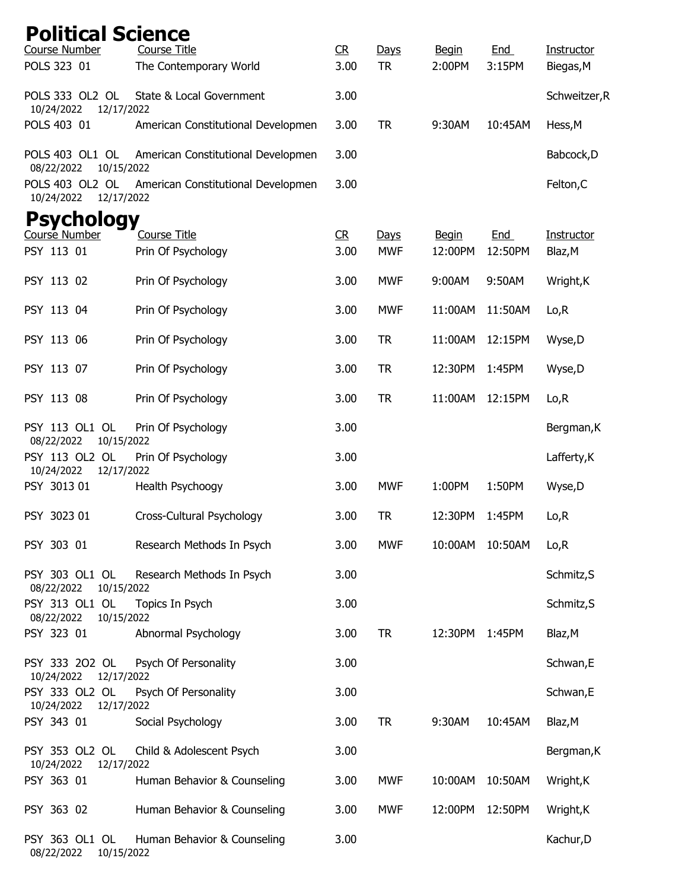# Political Science

| Course Number | Course Title | CR | Days | Begin | End | Instructor |
|---|---|---|---|---|---|---|
| POLS 323 01 | The Contemporary World | 3.00 | TR | 2:00PM | 3:15PM | Biegas,M |
| POLS 333 OL2 OL<br>10/24/2022 12/17/2022 | State & Local Government | 3.00 | | | | Schweitzer,R |
| POLS 403 01 | American Constitutional Developmen | 3.00 | TR | 9:30AM | 10:45AM | Hess,M |
| POLS 403 OL1 OL<br>08/22/2022 10/15/2022 | American Constitutional Developmen | 3.00 | | | | Babcock,D |
| POLS 403 OL2 OL<br>10/24/2022 12/17/2022 | American Constitutional Developmen | 3.00 | | | | Felton,C |

# Psychology

| Course Number | Course Title | CR | Days | Begin | End | Instructor |
|---|---|---|---|---|---|---|
| PSY 113 01 | Prin Of Psychology | 3.00 | MWF | 12:00PM | 12:50PM | Blaz,M |
| PSY 113 02 | Prin Of Psychology | 3.00 | MWF | 9:00AM | 9:50AM | Wright,K |
| PSY 113 04 | Prin Of Psychology | 3.00 | MWF | 11:00AM | 11:50AM | Lo,R |
| PSY 113 06 | Prin Of Psychology | 3.00 | TR | 11:00AM | 12:15PM | Wyse,D |
| PSY 113 07 | Prin Of Psychology | 3.00 | TR | 12:30PM | 1:45PM | Wyse,D |
| PSY 113 08 | Prin Of Psychology | 3.00 | TR | 11:00AM | 12:15PM | Lo,R |
| PSY 113 OL1 OL<br>08/22/2022 10/15/2022 | Prin Of Psychology | 3.00 | | | | Bergman,K |
| PSY 113 OL2 OL<br>10/24/2022 12/17/2022 | Prin Of Psychology | 3.00 | | | | Lafferty,K |
| PSY 3013 01 | Health Psychoogy | 3.00 | MWF | 1:00PM | 1:50PM | Wyse,D |
| PSY 3023 01 | Cross-Cultural Psychology | 3.00 | TR | 12:30PM | 1:45PM | Lo,R |
| PSY 303 01 | Research Methods In Psych | 3.00 | MWF | 10:00AM | 10:50AM | Lo,R |
| PSY 303 OL1 OL<br>08/22/2022 10/15/2022 | Research Methods In Psych | 3.00 | | | | Schmitz,S |
| PSY 313 OL1 OL<br>08/22/2022 10/15/2022 | Topics In Psych | 3.00 | | | | Schmitz,S |
| PSY 323 01 | Abnormal Psychology | 3.00 | TR | 12:30PM | 1:45PM | Blaz,M |
| PSY 333 2O2 OL<br>10/24/2022 12/17/2022 | Psych Of Personality | 3.00 | | | | Schwan,E |
| PSY 333 OL2 OL<br>10/24/2022 12/17/2022 | Psych Of Personality | 3.00 | | | | Schwan,E |
| PSY 343 01 | Social Psychology | 3.00 | TR | 9:30AM | 10:45AM | Blaz,M |
| PSY 353 OL2 OL<br>10/24/2022 12/17/2022 | Child & Adolescent Psych | 3.00 | | | | Bergman,K |
| PSY 363 01 | Human Behavior & Counseling | 3.00 | MWF | 10:00AM | 10:50AM | Wright,K |
| PSY 363 02 | Human Behavior & Counseling | 3.00 | MWF | 12:00PM | 12:50PM | Wright,K |
| PSY 363 OL1 OL<br>08/22/2022 10/15/2022 | Human Behavior & Counseling | 3.00 | | | | Kachur,D |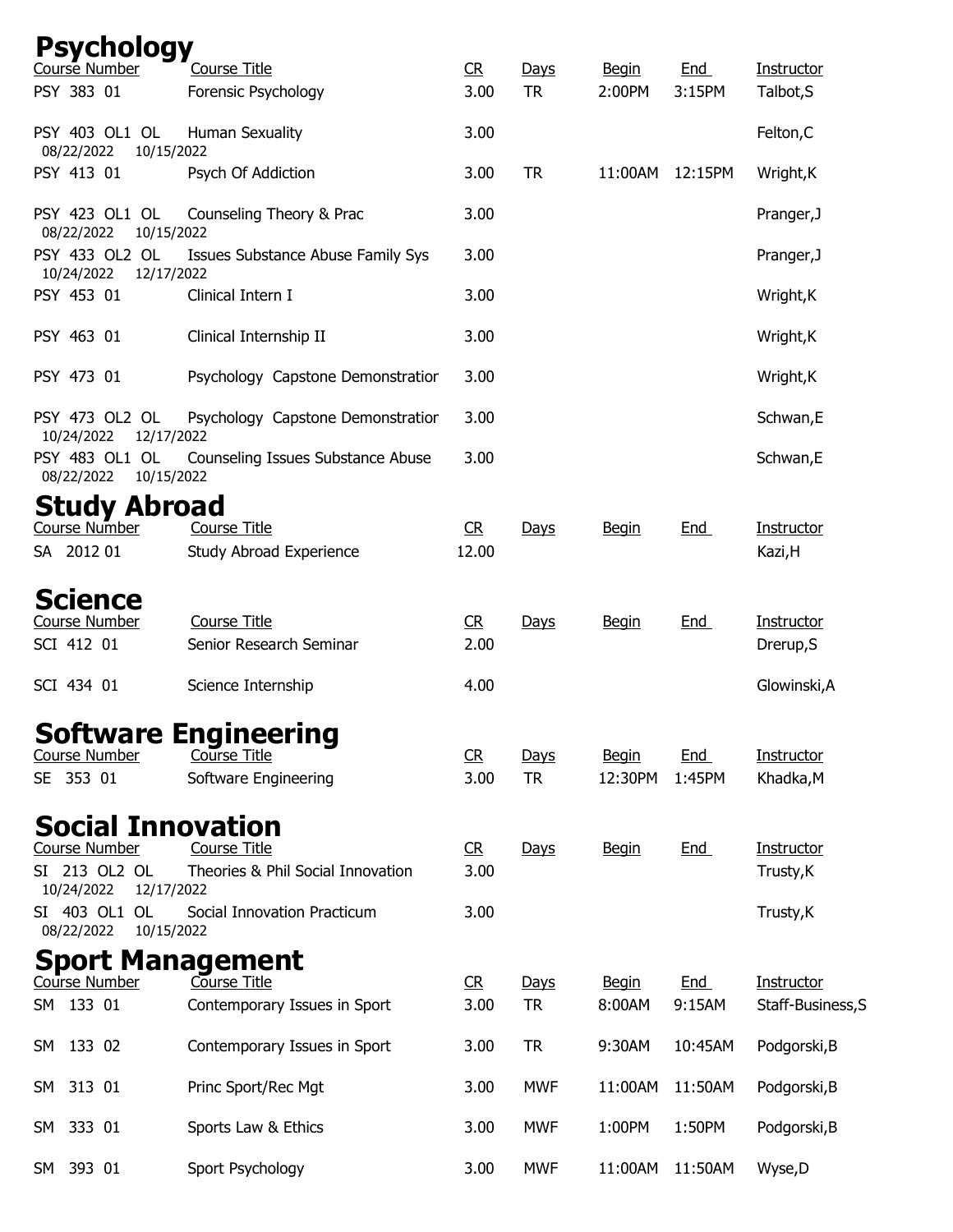# Psychology

| Course Number | Course Title | CR | Days | Begin | End | Instructor |
|---|---|---|---|---|---|---|
| PSY 383 01 | Forensic Psychology | 3.00 | TR | 2:00PM | 3:15PM | Talbot,S |
| PSY 403 OL1 OL 08/22/2022 10/15/2022 | Human Sexuality | 3.00 | | | | Felton,C |
| PSY 413 01 | Psych Of Addiction | 3.00 | TR | 11:00AM | 12:15PM | Wright,K |
| PSY 423 OL1 OL 08/22/2022 10/15/2022 | Counseling Theory & Prac | 3.00 | | | | Pranger,J |
| PSY 433 OL2 OL 10/24/2022 12/17/2022 | Issues Substance Abuse Family Sys | 3.00 | | | | Pranger,J |
| PSY 453 01 | Clinical Intern I | 3.00 | | | | Wright,K |
| PSY 463 01 | Clinical Internship II | 3.00 | | | | Wright,K |
| PSY 473 01 | Psychology Capstone Demonstratior | 3.00 | | | | Wright,K |
| PSY 473 OL2 OL 10/24/2022 12/17/2022 | Psychology Capstone Demonstratior | 3.00 | | | | Schwan,E |
| PSY 483 OL1 OL 08/22/2022 10/15/2022 | Counseling Issues Substance Abuse | 3.00 | | | | Schwan,E |

# Study Abroad

| Course Number | Course Title | CR | Days | Begin | End | Instructor |
|---|---|---|---|---|---|---|
| SA 2012 01 | Study Abroad Experience | 12.00 | | | | Kazi,H |

# Science

| Course Number | Course Title | CR | Days | Begin | End | Instructor |
|---|---|---|---|---|---|---|
| SCI 412 01 | Senior Research Seminar | 2.00 | | | | Drerup,S |
| SCI 434 01 | Science Internship | 4.00 | | | | Glowinski,A |

# Software Engineering

| Course Number | Course Title | CR | Days | Begin | End | Instructor |
|---|---|---|---|---|---|---|
| SE 353 01 | Software Engineering | 3.00 | TR | 12:30PM | 1:45PM | Khadka,M |

# Social Innovation

| Course Number | Course Title | CR | Days | Begin | End | Instructor |
|---|---|---|---|---|---|---|
| SI 213 OL2 OL 10/24/2022 12/17/2022 | Theories & Phil Social Innovation | 3.00 | | | | Trusty,K |
| SI 403 OL1 OL 08/22/2022 10/15/2022 | Social Innovation Practicum | 3.00 | | | | Trusty,K |

# Sport Management

| Course Number | Course Title | CR | Days | Begin | End | Instructor |
|---|---|---|---|---|---|---|
| SM 133 01 | Contemporary Issues in Sport | 3.00 | TR | 8:00AM | 9:15AM | Staff-Business,S |
| SM 133 02 | Contemporary Issues in Sport | 3.00 | TR | 9:30AM | 10:45AM | Podgorski,B |
| SM 313 01 | Princ Sport/Rec Mgt | 3.00 | MWF | 11:00AM | 11:50AM | Podgorski,B |
| SM 333 01 | Sports Law & Ethics | 3.00 | MWF | 1:00PM | 1:50PM | Podgorski,B |
| SM 393 01 | Sport Psychology | 3.00 | MWF | 11:00AM | 11:50AM | Wyse,D |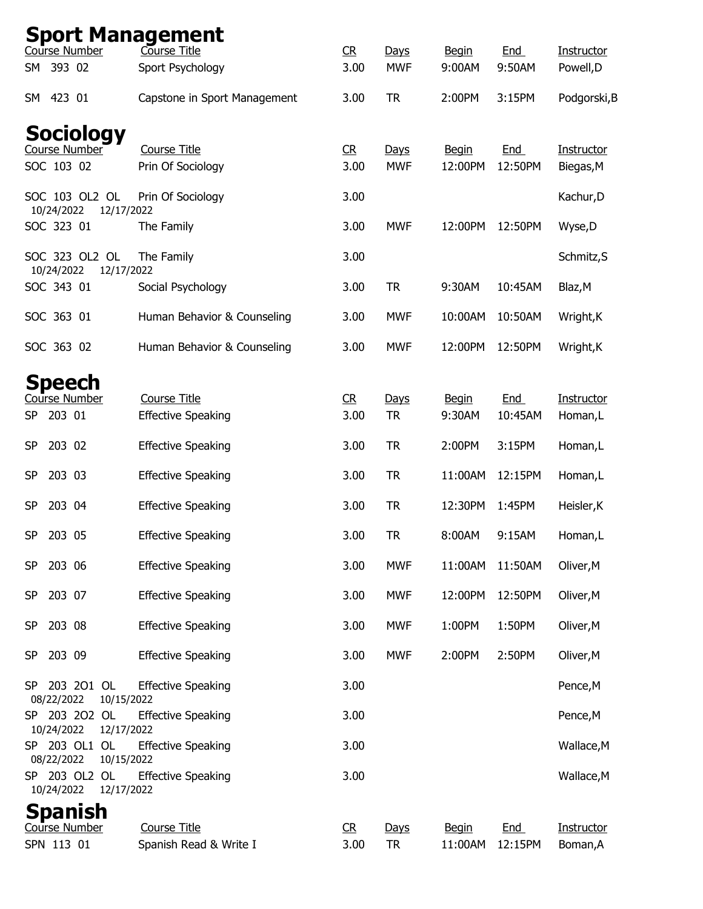## Sport Management

| Course Number | Course Title | CR | Days | Begin | End | Instructor |
| --- | --- | --- | --- | --- | --- | --- |
| SM 393 02 | Sport Psychology | 3.00 | MWF | 9:00AM | 9:50AM | Powell,D |
| SM 423 01 | Capstone in Sport Management | 3.00 | TR | 2:00PM | 3:15PM | Podgorski,B |

## Sociology

| Course Number | Course Title | CR | Days | Begin | End | Instructor |
| --- | --- | --- | --- | --- | --- | --- |
| SOC 103 02 | Prin Of Sociology | 3.00 | MWF | 12:00PM | 12:50PM | Biegas,M |
| SOC 103 OL2 OL 10/24/2022 12/17/2022 | Prin Of Sociology | 3.00 | | | | Kachur,D |
| SOC 323 01 | The Family | 3.00 | MWF | 12:00PM | 12:50PM | Wyse,D |
| SOC 323 OL2 OL 10/24/2022 12/17/2022 | The Family | 3.00 | | | | Schmitz,S |
| SOC 343 01 | Social Psychology | 3.00 | TR | 9:30AM | 10:45AM | Blaz,M |
| SOC 363 01 | Human Behavior & Counseling | 3.00 | MWF | 10:00AM | 10:50AM | Wright,K |
| SOC 363 02 | Human Behavior & Counseling | 3.00 | MWF | 12:00PM | 12:50PM | Wright,K |

## Speech

| Course Number | Course Title | CR | Days | Begin | End | Instructor |
| --- | --- | --- | --- | --- | --- | --- |
| SP 203 01 | Effective Speaking | 3.00 | TR | 9:30AM | 10:45AM | Homan,L |
| SP 203 02 | Effective Speaking | 3.00 | TR | 2:00PM | 3:15PM | Homan,L |
| SP 203 03 | Effective Speaking | 3.00 | TR | 11:00AM | 12:15PM | Homan,L |
| SP 203 04 | Effective Speaking | 3.00 | TR | 12:30PM | 1:45PM | Heisler,K |
| SP 203 05 | Effective Speaking | 3.00 | TR | 8:00AM | 9:15AM | Homan,L |
| SP 203 06 | Effective Speaking | 3.00 | MWF | 11:00AM | 11:50AM | Oliver,M |
| SP 203 07 | Effective Speaking | 3.00 | MWF | 12:00PM | 12:50PM | Oliver,M |
| SP 203 08 | Effective Speaking | 3.00 | MWF | 1:00PM | 1:50PM | Oliver,M |
| SP 203 09 | Effective Speaking | 3.00 | MWF | 2:00PM | 2:50PM | Oliver,M |
| SP 203 2O1 OL 08/22/2022 10/15/2022 | Effective Speaking | 3.00 | | | | Pence,M |
| SP 203 2O2 OL 10/24/2022 12/17/2022 | Effective Speaking | 3.00 | | | | Pence,M |
| SP 203 OL1 OL 08/22/2022 10/15/2022 | Effective Speaking | 3.00 | | | | Wallace,M |
| SP 203 OL2 OL 10/24/2022 12/17/2022 | Effective Speaking | 3.00 | | | | Wallace,M |

## Spanish

| Course Number | Course Title | CR | Days | Begin | End | Instructor |
| --- | --- | --- | --- | --- | --- | --- |
| SPN 113 01 | Spanish Read & Write I | 3.00 | TR | 11:00AM | 12:15PM | Boman,A |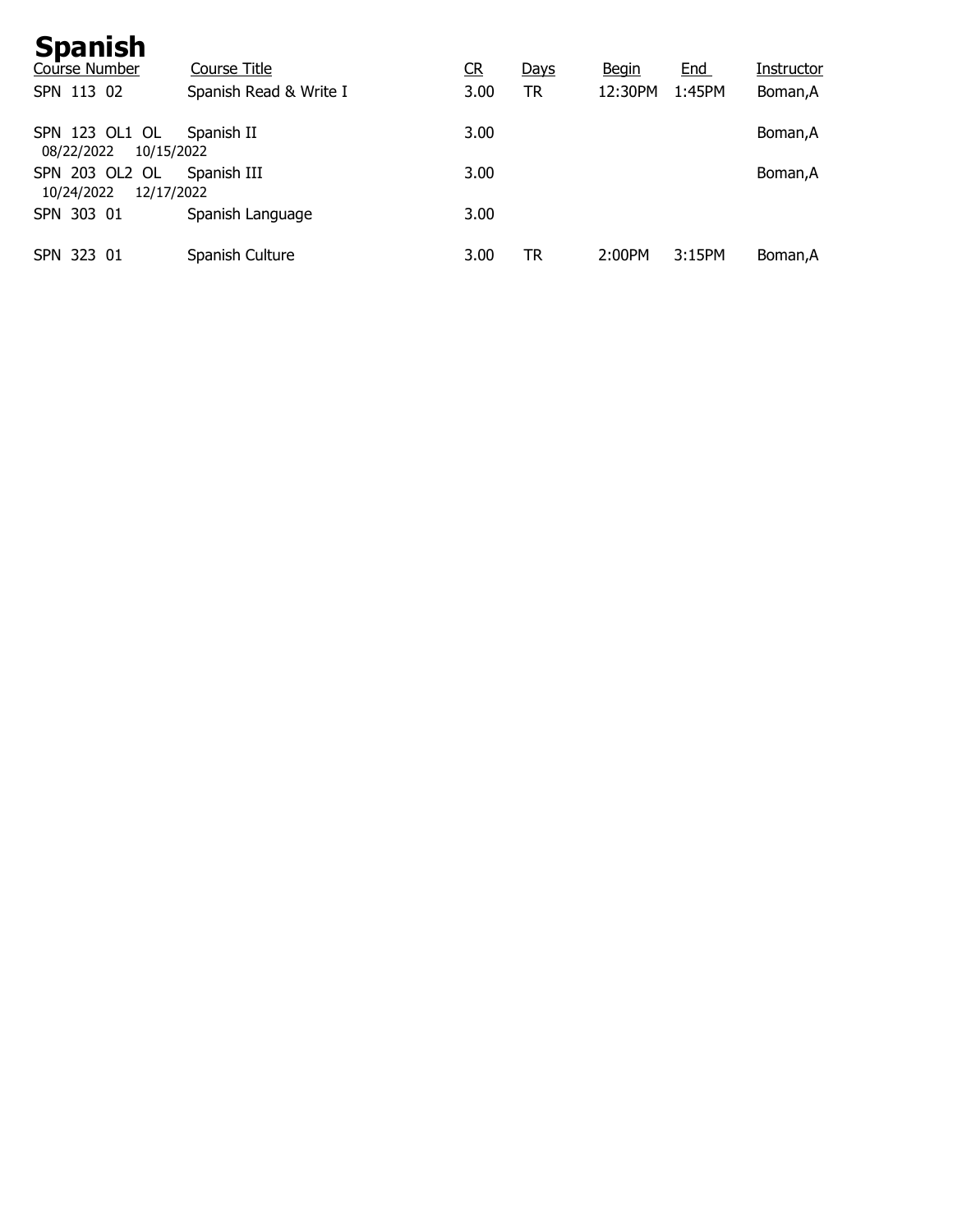# Spanish

| Course Number | Course Title | CR | Days | Begin | End | Instructor |
| --- | --- | --- | --- | --- | --- | --- |
| SPN 113 02 | Spanish Read & Write I | 3.00 | TR | 12:30PM | 1:45PM | Boman,A |
| SPN 123 OL1 OL<br>08/22/2022 10/15/2022 | Spanish II | 3.00 | | | | Boman,A |
| SPN 203 OL2 OL<br>10/24/2022 12/17/2022 | Spanish III | 3.00 | | | | Boman,A |
| SPN 303 01 | Spanish Language | 3.00 | | | | |
| SPN 323 01 | Spanish Culture | 3.00 | TR | 2:00PM | 3:15PM | Boman,A |